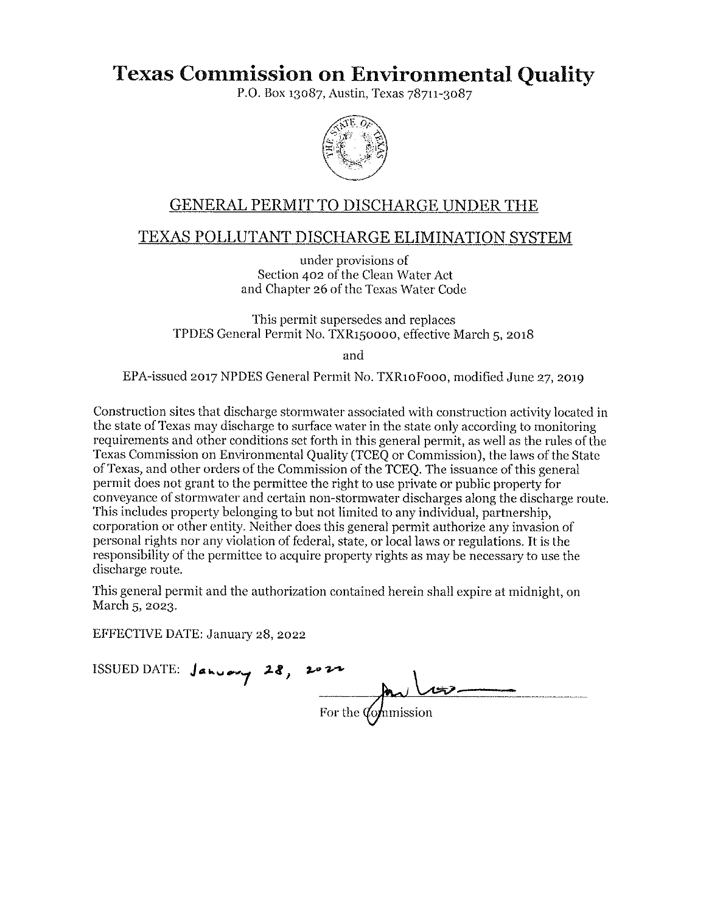# Texas Commission on Environmental Quality

P.O. Box 13087, Austin, Texas 78711-3087

## GENERAL PERMIT TO DISCHARGE UNDER THE

## TEXAS POLLUTANT DISCHARGE ELIMINATION SYSTEM

under provisions of
Section 402 of the Clean Water Act
and Chapter 26 of the Texas Water Code

This permit supersedes and replaces
TPDES General Permit No. TXR150000, effective March 5, 2018

and

EPA-issued 2017 NPDES General Permit No. TXR10F000, modified June 27, 2019

Construction sites that discharge stormwater associated with construction activity located in the state of Texas may discharge to surface water in the state only according to monitoring requirements and other conditions set forth in this general permit, as well as the rules of the Texas Commission on Environmental Quality (TCEQ or Commission), the laws of the State of Texas, and other orders of the Commission of the TCEQ. The issuance of this general permit does not grant to the permittee the right to use private or public property for conveyance of stormwater and certain non-stormwater discharges along the discharge route. This includes property belonging to but not limited to any individual, partnership, corporation or other entity. Neither does this general permit authorize any invasion of personal rights nor any violation of federal, state, or local laws or regulations. It is the responsibility of the permittee to acquire property rights as may be necessary to use the discharge route.

This general permit and the authorization contained herein shall expire at midnight, on March 5, 2023.

EFFECTIVE DATE: January 28, 2022

ISSUED DATE: January 28, 2022

For the Commission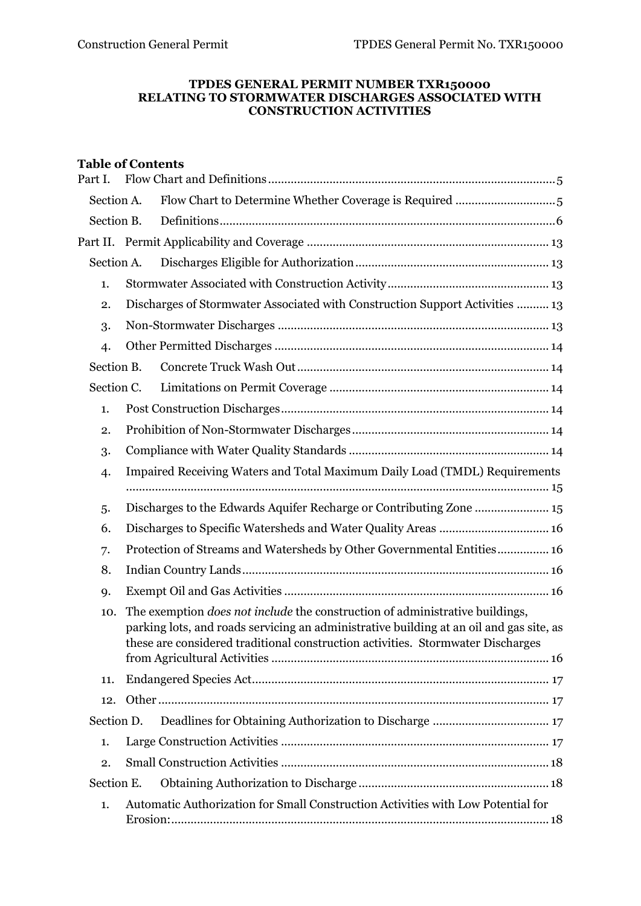**TPDES GENERAL PERMIT NUMBER TXR150000**
**RELATING TO STORMWATER DISCHARGES ASSOCIATED WITH CONSTRUCTION ACTIVITIES**

**Table of Contents**

Part I. Flow Chart and Definitions ........ 5

- Section A. Flow Chart to Determine Whether Coverage is Required ........ 5
- Section B. Definitions ........ 6

Part II. Permit Applicability and Coverage ........ 13

- Section A. Discharges Eligible for Authorization ........ 13
  1. Stormwater Associated with Construction Activity ........ 13
  2. Discharges of Stormwater Associated with Construction Support Activities ........ 13
  3. Non-Stormwater Discharges ........ 13
  4. Other Permitted Discharges ........ 14
- Section B. Concrete Truck Wash Out ........ 14
- Section C. Limitations on Permit Coverage ........ 14
  1. Post Construction Discharges ........ 14
  2. Prohibition of Non-Stormwater Discharges ........ 14
  3. Compliance with Water Quality Standards ........ 14
  4. Impaired Receiving Waters and Total Maximum Daily Load (TMDL) Requirements ........ 15
  5. Discharges to the Edwards Aquifer Recharge or Contributing Zone ........ 15
  6. Discharges to Specific Watersheds and Water Quality Areas ........ 16
  7. Protection of Streams and Watersheds by Other Governmental Entities ........ 16
  8. Indian Country Lands ........ 16
  9. Exempt Oil and Gas Activities ........ 16
  10. The exemption *does not include* the construction of administrative buildings, parking lots, and roads servicing an administrative building at an oil and gas site, as these are considered traditional construction activities. Stormwater Discharges from Agricultural Activities ........ 16
  11. Endangered Species Act ........ 17
  12. Other ........ 17
- Section D. Deadlines for Obtaining Authorization to Discharge ........ 17
  1. Large Construction Activities ........ 17
  2. Small Construction Activities ........ 18
- Section E. Obtaining Authorization to Discharge ........ 18
  1. Automatic Authorization for Small Construction Activities with Low Potential for Erosion: ........ 18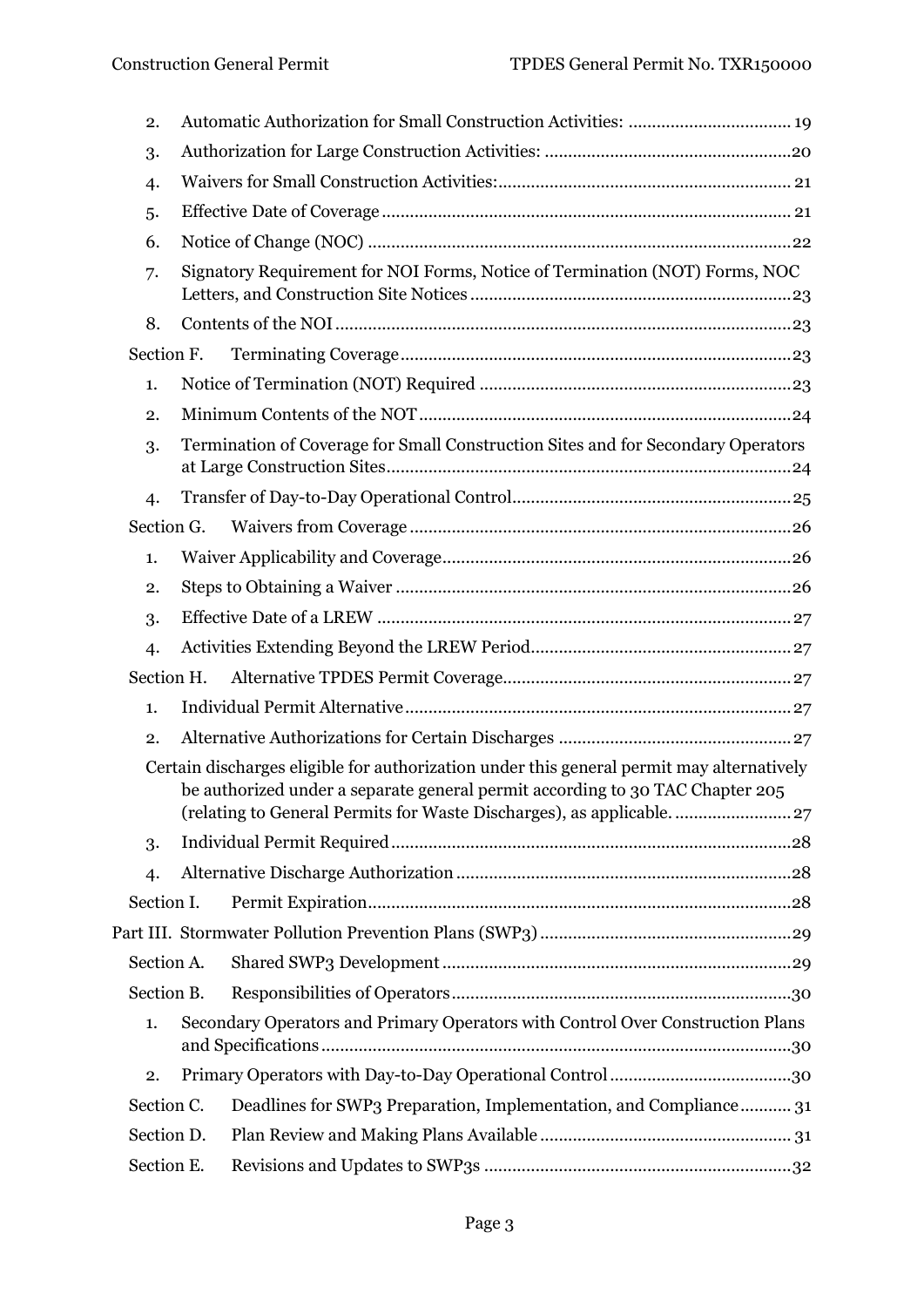2. Automatic Authorization for Small Construction Activities: .................................. 19
3. Authorization for Large Construction Activities: ....................................................20
4. Waivers for Small Construction Activities:.............................................................. 21
5. Effective Date of Coverage ....................................................................................... 21
6. Notice of Change (NOC) ..........................................................................................22
7. Signatory Requirement for NOI Forms, Notice of Termination (NOT) Forms, NOC Letters, and Construction Site Notices ....................................................................23
8. Contents of the NOI .................................................................................................23

Section F. Terminating Coverage ...................................................................................23

1. Notice of Termination (NOT) Required ..................................................................23
2. Minimum Contents of the NOT ...............................................................................24
3. Termination of Coverage for Small Construction Sites and for Secondary Operators at Large Construction Sites......................................................................................24
4. Transfer of Day-to-Day Operational Control...........................................................25

Section G. Waivers from Coverage .................................................................................26

1. Waiver Applicability and Coverage..........................................................................26
2. Steps to Obtaining a Waiver ....................................................................................26
3. Effective Date of a LREW ........................................................................................27
4. Activities Extending Beyond the LREW Period........................................................27

Section H. Alternative TPDES Permit Coverage.............................................................27

1. Individual Permit Alternative ..................................................................................27
2. Alternative Authorizations for Certain Discharges .................................................27

Certain discharges eligible for authorization under this general permit may alternatively be authorized under a separate general permit according to 30 TAC Chapter 205 (relating to General Permits for Waste Discharges), as applicable. .........................27

3. Individual Permit Required .....................................................................................28
4. Alternative Discharge Authorization .......................................................................28

Section I. Permit Expiration...........................................................................................28

Part III. Stormwater Pollution Prevention Plans (SWP3) ......................................................29

Section A. Shared SWP3 Development ..........................................................................29

Section B. Responsibilities of Operators ........................................................................30

1. Secondary Operators and Primary Operators with Control Over Construction Plans and Specifications ....................................................................................................30
2. Primary Operators with Day-to-Day Operational Control ......................................30

Section C. Deadlines for SWP3 Preparation, Implementation, and Compliance ........... 31

Section D. Plan Review and Making Plans Available ..................................................... 31

Section E. Revisions and Updates to SWP3s .................................................................32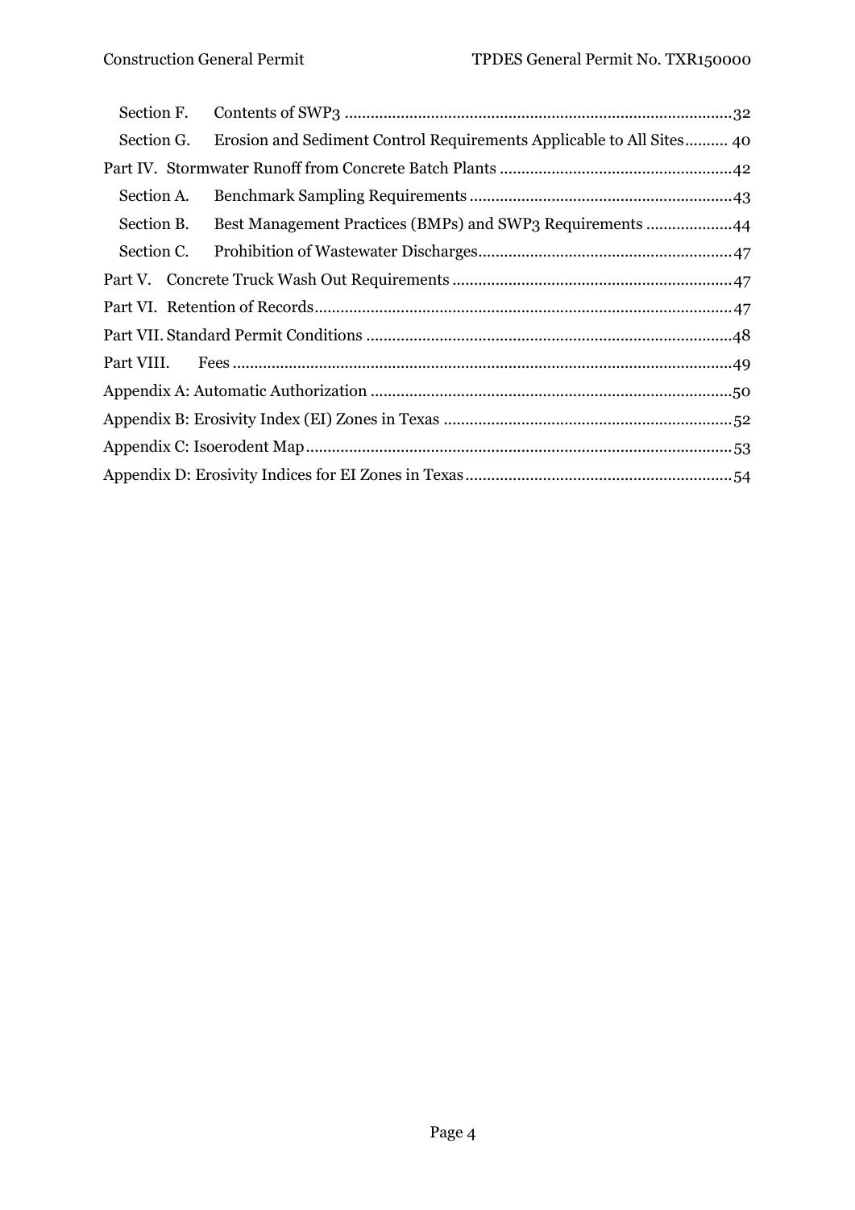Section F. Contents of SWP3 ........................................................................................32

Section G. Erosion and Sediment Control Requirements Applicable to All Sites.......... 40

Part IV. Stormwater Runoff from Concrete Batch Plants ......................................................42

Section A. Benchmark Sampling Requirements .............................................................43

Section B. Best Management Practices (BMPs) and SWP3 Requirements ....................44

Section C. Prohibition of Wastewater Discharges...........................................................47

Part V. Concrete Truck Wash Out Requirements .................................................................47

Part VI. Retention of Records.................................................................................................47

Part VII. Standard Permit Conditions .....................................................................................48

Part VIII. Fees .....................................................................................................................49

Appendix A: Automatic Authorization ....................................................................................50

Appendix B: Erosivity Index (EI) Zones in Texas ..................................................................52

Appendix C: Isoerodent Map ...................................................................................................53

Appendix D: Erosivity Indices for EI Zones in Texas..............................................................54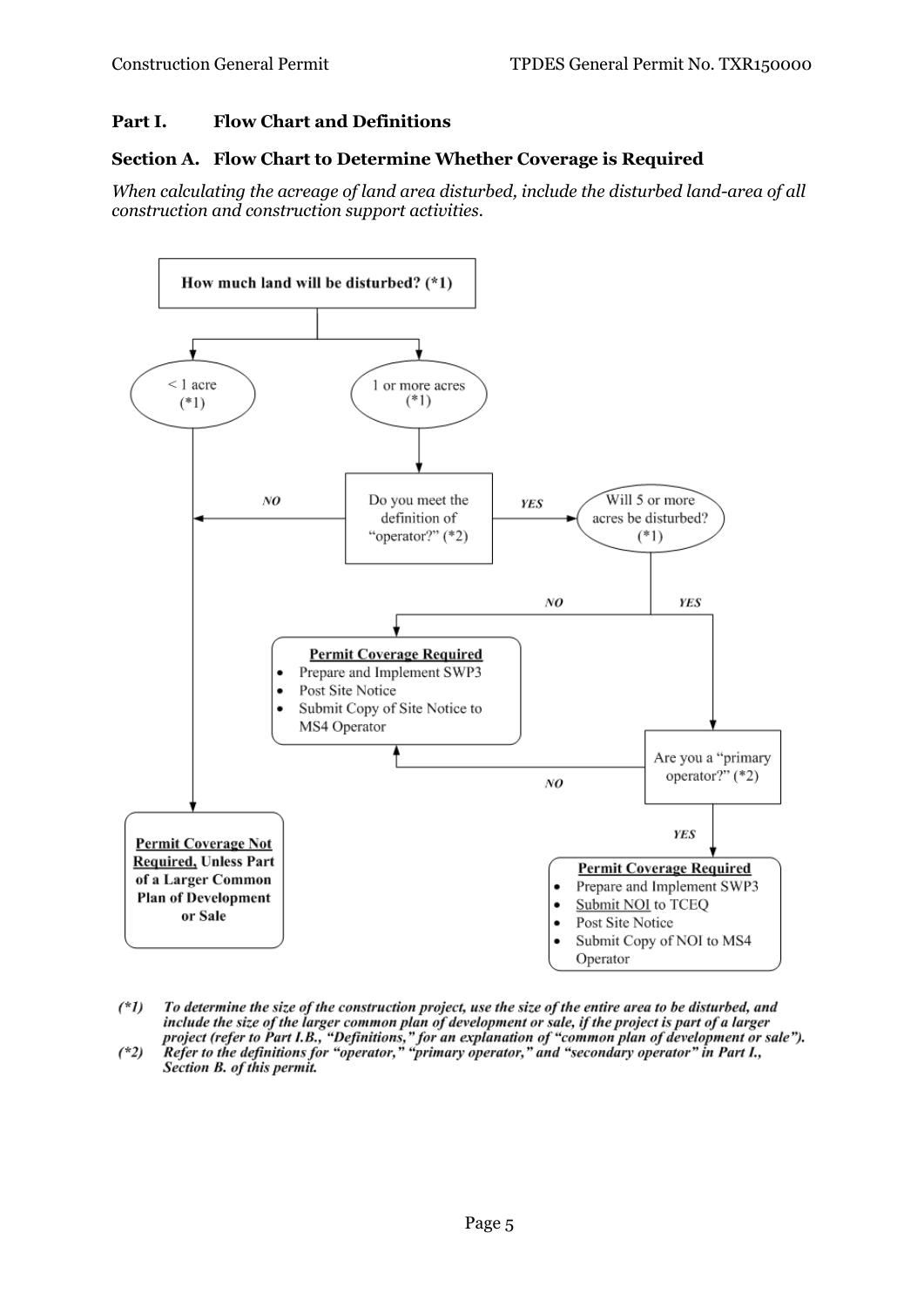## Part I. Flow Chart and Definitions

### Section A. Flow Chart to Determine Whether Coverage is Required

*When calculating the acreage of land area disturbed, include the disturbed land-area of all construction and construction support activities.*

How much land will be disturbed? (*1)

- < 1 acre (*1) → **Permit Coverage Not Required, Unless Part of a Larger Common Plan of Development or Sale**
- 1 or more acres (*1) → Do you meet the definition of "operator?" (*2)
  - NO → **Permit Coverage Not Required, Unless Part of a Larger Common Plan of Development or Sale**
  - YES → Will 5 or more acres be disturbed? (*1)
    - NO → **Permit Coverage Required**
      - Prepare and Implement SWP3
      - Post Site Notice
      - Submit Copy of Site Notice to MS4 Operator
    - YES → Are you a "primary operator?" (*2)
      - NO → **Permit Coverage Required**
        - Prepare and Implement SWP3
        - Post Site Notice
        - Submit Copy of Site Notice to MS4 Operator
      - YES → **Permit Coverage Required**
        - Prepare and Implement SWP3
        - Submit NOI to TCEQ
        - Post Site Notice
        - Submit Copy of NOI to MS4 Operator

***(*1) To determine the size of the construction project, use the size of the entire area to be disturbed, and include the size of the larger common plan of development or sale, if the project is part of a larger project (refer to Part I.B., "Definitions," for an explanation of "common plan of development or sale").***

***(*2) Refer to the definitions for "operator," "primary operator," and "secondary operator" in Part I., Section B. of this permit.***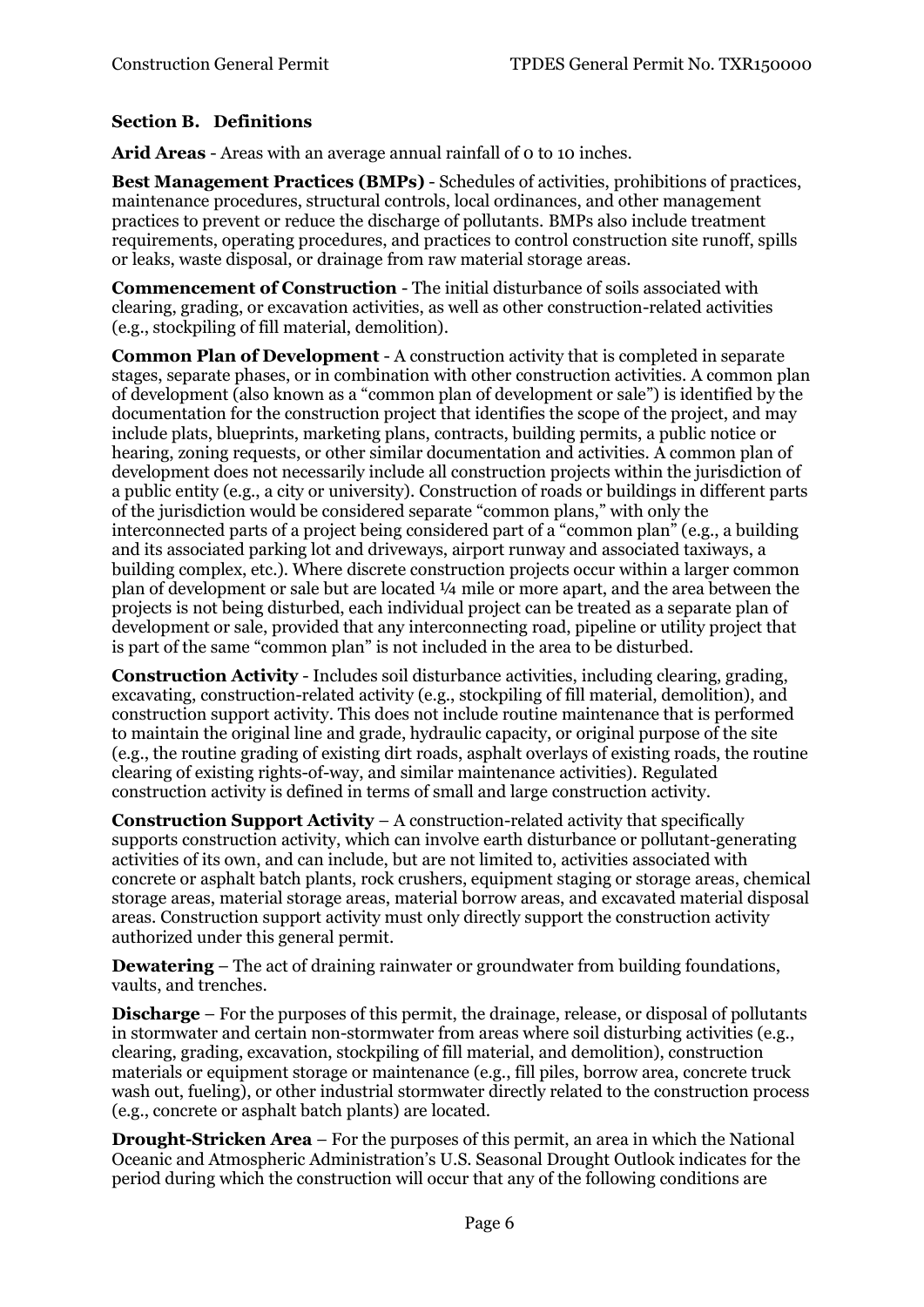### Section B. Definitions

**Arid Areas** - Areas with an average annual rainfall of 0 to 10 inches.

**Best Management Practices (BMPs)** - Schedules of activities, prohibitions of practices, maintenance procedures, structural controls, local ordinances, and other management practices to prevent or reduce the discharge of pollutants. BMPs also include treatment requirements, operating procedures, and practices to control construction site runoff, spills or leaks, waste disposal, or drainage from raw material storage areas.

**Commencement of Construction** - The initial disturbance of soils associated with clearing, grading, or excavation activities, as well as other construction-related activities (e.g., stockpiling of fill material, demolition).

**Common Plan of Development** - A construction activity that is completed in separate stages, separate phases, or in combination with other construction activities. A common plan of development (also known as a "common plan of development or sale") is identified by the documentation for the construction project that identifies the scope of the project, and may include plats, blueprints, marketing plans, contracts, building permits, a public notice or hearing, zoning requests, or other similar documentation and activities. A common plan of development does not necessarily include all construction projects within the jurisdiction of a public entity (e.g., a city or university). Construction of roads or buildings in different parts of the jurisdiction would be considered separate "common plans," with only the interconnected parts of a project being considered part of a "common plan" (e.g., a building and its associated parking lot and driveways, airport runway and associated taxiways, a building complex, etc.). Where discrete construction projects occur within a larger common plan of development or sale but are located ¼ mile or more apart, and the area between the projects is not being disturbed, each individual project can be treated as a separate plan of development or sale, provided that any interconnecting road, pipeline or utility project that is part of the same "common plan" is not included in the area to be disturbed.

**Construction Activity** - Includes soil disturbance activities, including clearing, grading, excavating, construction-related activity (e.g., stockpiling of fill material, demolition), and construction support activity. This does not include routine maintenance that is performed to maintain the original line and grade, hydraulic capacity, or original purpose of the site (e.g., the routine grading of existing dirt roads, asphalt overlays of existing roads, the routine clearing of existing rights-of-way, and similar maintenance activities). Regulated construction activity is defined in terms of small and large construction activity.

**Construction Support Activity** – A construction-related activity that specifically supports construction activity, which can involve earth disturbance or pollutant-generating activities of its own, and can include, but are not limited to, activities associated with concrete or asphalt batch plants, rock crushers, equipment staging or storage areas, chemical storage areas, material storage areas, material borrow areas, and excavated material disposal areas. Construction support activity must only directly support the construction activity authorized under this general permit.

**Dewatering** – The act of draining rainwater or groundwater from building foundations, vaults, and trenches.

**Discharge** – For the purposes of this permit, the drainage, release, or disposal of pollutants in stormwater and certain non-stormwater from areas where soil disturbing activities (e.g., clearing, grading, excavation, stockpiling of fill material, and demolition), construction materials or equipment storage or maintenance (e.g., fill piles, borrow area, concrete truck wash out, fueling), or other industrial stormwater directly related to the construction process (e.g., concrete or asphalt batch plants) are located.

**Drought-Stricken Area** – For the purposes of this permit, an area in which the National Oceanic and Atmospheric Administration's U.S. Seasonal Drought Outlook indicates for the period during which the construction will occur that any of the following conditions are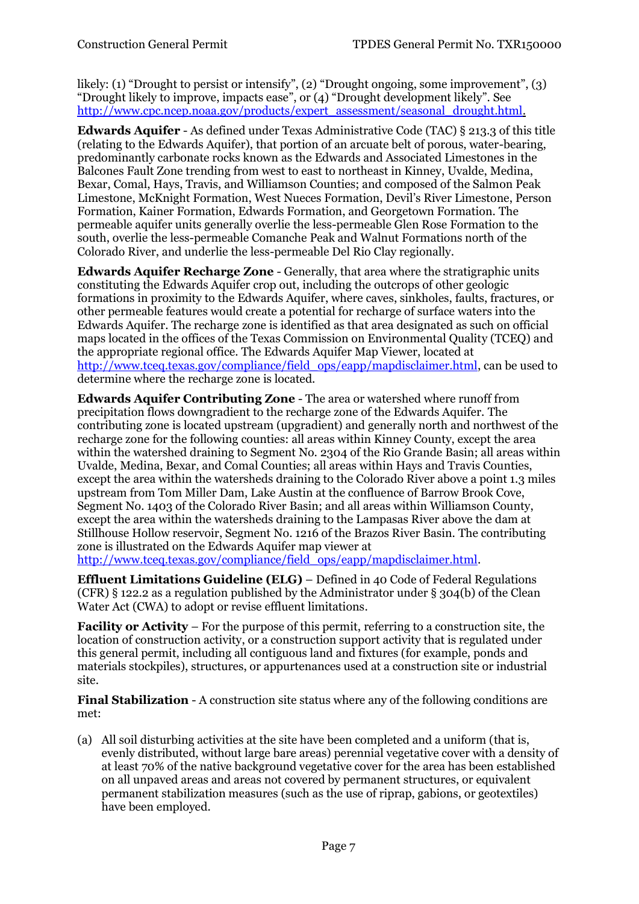likely: (1) "Drought to persist or intensify", (2) "Drought ongoing, some improvement", (3) "Drought likely to improve, impacts ease", or (4) "Drought development likely". See http://www.cpc.ncep.noaa.gov/products/expert_assessment/seasonal_drought.html.

**Edwards Aquifer** - As defined under Texas Administrative Code (TAC) § 213.3 of this title (relating to the Edwards Aquifer), that portion of an arcuate belt of porous, water-bearing, predominantly carbonate rocks known as the Edwards and Associated Limestones in the Balcones Fault Zone trending from west to east to northeast in Kinney, Uvalde, Medina, Bexar, Comal, Hays, Travis, and Williamson Counties; and composed of the Salmon Peak Limestone, McKnight Formation, West Nueces Formation, Devil's River Limestone, Person Formation, Kainer Formation, Edwards Formation, and Georgetown Formation. The permeable aquifer units generally overlie the less-permeable Glen Rose Formation to the south, overlie the less-permeable Comanche Peak and Walnut Formations north of the Colorado River, and underlie the less-permeable Del Rio Clay regionally.

**Edwards Aquifer Recharge Zone** - Generally, that area where the stratigraphic units constituting the Edwards Aquifer crop out, including the outcrops of other geologic formations in proximity to the Edwards Aquifer, where caves, sinkholes, faults, fractures, or other permeable features would create a potential for recharge of surface waters into the Edwards Aquifer. The recharge zone is identified as that area designated as such on official maps located in the offices of the Texas Commission on Environmental Quality (TCEQ) and the appropriate regional office. The Edwards Aquifer Map Viewer, located at http://www.tceq.texas.gov/compliance/field_ops/eapp/mapdisclaimer.html, can be used to determine where the recharge zone is located.

**Edwards Aquifer Contributing Zone** - The area or watershed where runoff from precipitation flows downgradient to the recharge zone of the Edwards Aquifer. The contributing zone is located upstream (upgradient) and generally north and northwest of the recharge zone for the following counties: all areas within Kinney County, except the area within the watershed draining to Segment No. 2304 of the Rio Grande Basin; all areas within Uvalde, Medina, Bexar, and Comal Counties; all areas within Hays and Travis Counties, except the area within the watersheds draining to the Colorado River above a point 1.3 miles upstream from Tom Miller Dam, Lake Austin at the confluence of Barrow Brook Cove, Segment No. 1403 of the Colorado River Basin; and all areas within Williamson County, except the area within the watersheds draining to the Lampasas River above the dam at Stillhouse Hollow reservoir, Segment No. 1216 of the Brazos River Basin. The contributing zone is illustrated on the Edwards Aquifer map viewer at http://www.tceq.texas.gov/compliance/field_ops/eapp/mapdisclaimer.html.

**Effluent Limitations Guideline (ELG)** – Defined in 40 Code of Federal Regulations (CFR) § 122.2 as a regulation published by the Administrator under § 304(b) of the Clean Water Act (CWA) to adopt or revise effluent limitations.

**Facility or Activity** – For the purpose of this permit, referring to a construction site, the location of construction activity, or a construction support activity that is regulated under this general permit, including all contiguous land and fixtures (for example, ponds and materials stockpiles), structures, or appurtenances used at a construction site or industrial site.

**Final Stabilization** - A construction site status where any of the following conditions are met:

(a) All soil disturbing activities at the site have been completed and a uniform (that is, evenly distributed, without large bare areas) perennial vegetative cover with a density of at least 70% of the native background vegetative cover for the area has been established on all unpaved areas and areas not covered by permanent structures, or equivalent permanent stabilization measures (such as the use of riprap, gabions, or geotextiles) have been employed.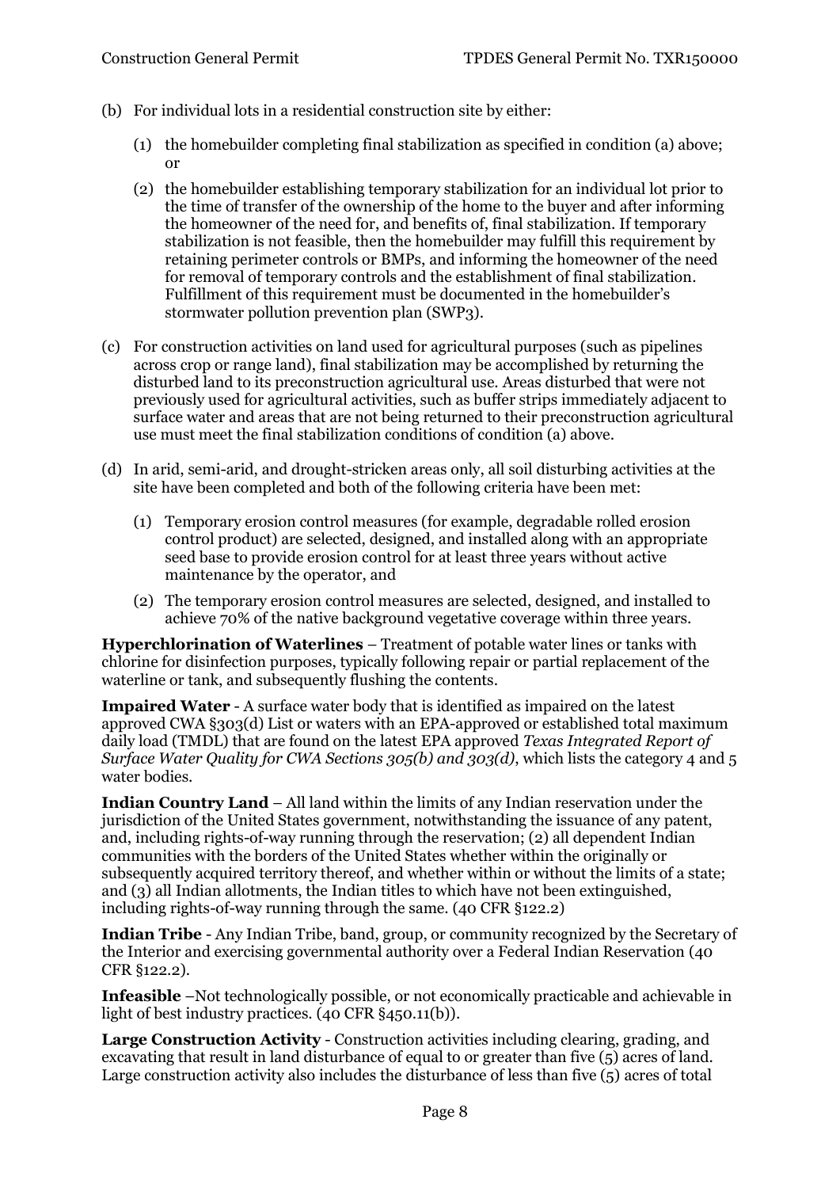(b) For individual lots in a residential construction site by either:

   (1) the homebuilder completing final stabilization as specified in condition (a) above; or

   (2) the homebuilder establishing temporary stabilization for an individual lot prior to the time of transfer of the ownership of the home to the buyer and after informing the homeowner of the need for, and benefits of, final stabilization. If temporary stabilization is not feasible, then the homebuilder may fulfill this requirement by retaining perimeter controls or BMPs, and informing the homeowner of the need for removal of temporary controls and the establishment of final stabilization. Fulfillment of this requirement must be documented in the homebuilder's stormwater pollution prevention plan (SWP3).

(c) For construction activities on land used for agricultural purposes (such as pipelines across crop or range land), final stabilization may be accomplished by returning the disturbed land to its preconstruction agricultural use. Areas disturbed that were not previously used for agricultural activities, such as buffer strips immediately adjacent to surface water and areas that are not being returned to their preconstruction agricultural use must meet the final stabilization conditions of condition (a) above.

(d) In arid, semi-arid, and drought-stricken areas only, all soil disturbing activities at the site have been completed and both of the following criteria have been met:

   (1) Temporary erosion control measures (for example, degradable rolled erosion control product) are selected, designed, and installed along with an appropriate seed base to provide erosion control for at least three years without active maintenance by the operator, and

   (2) The temporary erosion control measures are selected, designed, and installed to achieve 70% of the native background vegetative coverage within three years.

**Hyperchlorination of Waterlines** – Treatment of potable water lines or tanks with chlorine for disinfection purposes, typically following repair or partial replacement of the waterline or tank, and subsequently flushing the contents.

**Impaired Water** - A surface water body that is identified as impaired on the latest approved CWA §303(d) List or waters with an EPA-approved or established total maximum daily load (TMDL) that are found on the latest EPA approved *Texas Integrated Report of Surface Water Quality for CWA Sections 305(b) and 303(d)*, which lists the category 4 and 5 water bodies.

**Indian Country Land** – All land within the limits of any Indian reservation under the jurisdiction of the United States government, notwithstanding the issuance of any patent, and, including rights-of-way running through the reservation; (2) all dependent Indian communities with the borders of the United States whether within the originally or subsequently acquired territory thereof, and whether within or without the limits of a state; and (3) all Indian allotments, the Indian titles to which have not been extinguished, including rights-of-way running through the same. (40 CFR §122.2)

**Indian Tribe** - Any Indian Tribe, band, group, or community recognized by the Secretary of the Interior and exercising governmental authority over a Federal Indian Reservation (40 CFR §122.2).

**Infeasible** –Not technologically possible, or not economically practicable and achievable in light of best industry practices. (40 CFR §450.11(b)).

**Large Construction Activity** - Construction activities including clearing, grading, and excavating that result in land disturbance of equal to or greater than five (5) acres of land. Large construction activity also includes the disturbance of less than five (5) acres of total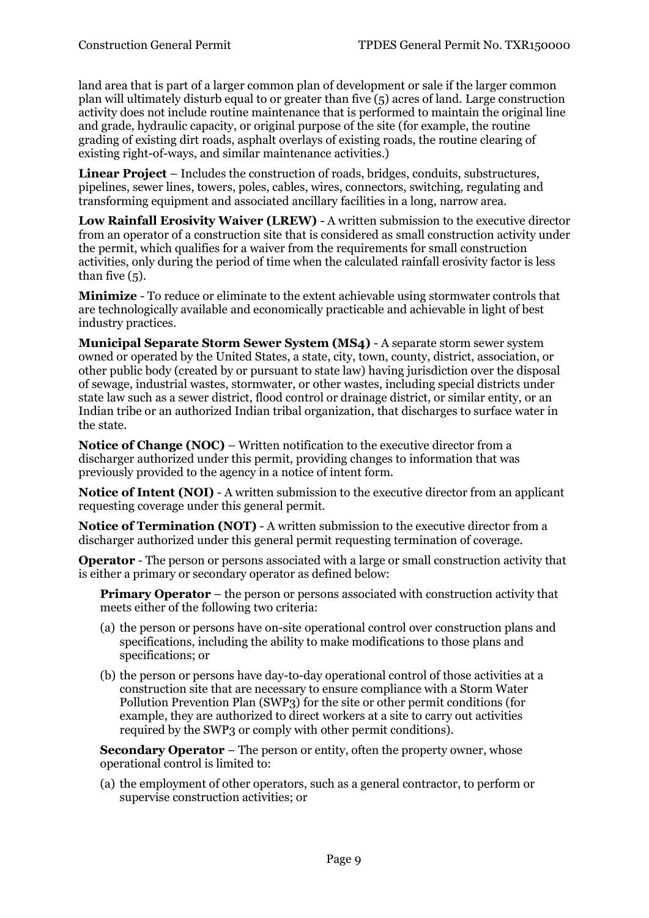land area that is part of a larger common plan of development or sale if the larger common plan will ultimately disturb equal to or greater than five (5) acres of land. Large construction activity does not include routine maintenance that is performed to maintain the original line and grade, hydraulic capacity, or original purpose of the site (for example, the routine grading of existing dirt roads, asphalt overlays of existing roads, the routine clearing of existing right-of-ways, and similar maintenance activities.)

**Linear Project** – Includes the construction of roads, bridges, conduits, substructures, pipelines, sewer lines, towers, poles, cables, wires, connectors, switching, regulating and transforming equipment and associated ancillary facilities in a long, narrow area.

**Low Rainfall Erosivity Waiver (LREW)** - A written submission to the executive director from an operator of a construction site that is considered as small construction activity under the permit, which qualifies for a waiver from the requirements for small construction activities, only during the period of time when the calculated rainfall erosivity factor is less than five (5).

**Minimize** - To reduce or eliminate to the extent achievable using stormwater controls that are technologically available and economically practicable and achievable in light of best industry practices.

**Municipal Separate Storm Sewer System (MS4)** - A separate storm sewer system owned or operated by the United States, a state, city, town, county, district, association, or other public body (created by or pursuant to state law) having jurisdiction over the disposal of sewage, industrial wastes, stormwater, or other wastes, including special districts under state law such as a sewer district, flood control or drainage district, or similar entity, or an Indian tribe or an authorized Indian tribal organization, that discharges to surface water in the state.

**Notice of Change (NOC)** – Written notification to the executive director from a discharger authorized under this permit, providing changes to information that was previously provided to the agency in a notice of intent form.

**Notice of Intent (NOI)** - A written submission to the executive director from an applicant requesting coverage under this general permit.

**Notice of Termination (NOT)** - A written submission to the executive director from a discharger authorized under this general permit requesting termination of coverage.

**Operator** - The person or persons associated with a large or small construction activity that is either a primary or secondary operator as defined below:

**Primary Operator** – the person or persons associated with construction activity that meets either of the following two criteria:

(a) the person or persons have on-site operational control over construction plans and specifications, including the ability to make modifications to those plans and specifications; or

(b) the person or persons have day-to-day operational control of those activities at a construction site that are necessary to ensure compliance with a Storm Water Pollution Prevention Plan (SWP3) for the site or other permit conditions (for example, they are authorized to direct workers at a site to carry out activities required by the SWP3 or comply with other permit conditions).

**Secondary Operator** – The person or entity, often the property owner, whose operational control is limited to:

(a) the employment of other operators, such as a general contractor, to perform or supervise construction activities; or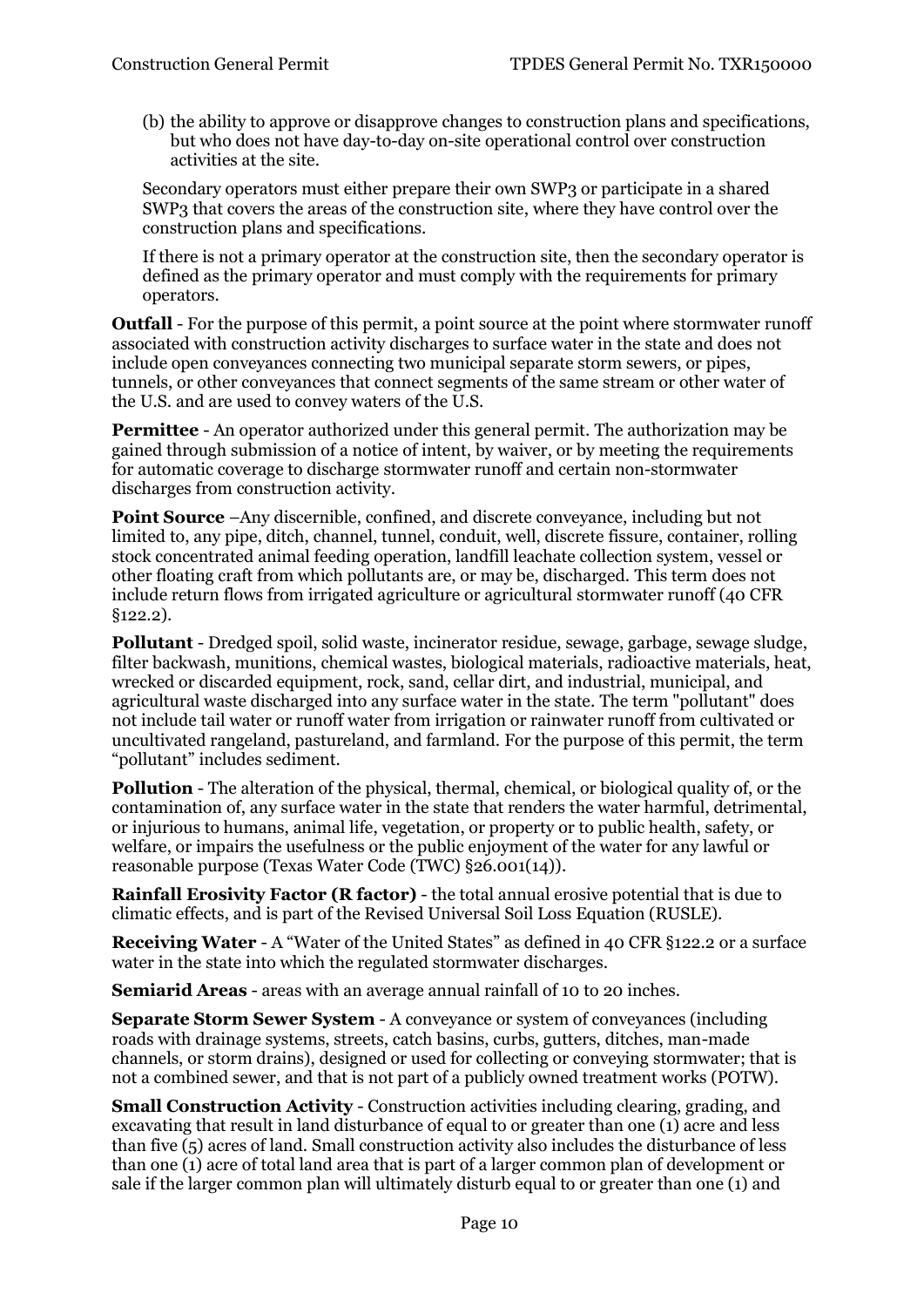(b) the ability to approve or disapprove changes to construction plans and specifications, but who does not have day-to-day on-site operational control over construction activities at the site.

Secondary operators must either prepare their own SWP3 or participate in a shared SWP3 that covers the areas of the construction site, where they have control over the construction plans and specifications.

If there is not a primary operator at the construction site, then the secondary operator is defined as the primary operator and must comply with the requirements for primary operators.

**Outfall** - For the purpose of this permit, a point source at the point where stormwater runoff associated with construction activity discharges to surface water in the state and does not include open conveyances connecting two municipal separate storm sewers, or pipes, tunnels, or other conveyances that connect segments of the same stream or other water of the U.S. and are used to convey waters of the U.S.

**Permittee** - An operator authorized under this general permit. The authorization may be gained through submission of a notice of intent, by waiver, or by meeting the requirements for automatic coverage to discharge stormwater runoff and certain non-stormwater discharges from construction activity.

**Point Source** –Any discernible, confined, and discrete conveyance, including but not limited to, any pipe, ditch, channel, tunnel, conduit, well, discrete fissure, container, rolling stock concentrated animal feeding operation, landfill leachate collection system, vessel or other floating craft from which pollutants are, or may be, discharged. This term does not include return flows from irrigated agriculture or agricultural stormwater runoff (40 CFR §122.2).

**Pollutant** - Dredged spoil, solid waste, incinerator residue, sewage, garbage, sewage sludge, filter backwash, munitions, chemical wastes, biological materials, radioactive materials, heat, wrecked or discarded equipment, rock, sand, cellar dirt, and industrial, municipal, and agricultural waste discharged into any surface water in the state. The term "pollutant" does not include tail water or runoff water from irrigation or rainwater runoff from cultivated or uncultivated rangeland, pastureland, and farmland. For the purpose of this permit, the term "pollutant" includes sediment.

**Pollution** - The alteration of the physical, thermal, chemical, or biological quality of, or the contamination of, any surface water in the state that renders the water harmful, detrimental, or injurious to humans, animal life, vegetation, or property or to public health, safety, or welfare, or impairs the usefulness or the public enjoyment of the water for any lawful or reasonable purpose (Texas Water Code (TWC) §26.001(14)).

**Rainfall Erosivity Factor (R factor)** - the total annual erosive potential that is due to climatic effects, and is part of the Revised Universal Soil Loss Equation (RUSLE).

**Receiving Water** - A "Water of the United States" as defined in 40 CFR §122.2 or a surface water in the state into which the regulated stormwater discharges.

**Semiarid Areas** - areas with an average annual rainfall of 10 to 20 inches.

**Separate Storm Sewer System** - A conveyance or system of conveyances (including roads with drainage systems, streets, catch basins, curbs, gutters, ditches, man-made channels, or storm drains), designed or used for collecting or conveying stormwater; that is not a combined sewer, and that is not part of a publicly owned treatment works (POTW).

**Small Construction Activity** - Construction activities including clearing, grading, and excavating that result in land disturbance of equal to or greater than one (1) acre and less than five (5) acres of land. Small construction activity also includes the disturbance of less than one (1) acre of total land area that is part of a larger common plan of development or sale if the larger common plan will ultimately disturb equal to or greater than one (1) and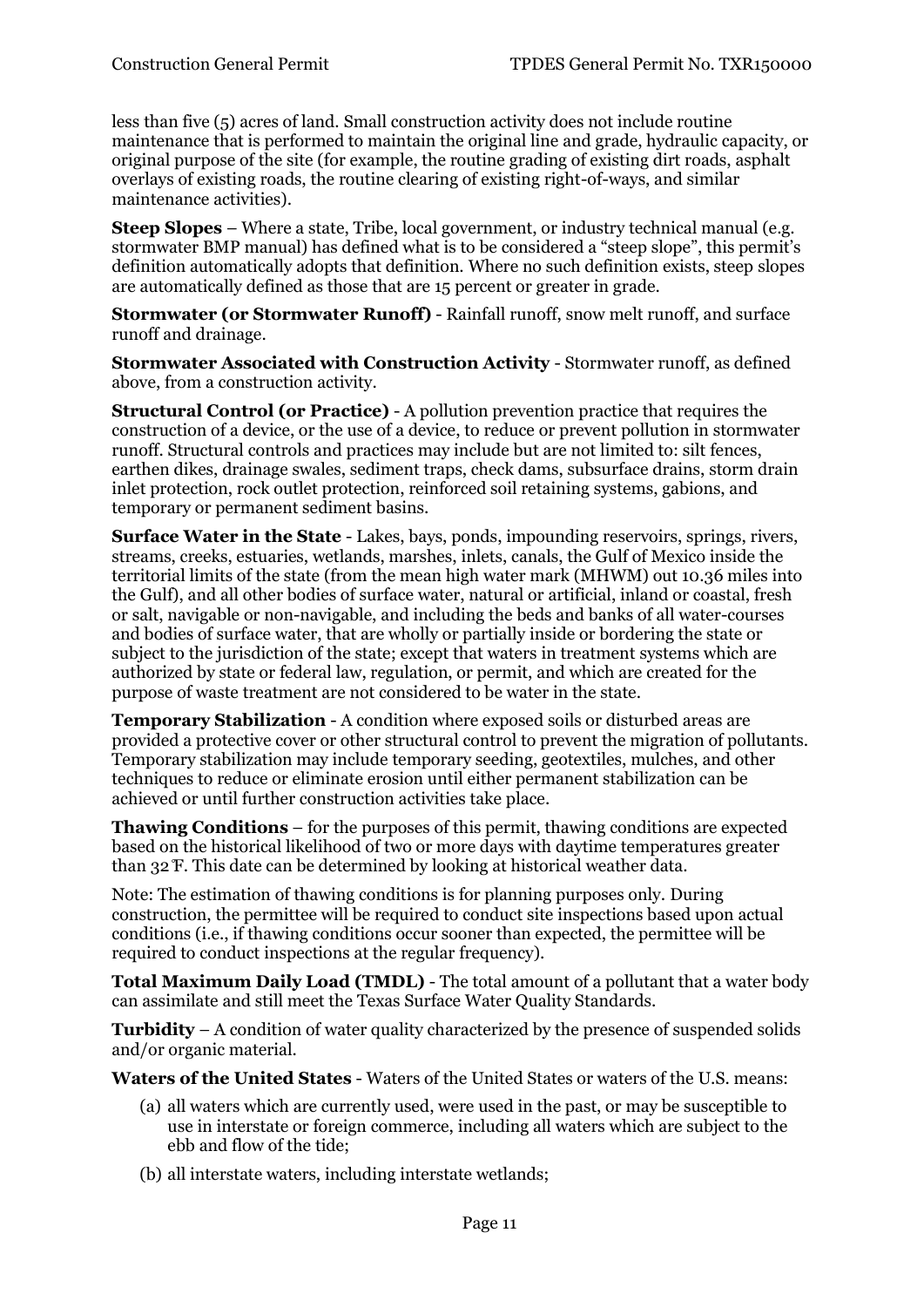less than five (5) acres of land. Small construction activity does not include routine maintenance that is performed to maintain the original line and grade, hydraulic capacity, or original purpose of the site (for example, the routine grading of existing dirt roads, asphalt overlays of existing roads, the routine clearing of existing right-of-ways, and similar maintenance activities).

**Steep Slopes** – Where a state, Tribe, local government, or industry technical manual (e.g. stormwater BMP manual) has defined what is to be considered a "steep slope", this permit's definition automatically adopts that definition. Where no such definition exists, steep slopes are automatically defined as those that are 15 percent or greater in grade.

**Stormwater (or Stormwater Runoff)** - Rainfall runoff, snow melt runoff, and surface runoff and drainage.

**Stormwater Associated with Construction Activity** - Stormwater runoff, as defined above, from a construction activity.

**Structural Control (or Practice)** - A pollution prevention practice that requires the construction of a device, or the use of a device, to reduce or prevent pollution in stormwater runoff. Structural controls and practices may include but are not limited to: silt fences, earthen dikes, drainage swales, sediment traps, check dams, subsurface drains, storm drain inlet protection, rock outlet protection, reinforced soil retaining systems, gabions, and temporary or permanent sediment basins.

**Surface Water in the State** - Lakes, bays, ponds, impounding reservoirs, springs, rivers, streams, creeks, estuaries, wetlands, marshes, inlets, canals, the Gulf of Mexico inside the territorial limits of the state (from the mean high water mark (MHWM) out 10.36 miles into the Gulf), and all other bodies of surface water, natural or artificial, inland or coastal, fresh or salt, navigable or non-navigable, and including the beds and banks of all water-courses and bodies of surface water, that are wholly or partially inside or bordering the state or subject to the jurisdiction of the state; except that waters in treatment systems which are authorized by state or federal law, regulation, or permit, and which are created for the purpose of waste treatment are not considered to be water in the state.

**Temporary Stabilization** - A condition where exposed soils or disturbed areas are provided a protective cover or other structural control to prevent the migration of pollutants. Temporary stabilization may include temporary seeding, geotextiles, mulches, and other techniques to reduce or eliminate erosion until either permanent stabilization can be achieved or until further construction activities take place.

**Thawing Conditions** – for the purposes of this permit, thawing conditions are expected based on the historical likelihood of two or more days with daytime temperatures greater than 32 ℉. This date can be determined by looking at historical weather data.

Note: The estimation of thawing conditions is for planning purposes only. During construction, the permittee will be required to conduct site inspections based upon actual conditions (i.e., if thawing conditions occur sooner than expected, the permittee will be required to conduct inspections at the regular frequency).

**Total Maximum Daily Load (TMDL)** - The total amount of a pollutant that a water body can assimilate and still meet the Texas Surface Water Quality Standards.

**Turbidity** – A condition of water quality characterized by the presence of suspended solids and/or organic material.

**Waters of the United States** - Waters of the United States or waters of the U.S. means:

(a) all waters which are currently used, were used in the past, or may be susceptible to use in interstate or foreign commerce, including all waters which are subject to the ebb and flow of the tide;

(b) all interstate waters, including interstate wetlands;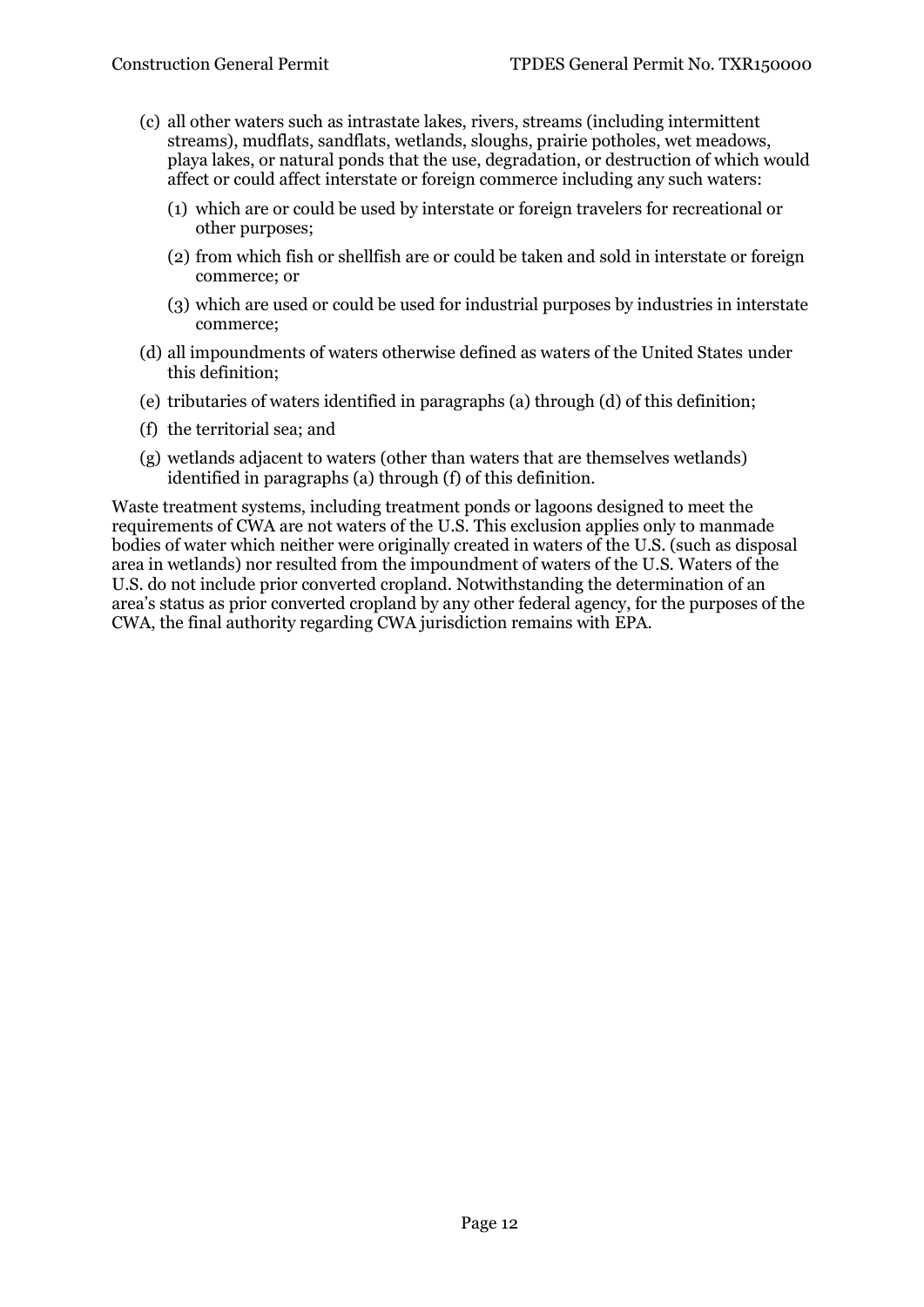(c) all other waters such as intrastate lakes, rivers, streams (including intermittent streams), mudflats, sandflats, wetlands, sloughs, prairie potholes, wet meadows, playa lakes, or natural ponds that the use, degradation, or destruction of which would affect or could affect interstate or foreign commerce including any such waters:

   (1) which are or could be used by interstate or foreign travelers for recreational or other purposes;

   (2) from which fish or shellfish are or could be taken and sold in interstate or foreign commerce; or

   (3) which are used or could be used for industrial purposes by industries in interstate commerce;

(d) all impoundments of waters otherwise defined as waters of the United States under this definition;

(e) tributaries of waters identified in paragraphs (a) through (d) of this definition;

(f) the territorial sea; and

(g) wetlands adjacent to waters (other than waters that are themselves wetlands) identified in paragraphs (a) through (f) of this definition.

Waste treatment systems, including treatment ponds or lagoons designed to meet the requirements of CWA are not waters of the U.S. This exclusion applies only to manmade bodies of water which neither were originally created in waters of the U.S. (such as disposal area in wetlands) nor resulted from the impoundment of waters of the U.S. Waters of the U.S. do not include prior converted cropland. Notwithstanding the determination of an area's status as prior converted cropland by any other federal agency, for the purposes of the CWA, the final authority regarding CWA jurisdiction remains with EPA.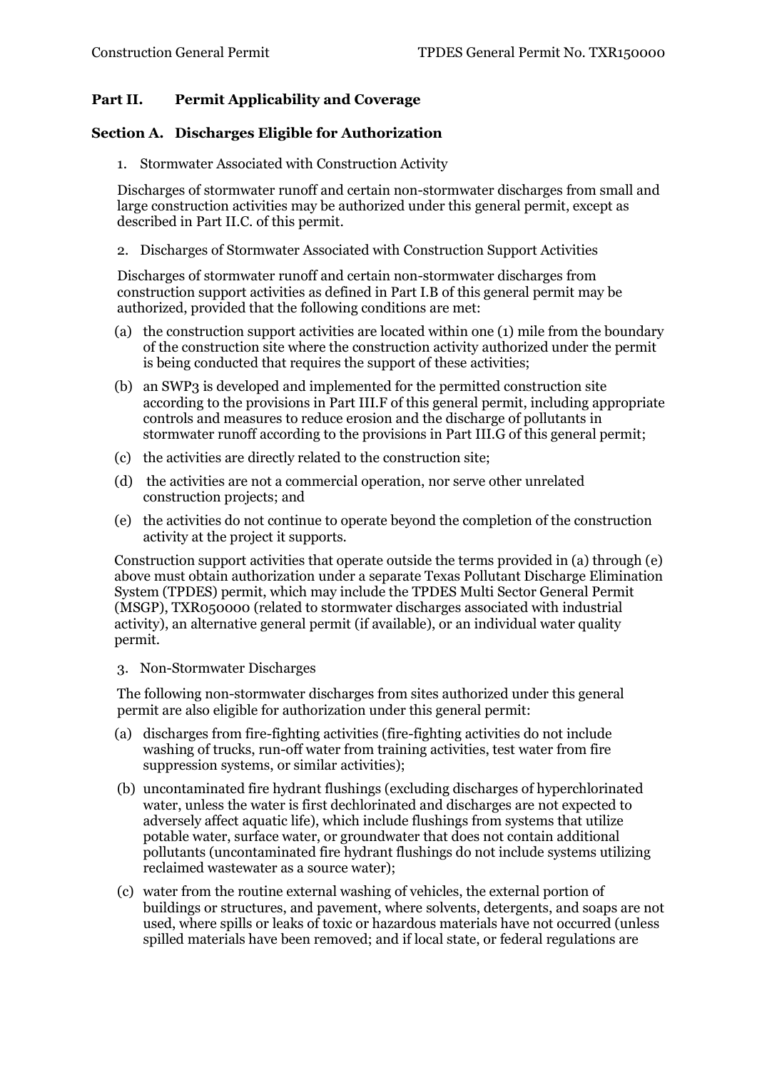## Part II. Permit Applicability and Coverage

### Section A. Discharges Eligible for Authorization

1. Stormwater Associated with Construction Activity

Discharges of stormwater runoff and certain non-stormwater discharges from small and large construction activities may be authorized under this general permit, except as described in Part II.C. of this permit.

2. Discharges of Stormwater Associated with Construction Support Activities

Discharges of stormwater runoff and certain non-stormwater discharges from construction support activities as defined in Part I.B of this general permit may be authorized, provided that the following conditions are met:

(a) the construction support activities are located within one (1) mile from the boundary of the construction site where the construction activity authorized under the permit is being conducted that requires the support of these activities;

(b) an SWP3 is developed and implemented for the permitted construction site according to the provisions in Part III.F of this general permit, including appropriate controls and measures to reduce erosion and the discharge of pollutants in stormwater runoff according to the provisions in Part III.G of this general permit;

(c) the activities are directly related to the construction site;

(d) the activities are not a commercial operation, nor serve other unrelated construction projects; and

(e) the activities do not continue to operate beyond the completion of the construction activity at the project it supports.

Construction support activities that operate outside the terms provided in (a) through (e) above must obtain authorization under a separate Texas Pollutant Discharge Elimination System (TPDES) permit, which may include the TPDES Multi Sector General Permit (MSGP), TXR050000 (related to stormwater discharges associated with industrial activity), an alternative general permit (if available), or an individual water quality permit.

3. Non-Stormwater Discharges

The following non-stormwater discharges from sites authorized under this general permit are also eligible for authorization under this general permit:

(a) discharges from fire-fighting activities (fire-fighting activities do not include washing of trucks, run-off water from training activities, test water from fire suppression systems, or similar activities);

(b) uncontaminated fire hydrant flushings (excluding discharges of hyperchlorinated water, unless the water is first dechlorinated and discharges are not expected to adversely affect aquatic life), which include flushings from systems that utilize potable water, surface water, or groundwater that does not contain additional pollutants (uncontaminated fire hydrant flushings do not include systems utilizing reclaimed wastewater as a source water);

(c) water from the routine external washing of vehicles, the external portion of buildings or structures, and pavement, where solvents, detergents, and soaps are not used, where spills or leaks of toxic or hazardous materials have not occurred (unless spilled materials have been removed; and if local state, or federal regulations are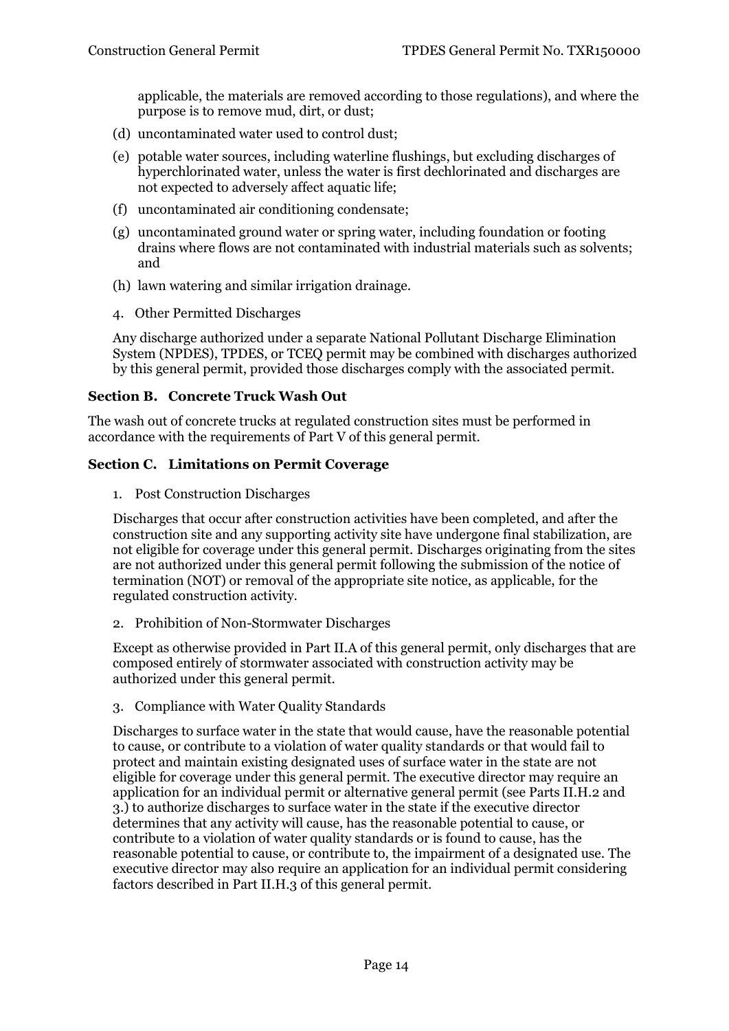applicable, the materials are removed according to those regulations), and where the purpose is to remove mud, dirt, or dust;

(d) uncontaminated water used to control dust;

(e) potable water sources, including waterline flushings, but excluding discharges of hyperchlorinated water, unless the water is first dechlorinated and discharges are not expected to adversely affect aquatic life;

(f) uncontaminated air conditioning condensate;

(g) uncontaminated ground water or spring water, including foundation or footing drains where flows are not contaminated with industrial materials such as solvents; and

(h) lawn watering and similar irrigation drainage.

4. Other Permitted Discharges

Any discharge authorized under a separate National Pollutant Discharge Elimination System (NPDES), TPDES, or TCEQ permit may be combined with discharges authorized by this general permit, provided those discharges comply with the associated permit.

### Section B. Concrete Truck Wash Out

The wash out of concrete trucks at regulated construction sites must be performed in accordance with the requirements of Part V of this general permit.

### Section C. Limitations on Permit Coverage

1. Post Construction Discharges

Discharges that occur after construction activities have been completed, and after the construction site and any supporting activity site have undergone final stabilization, are not eligible for coverage under this general permit. Discharges originating from the sites are not authorized under this general permit following the submission of the notice of termination (NOT) or removal of the appropriate site notice, as applicable, for the regulated construction activity.

2. Prohibition of Non-Stormwater Discharges

Except as otherwise provided in Part II.A of this general permit, only discharges that are composed entirely of stormwater associated with construction activity may be authorized under this general permit.

3. Compliance with Water Quality Standards

Discharges to surface water in the state that would cause, have the reasonable potential to cause, or contribute to a violation of water quality standards or that would fail to protect and maintain existing designated uses of surface water in the state are not eligible for coverage under this general permit. The executive director may require an application for an individual permit or alternative general permit (see Parts II.H.2 and 3.) to authorize discharges to surface water in the state if the executive director determines that any activity will cause, has the reasonable potential to cause, or contribute to a violation of water quality standards or is found to cause, has the reasonable potential to cause, or contribute to, the impairment of a designated use. The executive director may also require an application for an individual permit considering factors described in Part II.H.3 of this general permit.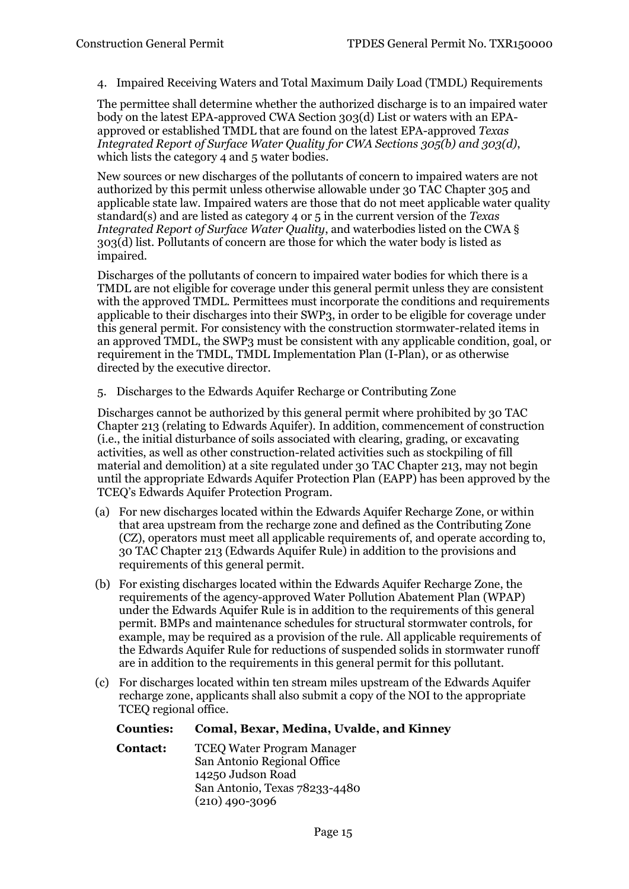4. Impaired Receiving Waters and Total Maximum Daily Load (TMDL) Requirements

The permittee shall determine whether the authorized discharge is to an impaired water body on the latest EPA-approved CWA Section 303(d) List or waters with an EPA-approved or established TMDL that are found on the latest EPA-approved *Texas Integrated Report of Surface Water Quality for CWA Sections 305(b) and 303(d)*, which lists the category 4 and 5 water bodies.

New sources or new discharges of the pollutants of concern to impaired waters are not authorized by this permit unless otherwise allowable under 30 TAC Chapter 305 and applicable state law. Impaired waters are those that do not meet applicable water quality standard(s) and are listed as category 4 or 5 in the current version of the *Texas Integrated Report of Surface Water Quality*, and waterbodies listed on the CWA § 303(d) list. Pollutants of concern are those for which the water body is listed as impaired.

Discharges of the pollutants of concern to impaired water bodies for which there is a TMDL are not eligible for coverage under this general permit unless they are consistent with the approved TMDL. Permittees must incorporate the conditions and requirements applicable to their discharges into their SWP3, in order to be eligible for coverage under this general permit. For consistency with the construction stormwater-related items in an approved TMDL, the SWP3 must be consistent with any applicable condition, goal, or requirement in the TMDL, TMDL Implementation Plan (I-Plan), or as otherwise directed by the executive director.

5. Discharges to the Edwards Aquifer Recharge or Contributing Zone

Discharges cannot be authorized by this general permit where prohibited by 30 TAC Chapter 213 (relating to Edwards Aquifer). In addition, commencement of construction (i.e., the initial disturbance of soils associated with clearing, grading, or excavating activities, as well as other construction-related activities such as stockpiling of fill material and demolition) at a site regulated under 30 TAC Chapter 213, may not begin until the appropriate Edwards Aquifer Protection Plan (EAPP) has been approved by the TCEQ's Edwards Aquifer Protection Program.

(a) For new discharges located within the Edwards Aquifer Recharge Zone, or within that area upstream from the recharge zone and defined as the Contributing Zone (CZ), operators must meet all applicable requirements of, and operate according to, 30 TAC Chapter 213 (Edwards Aquifer Rule) in addition to the provisions and requirements of this general permit.

(b) For existing discharges located within the Edwards Aquifer Recharge Zone, the requirements of the agency-approved Water Pollution Abatement Plan (WPAP) under the Edwards Aquifer Rule is in addition to the requirements of this general permit. BMPs and maintenance schedules for structural stormwater controls, for example, may be required as a provision of the rule. All applicable requirements of the Edwards Aquifer Rule for reductions of suspended solids in stormwater runoff are in addition to the requirements in this general permit for this pollutant.

(c) For discharges located within ten stream miles upstream of the Edwards Aquifer recharge zone, applicants shall also submit a copy of the NOI to the appropriate TCEQ regional office.

| **Counties:** | **Comal, Bexar, Medina, Uvalde, and Kinney** |
|---|---|
| **Contact:** | TCEQ Water Program Manager<br>San Antonio Regional Office<br>14250 Judson Road<br>San Antonio, Texas 78233-4480<br>(210) 490-3096 |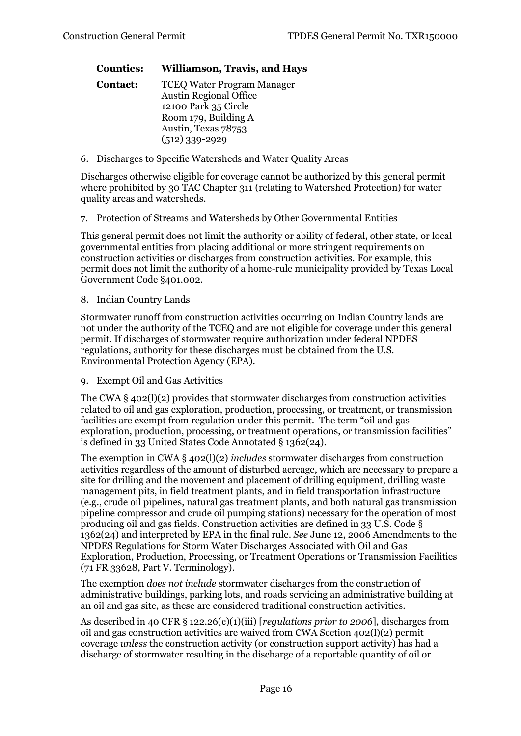**Counties: Williamson, Travis, and Hays**

**Contact:** TCEQ Water Program Manager
Austin Regional Office
12100 Park 35 Circle
Room 179, Building A
Austin, Texas 78753
(512) 339-2929

6. Discharges to Specific Watersheds and Water Quality Areas

Discharges otherwise eligible for coverage cannot be authorized by this general permit where prohibited by 30 TAC Chapter 311 (relating to Watershed Protection) for water quality areas and watersheds.

7. Protection of Streams and Watersheds by Other Governmental Entities

This general permit does not limit the authority or ability of federal, other state, or local governmental entities from placing additional or more stringent requirements on construction activities or discharges from construction activities. For example, this permit does not limit the authority of a home-rule municipality provided by Texas Local Government Code §401.002.

8. Indian Country Lands

Stormwater runoff from construction activities occurring on Indian Country lands are not under the authority of the TCEQ and are not eligible for coverage under this general permit. If discharges of stormwater require authorization under federal NPDES regulations, authority for these discharges must be obtained from the U.S. Environmental Protection Agency (EPA).

9. Exempt Oil and Gas Activities

The CWA § 402(l)(2) provides that stormwater discharges from construction activities related to oil and gas exploration, production, processing, or treatment, or transmission facilities are exempt from regulation under this permit. The term "oil and gas exploration, production, processing, or treatment operations, or transmission facilities" is defined in 33 United States Code Annotated § 1362(24).

The exemption in CWA § 402(l)(2) *includes* stormwater discharges from construction activities regardless of the amount of disturbed acreage, which are necessary to prepare a site for drilling and the movement and placement of drilling equipment, drilling waste management pits, in field treatment plants, and in field transportation infrastructure (e.g., crude oil pipelines, natural gas treatment plants, and both natural gas transmission pipeline compressor and crude oil pumping stations) necessary for the operation of most producing oil and gas fields. Construction activities are defined in 33 U.S. Code § 1362(24) and interpreted by EPA in the final rule. *See* June 12, 2006 Amendments to the NPDES Regulations for Storm Water Discharges Associated with Oil and Gas Exploration, Production, Processing, or Treatment Operations or Transmission Facilities (71 FR 33628, Part V. Terminology).

The exemption *does not include* stormwater discharges from the construction of administrative buildings, parking lots, and roads servicing an administrative building at an oil and gas site, as these are considered traditional construction activities.

As described in 40 CFR § 122.26(c)(1)(iii) [*regulations prior to 2006*], discharges from oil and gas construction activities are waived from CWA Section 402(l)(2) permit coverage *unless* the construction activity (or construction support activity) has had a discharge of stormwater resulting in the discharge of a reportable quantity of oil or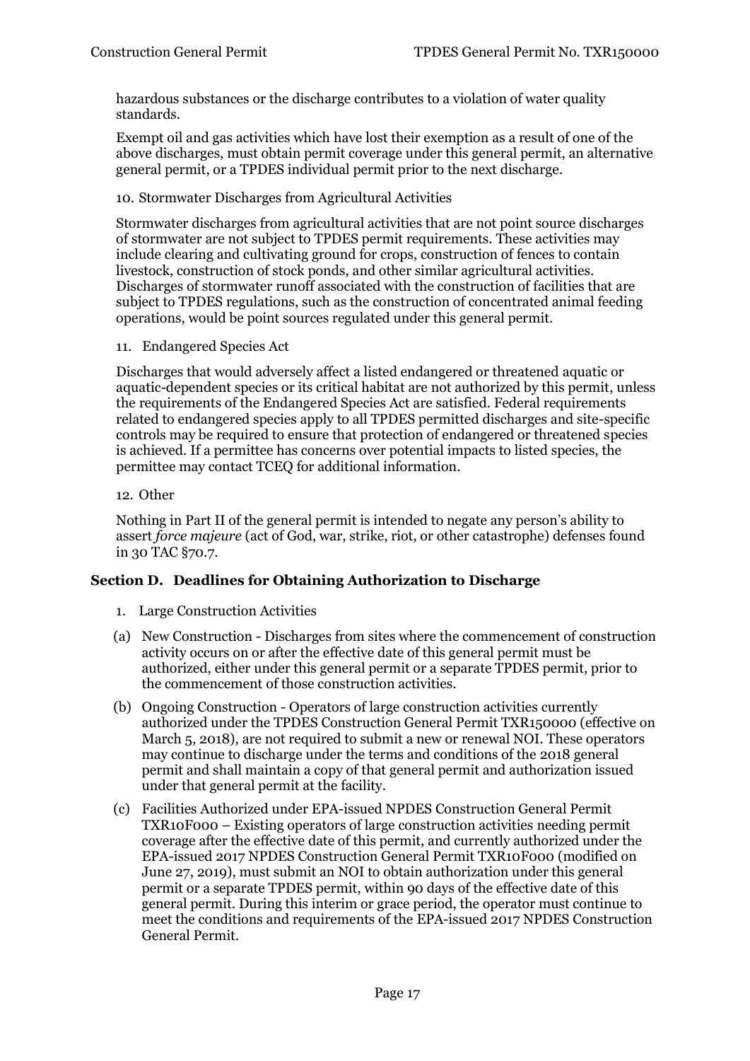hazardous substances or the discharge contributes to a violation of water quality standards.

Exempt oil and gas activities which have lost their exemption as a result of one of the above discharges, must obtain permit coverage under this general permit, an alternative general permit, or a TPDES individual permit prior to the next discharge.

10. Stormwater Discharges from Agricultural Activities

Stormwater discharges from agricultural activities that are not point source discharges of stormwater are not subject to TPDES permit requirements. These activities may include clearing and cultivating ground for crops, construction of fences to contain livestock, construction of stock ponds, and other similar agricultural activities. Discharges of stormwater runoff associated with the construction of facilities that are subject to TPDES regulations, such as the construction of concentrated animal feeding operations, would be point sources regulated under this general permit.

11. Endangered Species Act

Discharges that would adversely affect a listed endangered or threatened aquatic or aquatic-dependent species or its critical habitat are not authorized by this permit, unless the requirements of the Endangered Species Act are satisfied. Federal requirements related to endangered species apply to all TPDES permitted discharges and site-specific controls may be required to ensure that protection of endangered or threatened species is achieved. If a permittee has concerns over potential impacts to listed species, the permittee may contact TCEQ for additional information.

12. Other

Nothing in Part II of the general permit is intended to negate any person's ability to assert *force majeure* (act of God, war, strike, riot, or other catastrophe) defenses found in 30 TAC §70.7.

## Section D. Deadlines for Obtaining Authorization to Discharge

1. Large Construction Activities

(a) New Construction - Discharges from sites where the commencement of construction activity occurs on or after the effective date of this general permit must be authorized, either under this general permit or a separate TPDES permit, prior to the commencement of those construction activities.

(b) Ongoing Construction - Operators of large construction activities currently authorized under the TPDES Construction General Permit TXR150000 (effective on March 5, 2018), are not required to submit a new or renewal NOI. These operators may continue to discharge under the terms and conditions of the 2018 general permit and shall maintain a copy of that general permit and authorization issued under that general permit at the facility.

(c) Facilities Authorized under EPA-issued NPDES Construction General Permit TXR10F000 – Existing operators of large construction activities needing permit coverage after the effective date of this permit, and currently authorized under the EPA-issued 2017 NPDES Construction General Permit TXR10F000 (modified on June 27, 2019), must submit an NOI to obtain authorization under this general permit or a separate TPDES permit, within 90 days of the effective date of this general permit. During this interim or grace period, the operator must continue to meet the conditions and requirements of the EPA-issued 2017 NPDES Construction General Permit.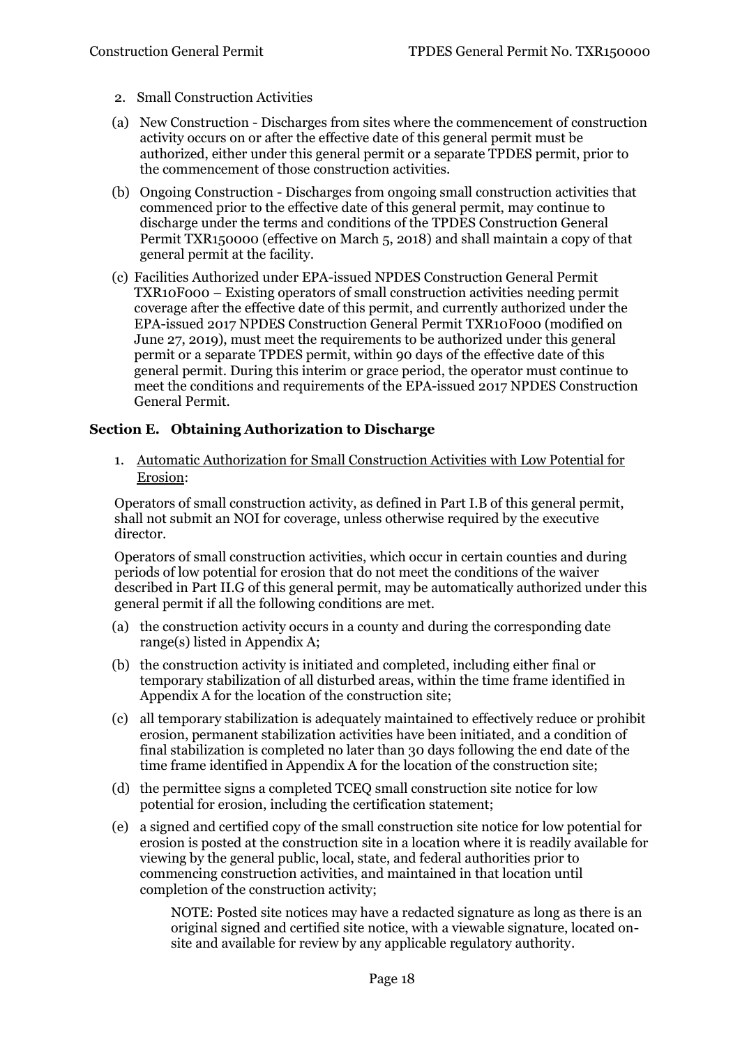2. Small Construction Activities

(a) New Construction - Discharges from sites where the commencement of construction activity occurs on or after the effective date of this general permit must be authorized, either under this general permit or a separate TPDES permit, prior to the commencement of those construction activities.

(b) Ongoing Construction - Discharges from ongoing small construction activities that commenced prior to the effective date of this general permit, may continue to discharge under the terms and conditions of the TPDES Construction General Permit TXR150000 (effective on March 5, 2018) and shall maintain a copy of that general permit at the facility.

(c) Facilities Authorized under EPA-issued NPDES Construction General Permit TXR10F000 – Existing operators of small construction activities needing permit coverage after the effective date of this permit, and currently authorized under the EPA-issued 2017 NPDES Construction General Permit TXR10F000 (modified on June 27, 2019), must meet the requirements to be authorized under this general permit or a separate TPDES permit, within 90 days of the effective date of this general permit. During this interim or grace period, the operator must continue to meet the conditions and requirements of the EPA-issued 2017 NPDES Construction General Permit.

## Section E. Obtaining Authorization to Discharge

1. Automatic Authorization for Small Construction Activities with Low Potential for Erosion:

Operators of small construction activity, as defined in Part I.B of this general permit, shall not submit an NOI for coverage, unless otherwise required by the executive director.

Operators of small construction activities, which occur in certain counties and during periods of low potential for erosion that do not meet the conditions of the waiver described in Part II.G of this general permit, may be automatically authorized under this general permit if all the following conditions are met.

(a) the construction activity occurs in a county and during the corresponding date range(s) listed in Appendix A;

(b) the construction activity is initiated and completed, including either final or temporary stabilization of all disturbed areas, within the time frame identified in Appendix A for the location of the construction site;

(c) all temporary stabilization is adequately maintained to effectively reduce or prohibit erosion, permanent stabilization activities have been initiated, and a condition of final stabilization is completed no later than 30 days following the end date of the time frame identified in Appendix A for the location of the construction site;

(d) the permittee signs a completed TCEQ small construction site notice for low potential for erosion, including the certification statement;

(e) a signed and certified copy of the small construction site notice for low potential for erosion is posted at the construction site in a location where it is readily available for viewing by the general public, local, state, and federal authorities prior to commencing construction activities, and maintained in that location until completion of the construction activity;

NOTE: Posted site notices may have a redacted signature as long as there is an original signed and certified site notice, with a viewable signature, located on-site and available for review by any applicable regulatory authority.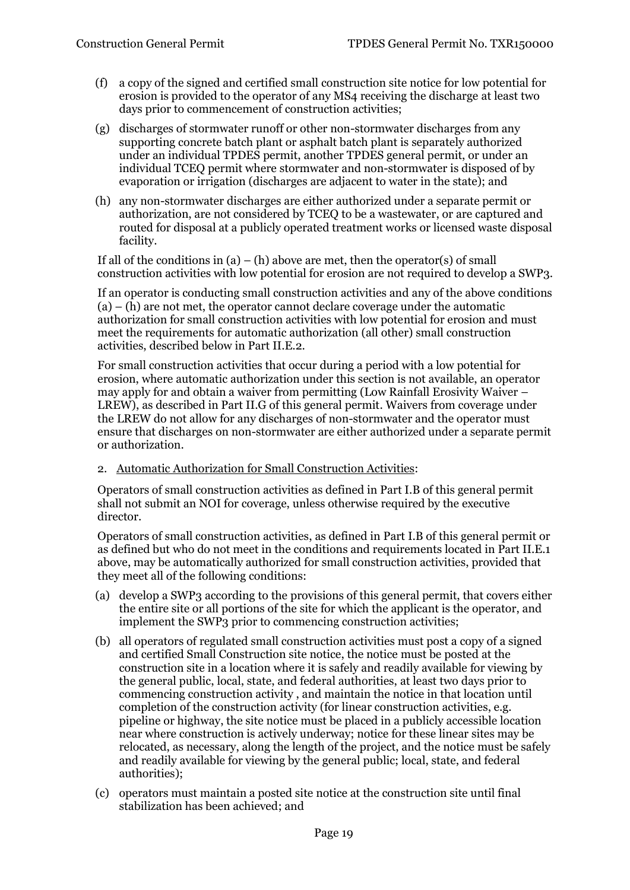(f) a copy of the signed and certified small construction site notice for low potential for erosion is provided to the operator of any MS4 receiving the discharge at least two days prior to commencement of construction activities;

(g) discharges of stormwater runoff or other non-stormwater discharges from any supporting concrete batch plant or asphalt batch plant is separately authorized under an individual TPDES permit, another TPDES general permit, or under an individual TCEQ permit where stormwater and non-stormwater is disposed of by evaporation or irrigation (discharges are adjacent to water in the state); and

(h) any non-stormwater discharges are either authorized under a separate permit or authorization, are not considered by TCEQ to be a wastewater, or are captured and routed for disposal at a publicly operated treatment works or licensed waste disposal facility.

If all of the conditions in (a) – (h) above are met, then the operator(s) of small construction activities with low potential for erosion are not required to develop a SWP3.

If an operator is conducting small construction activities and any of the above conditions (a) – (h) are not met, the operator cannot declare coverage under the automatic authorization for small construction activities with low potential for erosion and must meet the requirements for automatic authorization (all other) small construction activities, described below in Part II.E.2.

For small construction activities that occur during a period with a low potential for erosion, where automatic authorization under this section is not available, an operator may apply for and obtain a waiver from permitting (Low Rainfall Erosivity Waiver – LREW), as described in Part II.G of this general permit. Waivers from coverage under the LREW do not allow for any discharges of non-stormwater and the operator must ensure that discharges on non-stormwater are either authorized under a separate permit or authorization.

2. Automatic Authorization for Small Construction Activities:

Operators of small construction activities as defined in Part I.B of this general permit shall not submit an NOI for coverage, unless otherwise required by the executive director.

Operators of small construction activities, as defined in Part I.B of this general permit or as defined but who do not meet in the conditions and requirements located in Part II.E.1 above, may be automatically authorized for small construction activities, provided that they meet all of the following conditions:

(a) develop a SWP3 according to the provisions of this general permit, that covers either the entire site or all portions of the site for which the applicant is the operator, and implement the SWP3 prior to commencing construction activities;

(b) all operators of regulated small construction activities must post a copy of a signed and certified Small Construction site notice, the notice must be posted at the construction site in a location where it is safely and readily available for viewing by the general public, local, state, and federal authorities, at least two days prior to commencing construction activity , and maintain the notice in that location until completion of the construction activity (for linear construction activities, e.g. pipeline or highway, the site notice must be placed in a publicly accessible location near where construction is actively underway; notice for these linear sites may be relocated, as necessary, along the length of the project, and the notice must be safely and readily available for viewing by the general public; local, state, and federal authorities);

(c) operators must maintain a posted site notice at the construction site until final stabilization has been achieved; and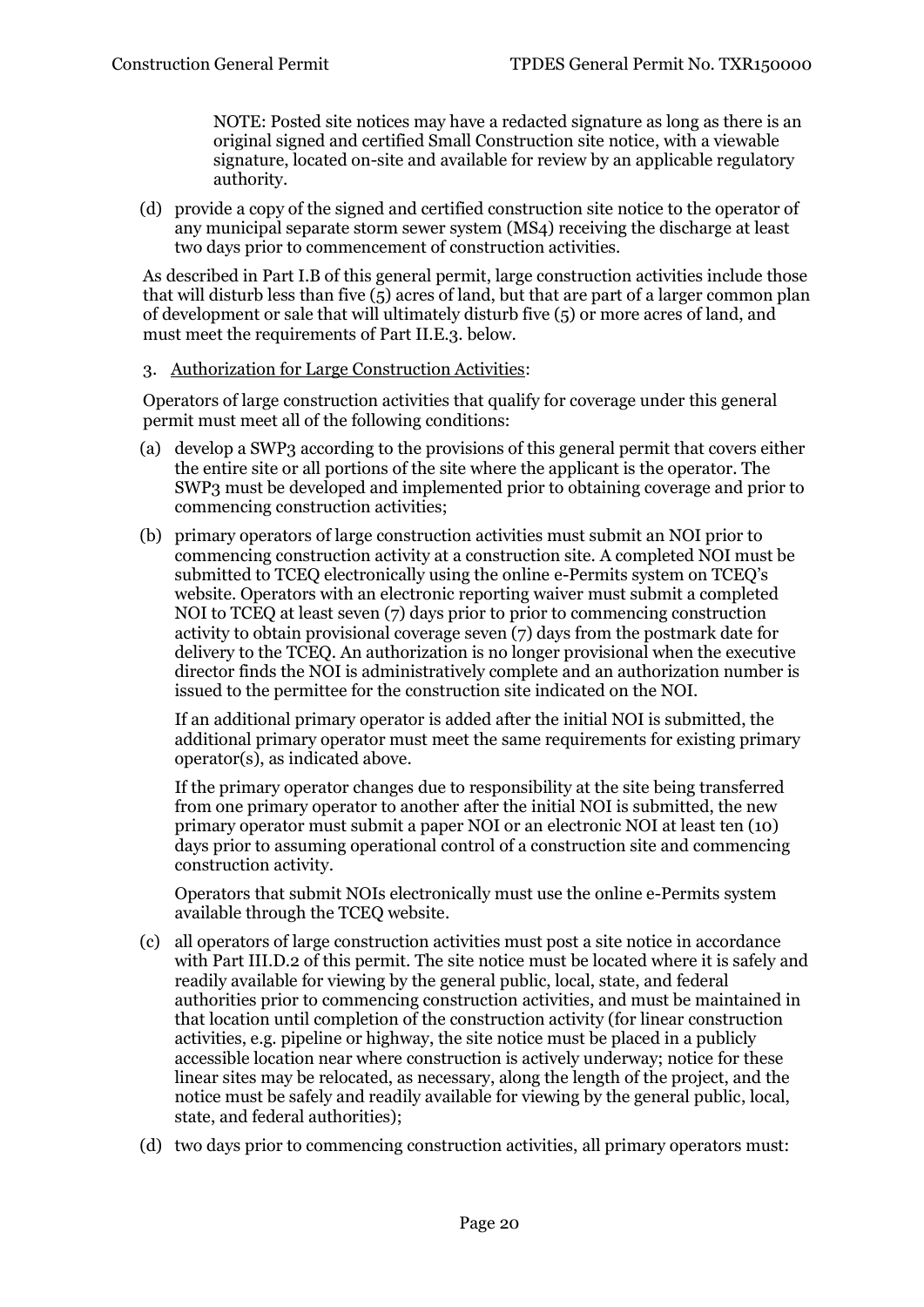NOTE: Posted site notices may have a redacted signature as long as there is an original signed and certified Small Construction site notice, with a viewable signature, located on-site and available for review by an applicable regulatory authority.

(d) provide a copy of the signed and certified construction site notice to the operator of any municipal separate storm sewer system (MS4) receiving the discharge at least two days prior to commencement of construction activities.

As described in Part I.B of this general permit, large construction activities include those that will disturb less than five (5) acres of land, but that are part of a larger common plan of development or sale that will ultimately disturb five (5) or more acres of land, and must meet the requirements of Part II.E.3. below.

3. Authorization for Large Construction Activities:

Operators of large construction activities that qualify for coverage under this general permit must meet all of the following conditions:

(a) develop a SWP3 according to the provisions of this general permit that covers either the entire site or all portions of the site where the applicant is the operator. The SWP3 must be developed and implemented prior to obtaining coverage and prior to commencing construction activities;

(b) primary operators of large construction activities must submit an NOI prior to commencing construction activity at a construction site. A completed NOI must be submitted to TCEQ electronically using the online e-Permits system on TCEQ's website. Operators with an electronic reporting waiver must submit a completed NOI to TCEQ at least seven (7) days prior to prior to commencing construction activity to obtain provisional coverage seven (7) days from the postmark date for delivery to the TCEQ. An authorization is no longer provisional when the executive director finds the NOI is administratively complete and an authorization number is issued to the permittee for the construction site indicated on the NOI.

If an additional primary operator is added after the initial NOI is submitted, the additional primary operator must meet the same requirements for existing primary operator(s), as indicated above.

If the primary operator changes due to responsibility at the site being transferred from one primary operator to another after the initial NOI is submitted, the new primary operator must submit a paper NOI or an electronic NOI at least ten (10) days prior to assuming operational control of a construction site and commencing construction activity.

Operators that submit NOIs electronically must use the online e-Permits system available through the TCEQ website.

(c) all operators of large construction activities must post a site notice in accordance with Part III.D.2 of this permit. The site notice must be located where it is safely and readily available for viewing by the general public, local, state, and federal authorities prior to commencing construction activities, and must be maintained in that location until completion of the construction activity (for linear construction activities, e.g. pipeline or highway, the site notice must be placed in a publicly accessible location near where construction is actively underway; notice for these linear sites may be relocated, as necessary, along the length of the project, and the notice must be safely and readily available for viewing by the general public, local, state, and federal authorities);

(d) two days prior to commencing construction activities, all primary operators must: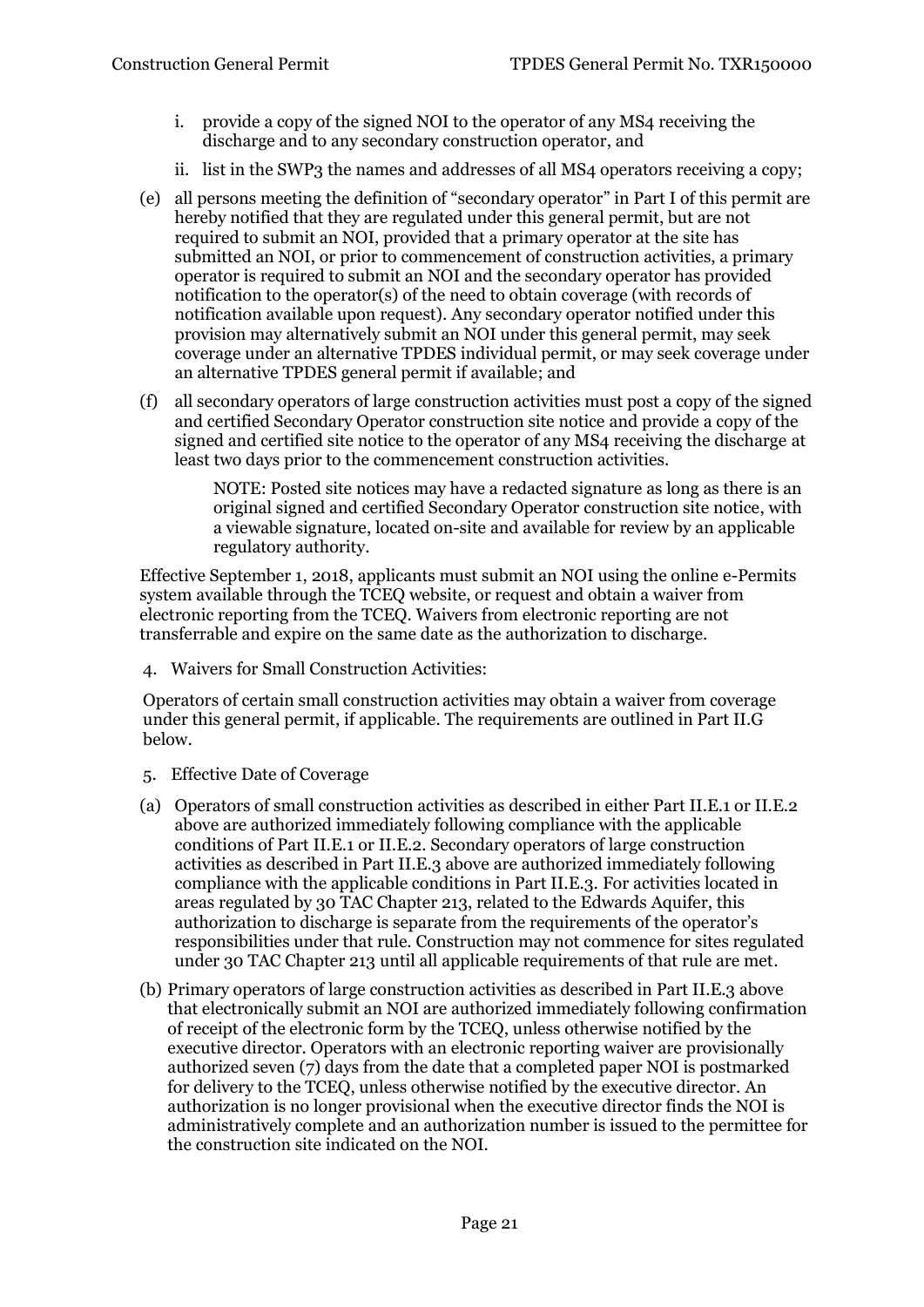i. provide a copy of the signed NOI to the operator of any MS4 receiving the discharge and to any secondary construction operator, and

ii. list in the SWP3 the names and addresses of all MS4 operators receiving a copy;

(e) all persons meeting the definition of "secondary operator" in Part I of this permit are hereby notified that they are regulated under this general permit, but are not required to submit an NOI, provided that a primary operator at the site has submitted an NOI, or prior to commencement of construction activities, a primary operator is required to submit an NOI and the secondary operator has provided notification to the operator(s) of the need to obtain coverage (with records of notification available upon request). Any secondary operator notified under this provision may alternatively submit an NOI under this general permit, may seek coverage under an alternative TPDES individual permit, or may seek coverage under an alternative TPDES general permit if available; and

(f) all secondary operators of large construction activities must post a copy of the signed and certified Secondary Operator construction site notice and provide a copy of the signed and certified site notice to the operator of any MS4 receiving the discharge at least two days prior to the commencement construction activities.

NOTE: Posted site notices may have a redacted signature as long as there is an original signed and certified Secondary Operator construction site notice, with a viewable signature, located on-site and available for review by an applicable regulatory authority.

Effective September 1, 2018, applicants must submit an NOI using the online e-Permits system available through the TCEQ website, or request and obtain a waiver from electronic reporting from the TCEQ. Waivers from electronic reporting are not transferrable and expire on the same date as the authorization to discharge.

4. Waivers for Small Construction Activities:

Operators of certain small construction activities may obtain a waiver from coverage under this general permit, if applicable. The requirements are outlined in Part II.G below.

5. Effective Date of Coverage

(a) Operators of small construction activities as described in either Part II.E.1 or II.E.2 above are authorized immediately following compliance with the applicable conditions of Part II.E.1 or II.E.2. Secondary operators of large construction activities as described in Part II.E.3 above are authorized immediately following compliance with the applicable conditions in Part II.E.3. For activities located in areas regulated by 30 TAC Chapter 213, related to the Edwards Aquifer, this authorization to discharge is separate from the requirements of the operator's responsibilities under that rule. Construction may not commence for sites regulated under 30 TAC Chapter 213 until all applicable requirements of that rule are met.

(b) Primary operators of large construction activities as described in Part II.E.3 above that electronically submit an NOI are authorized immediately following confirmation of receipt of the electronic form by the TCEQ, unless otherwise notified by the executive director. Operators with an electronic reporting waiver are provisionally authorized seven (7) days from the date that a completed paper NOI is postmarked for delivery to the TCEQ, unless otherwise notified by the executive director. An authorization is no longer provisional when the executive director finds the NOI is administratively complete and an authorization number is issued to the permittee for the construction site indicated on the NOI.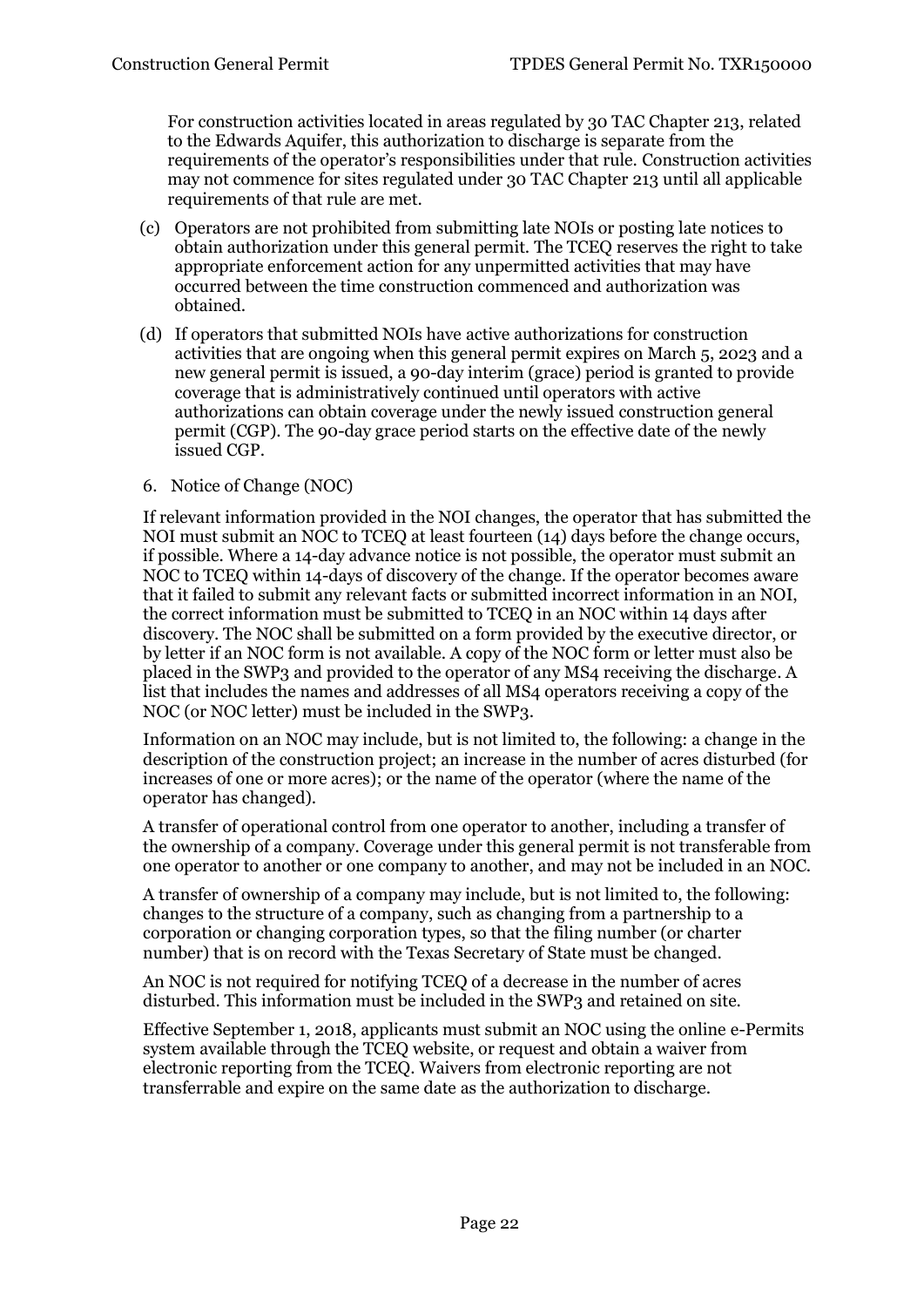For construction activities located in areas regulated by 30 TAC Chapter 213, related to the Edwards Aquifer, this authorization to discharge is separate from the requirements of the operator's responsibilities under that rule. Construction activities may not commence for sites regulated under 30 TAC Chapter 213 until all applicable requirements of that rule are met.

(c) Operators are not prohibited from submitting late NOIs or posting late notices to obtain authorization under this general permit. The TCEQ reserves the right to take appropriate enforcement action for any unpermitted activities that may have occurred between the time construction commenced and authorization was obtained.

(d) If operators that submitted NOIs have active authorizations for construction activities that are ongoing when this general permit expires on March 5, 2023 and a new general permit is issued, a 90-day interim (grace) period is granted to provide coverage that is administratively continued until operators with active authorizations can obtain coverage under the newly issued construction general permit (CGP). The 90-day grace period starts on the effective date of the newly issued CGP.

6. Notice of Change (NOC)

If relevant information provided in the NOI changes, the operator that has submitted the NOI must submit an NOC to TCEQ at least fourteen (14) days before the change occurs, if possible. Where a 14-day advance notice is not possible, the operator must submit an NOC to TCEQ within 14-days of discovery of the change. If the operator becomes aware that it failed to submit any relevant facts or submitted incorrect information in an NOI, the correct information must be submitted to TCEQ in an NOC within 14 days after discovery. The NOC shall be submitted on a form provided by the executive director, or by letter if an NOC form is not available. A copy of the NOC form or letter must also be placed in the SWP3 and provided to the operator of any MS4 receiving the discharge. A list that includes the names and addresses of all MS4 operators receiving a copy of the NOC (or NOC letter) must be included in the SWP3.

Information on an NOC may include, but is not limited to, the following: a change in the description of the construction project; an increase in the number of acres disturbed (for increases of one or more acres); or the name of the operator (where the name of the operator has changed).

A transfer of operational control from one operator to another, including a transfer of the ownership of a company. Coverage under this general permit is not transferable from one operator to another or one company to another, and may not be included in an NOC.

A transfer of ownership of a company may include, but is not limited to, the following: changes to the structure of a company, such as changing from a partnership to a corporation or changing corporation types, so that the filing number (or charter number) that is on record with the Texas Secretary of State must be changed.

An NOC is not required for notifying TCEQ of a decrease in the number of acres disturbed. This information must be included in the SWP3 and retained on site.

Effective September 1, 2018, applicants must submit an NOC using the online e-Permits system available through the TCEQ website, or request and obtain a waiver from electronic reporting from the TCEQ. Waivers from electronic reporting are not transferrable and expire on the same date as the authorization to discharge.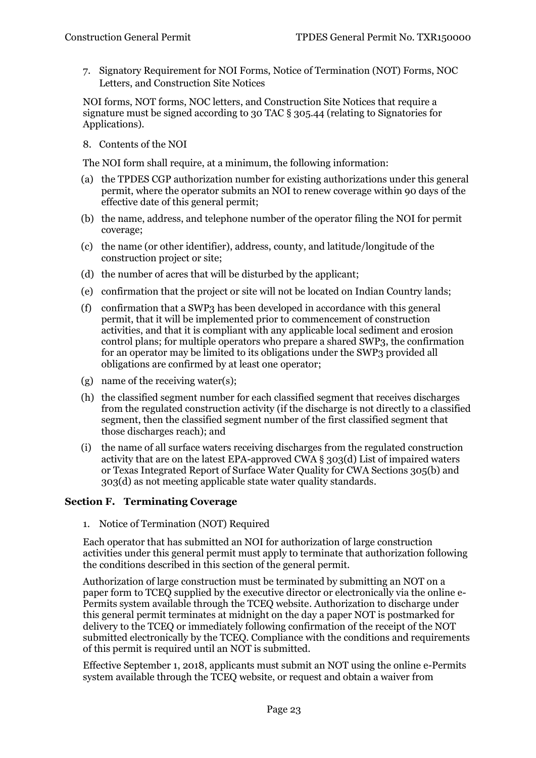7. Signatory Requirement for NOI Forms, Notice of Termination (NOT) Forms, NOC Letters, and Construction Site Notices

NOI forms, NOT forms, NOC letters, and Construction Site Notices that require a signature must be signed according to 30 TAC § 305.44 (relating to Signatories for Applications).

8. Contents of the NOI

The NOI form shall require, at a minimum, the following information:

(a) the TPDES CGP authorization number for existing authorizations under this general permit, where the operator submits an NOI to renew coverage within 90 days of the effective date of this general permit;

(b) the name, address, and telephone number of the operator filing the NOI for permit coverage;

(c) the name (or other identifier), address, county, and latitude/longitude of the construction project or site;

(d) the number of acres that will be disturbed by the applicant;

(e) confirmation that the project or site will not be located on Indian Country lands;

(f) confirmation that a SWP3 has been developed in accordance with this general permit, that it will be implemented prior to commencement of construction activities, and that it is compliant with any applicable local sediment and erosion control plans; for multiple operators who prepare a shared SWP3, the confirmation for an operator may be limited to its obligations under the SWP3 provided all obligations are confirmed by at least one operator;

(g) name of the receiving water(s);

(h) the classified segment number for each classified segment that receives discharges from the regulated construction activity (if the discharge is not directly to a classified segment, then the classified segment number of the first classified segment that those discharges reach); and

(i) the name of all surface waters receiving discharges from the regulated construction activity that are on the latest EPA-approved CWA § 303(d) List of impaired waters or Texas Integrated Report of Surface Water Quality for CWA Sections 305(b) and 303(d) as not meeting applicable state water quality standards.

## Section F. Terminating Coverage

1. Notice of Termination (NOT) Required

Each operator that has submitted an NOI for authorization of large construction activities under this general permit must apply to terminate that authorization following the conditions described in this section of the general permit.

Authorization of large construction must be terminated by submitting an NOT on a paper form to TCEQ supplied by the executive director or electronically via the online e-Permits system available through the TCEQ website. Authorization to discharge under this general permit terminates at midnight on the day a paper NOT is postmarked for delivery to the TCEQ or immediately following confirmation of the receipt of the NOT submitted electronically by the TCEQ. Compliance with the conditions and requirements of this permit is required until an NOT is submitted.

Effective September 1, 2018, applicants must submit an NOT using the online e-Permits system available through the TCEQ website, or request and obtain a waiver from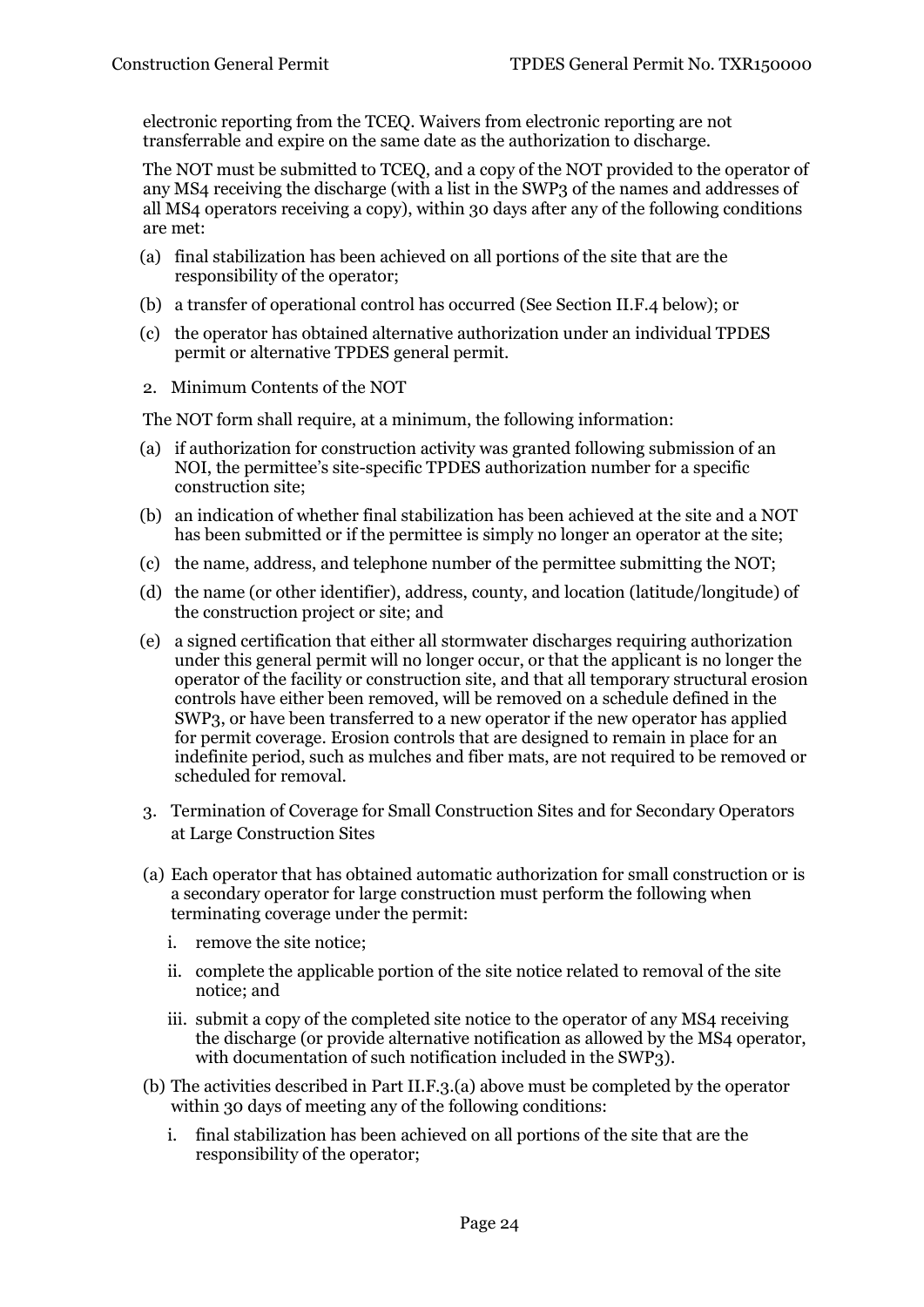electronic reporting from the TCEQ. Waivers from electronic reporting are not transferrable and expire on the same date as the authorization to discharge.

The NOT must be submitted to TCEQ, and a copy of the NOT provided to the operator of any MS4 receiving the discharge (with a list in the SWP3 of the names and addresses of all MS4 operators receiving a copy), within 30 days after any of the following conditions are met:

(a) final stabilization has been achieved on all portions of the site that are the responsibility of the operator;

(b) a transfer of operational control has occurred (See Section II.F.4 below); or

(c) the operator has obtained alternative authorization under an individual TPDES permit or alternative TPDES general permit.

2. Minimum Contents of the NOT

The NOT form shall require, at a minimum, the following information:

(a) if authorization for construction activity was granted following submission of an NOI, the permittee's site-specific TPDES authorization number for a specific construction site;

(b) an indication of whether final stabilization has been achieved at the site and a NOT has been submitted or if the permittee is simply no longer an operator at the site;

(c) the name, address, and telephone number of the permittee submitting the NOT;

(d) the name (or other identifier), address, county, and location (latitude/longitude) of the construction project or site; and

(e) a signed certification that either all stormwater discharges requiring authorization under this general permit will no longer occur, or that the applicant is no longer the operator of the facility or construction site, and that all temporary structural erosion controls have either been removed, will be removed on a schedule defined in the SWP3, or have been transferred to a new operator if the new operator has applied for permit coverage. Erosion controls that are designed to remain in place for an indefinite period, such as mulches and fiber mats, are not required to be removed or scheduled for removal.

3. Termination of Coverage for Small Construction Sites and for Secondary Operators at Large Construction Sites

(a) Each operator that has obtained automatic authorization for small construction or is a secondary operator for large construction must perform the following when terminating coverage under the permit:

   i. remove the site notice;

   ii. complete the applicable portion of the site notice related to removal of the site notice; and

   iii. submit a copy of the completed site notice to the operator of any MS4 receiving the discharge (or provide alternative notification as allowed by the MS4 operator, with documentation of such notification included in the SWP3).

(b) The activities described in Part II.F.3.(a) above must be completed by the operator within 30 days of meeting any of the following conditions:

   i. final stabilization has been achieved on all portions of the site that are the responsibility of the operator;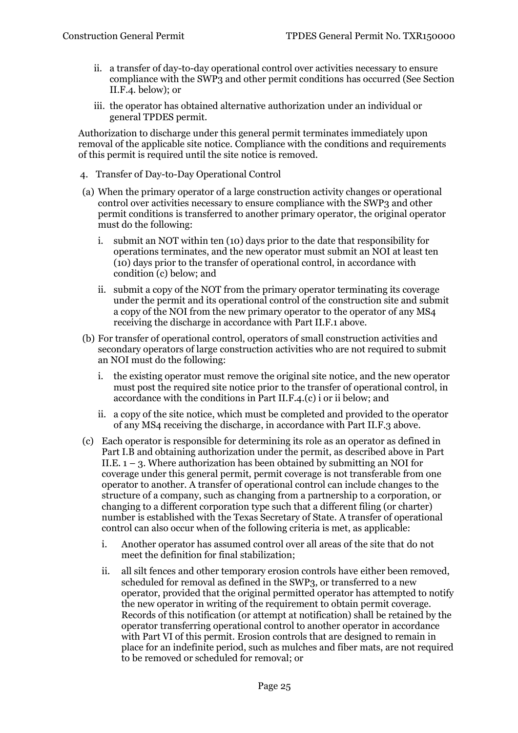ii. a transfer of day-to-day operational control over activities necessary to ensure compliance with the SWP3 and other permit conditions has occurred (See Section II.F.4. below); or

iii. the operator has obtained alternative authorization under an individual or general TPDES permit.

Authorization to discharge under this general permit terminates immediately upon removal of the applicable site notice. Compliance with the conditions and requirements of this permit is required until the site notice is removed.

4. Transfer of Day-to-Day Operational Control

(a) When the primary operator of a large construction activity changes or operational control over activities necessary to ensure compliance with the SWP3 and other permit conditions is transferred to another primary operator, the original operator must do the following:

   i. submit an NOT within ten (10) days prior to the date that responsibility for operations terminates, and the new operator must submit an NOI at least ten (10) days prior to the transfer of operational control, in accordance with condition (c) below; and

   ii. submit a copy of the NOT from the primary operator terminating its coverage under the permit and its operational control of the construction site and submit a copy of the NOI from the new primary operator to the operator of any MS4 receiving the discharge in accordance with Part II.F.1 above.

(b) For transfer of operational control, operators of small construction activities and secondary operators of large construction activities who are not required to submit an NOI must do the following:

   i. the existing operator must remove the original site notice, and the new operator must post the required site notice prior to the transfer of operational control, in accordance with the conditions in Part II.F.4.(c) i or ii below; and

   ii. a copy of the site notice, which must be completed and provided to the operator of any MS4 receiving the discharge, in accordance with Part II.F.3 above.

(c) Each operator is responsible for determining its role as an operator as defined in Part I.B and obtaining authorization under the permit, as described above in Part II.E. 1 – 3. Where authorization has been obtained by submitting an NOI for coverage under this general permit, permit coverage is not transferable from one operator to another. A transfer of operational control can include changes to the structure of a company, such as changing from a partnership to a corporation, or changing to a different corporation type such that a different filing (or charter) number is established with the Texas Secretary of State. A transfer of operational control can also occur when of the following criteria is met, as applicable:

   i. Another operator has assumed control over all areas of the site that do not meet the definition for final stabilization;

   ii. all silt fences and other temporary erosion controls have either been removed, scheduled for removal as defined in the SWP3, or transferred to a new operator, provided that the original permitted operator has attempted to notify the new operator in writing of the requirement to obtain permit coverage. Records of this notification (or attempt at notification) shall be retained by the operator transferring operational control to another operator in accordance with Part VI of this permit. Erosion controls that are designed to remain in place for an indefinite period, such as mulches and fiber mats, are not required to be removed or scheduled for removal; or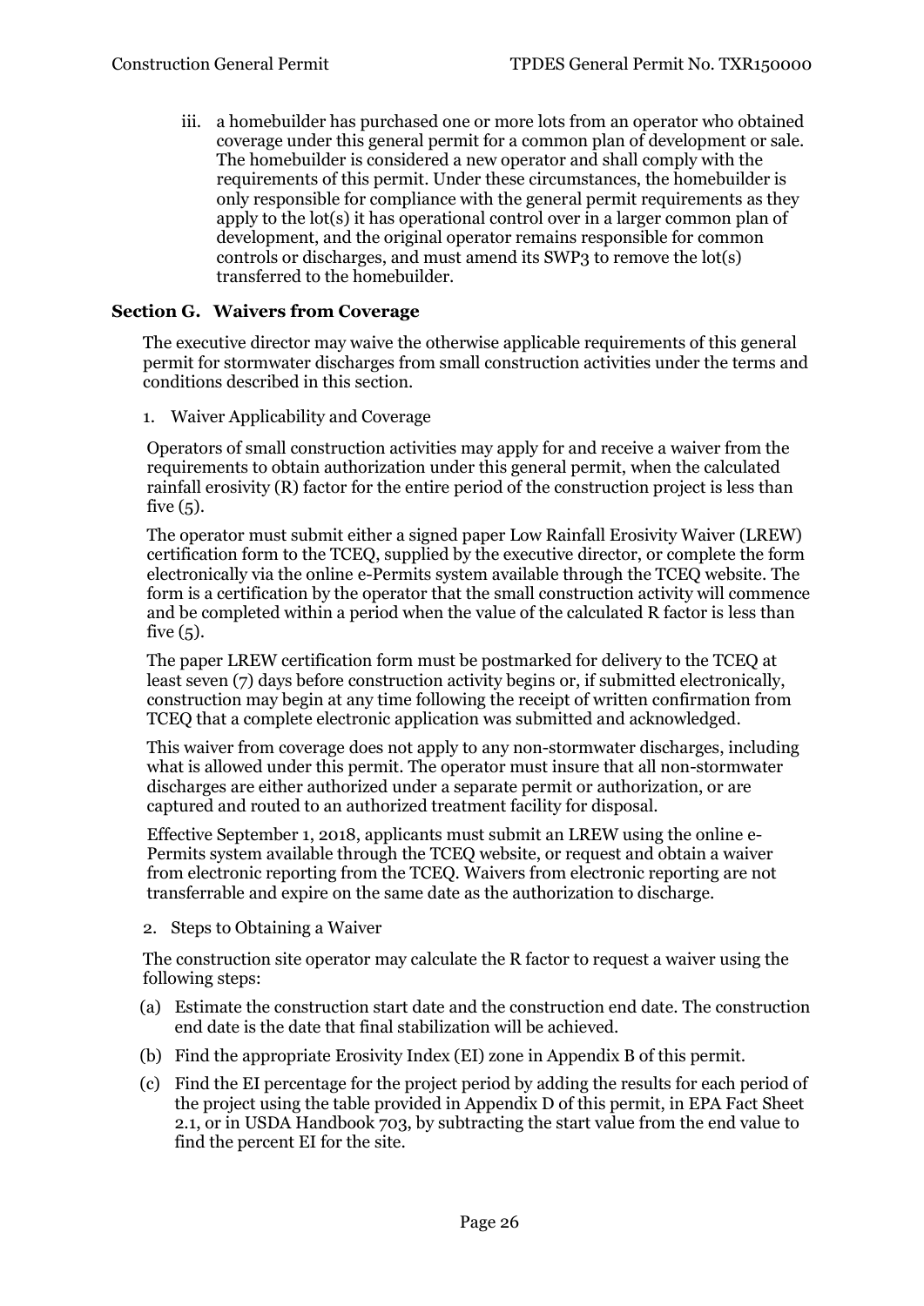iii. a homebuilder has purchased one or more lots from an operator who obtained coverage under this general permit for a common plan of development or sale. The homebuilder is considered a new operator and shall comply with the requirements of this permit. Under these circumstances, the homebuilder is only responsible for compliance with the general permit requirements as they apply to the lot(s) it has operational control over in a larger common plan of development, and the original operator remains responsible for common controls or discharges, and must amend its SWP3 to remove the lot(s) transferred to the homebuilder.

## Section G. Waivers from Coverage

The executive director may waive the otherwise applicable requirements of this general permit for stormwater discharges from small construction activities under the terms and conditions described in this section.

1. Waiver Applicability and Coverage

Operators of small construction activities may apply for and receive a waiver from the requirements to obtain authorization under this general permit, when the calculated rainfall erosivity (R) factor for the entire period of the construction project is less than five (5).

The operator must submit either a signed paper Low Rainfall Erosivity Waiver (LREW) certification form to the TCEQ, supplied by the executive director, or complete the form electronically via the online e-Permits system available through the TCEQ website. The form is a certification by the operator that the small construction activity will commence and be completed within a period when the value of the calculated R factor is less than five (5).

The paper LREW certification form must be postmarked for delivery to the TCEQ at least seven (7) days before construction activity begins or, if submitted electronically, construction may begin at any time following the receipt of written confirmation from TCEQ that a complete electronic application was submitted and acknowledged.

This waiver from coverage does not apply to any non-stormwater discharges, including what is allowed under this permit. The operator must insure that all non-stormwater discharges are either authorized under a separate permit or authorization, or are captured and routed to an authorized treatment facility for disposal.

Effective September 1, 2018, applicants must submit an LREW using the online e-Permits system available through the TCEQ website, or request and obtain a waiver from electronic reporting from the TCEQ. Waivers from electronic reporting are not transferrable and expire on the same date as the authorization to discharge.

2. Steps to Obtaining a Waiver

The construction site operator may calculate the R factor to request a waiver using the following steps:

(a) Estimate the construction start date and the construction end date. The construction end date is the date that final stabilization will be achieved.

(b) Find the appropriate Erosivity Index (EI) zone in Appendix B of this permit.

(c) Find the EI percentage for the project period by adding the results for each period of the project using the table provided in Appendix D of this permit, in EPA Fact Sheet 2.1, or in USDA Handbook 703, by subtracting the start value from the end value to find the percent EI for the site.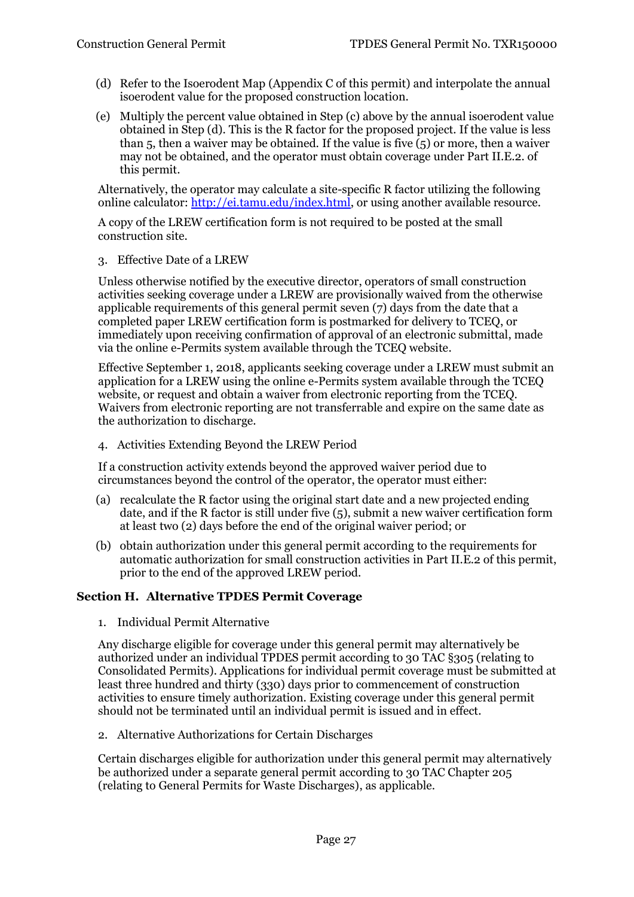(d) Refer to the Isoerodent Map (Appendix C of this permit) and interpolate the annual isoerodent value for the proposed construction location.

(e) Multiply the percent value obtained in Step (c) above by the annual isoerodent value obtained in Step (d). This is the R factor for the proposed project. If the value is less than 5, then a waiver may be obtained. If the value is five (5) or more, then a waiver may not be obtained, and the operator must obtain coverage under Part II.E.2. of this permit.

Alternatively, the operator may calculate a site-specific R factor utilizing the following online calculator: [http://ei.tamu.edu/index.html](http://ei.tamu.edu/index.html), or using another available resource.

A copy of the LREW certification form is not required to be posted at the small construction site.

3. Effective Date of a LREW

Unless otherwise notified by the executive director, operators of small construction activities seeking coverage under a LREW are provisionally waived from the otherwise applicable requirements of this general permit seven (7) days from the date that a completed paper LREW certification form is postmarked for delivery to TCEQ, or immediately upon receiving confirmation of approval of an electronic submittal, made via the online e-Permits system available through the TCEQ website.

Effective September 1, 2018, applicants seeking coverage under a LREW must submit an application for a LREW using the online e-Permits system available through the TCEQ website, or request and obtain a waiver from electronic reporting from the TCEQ. Waivers from electronic reporting are not transferrable and expire on the same date as the authorization to discharge.

4. Activities Extending Beyond the LREW Period

If a construction activity extends beyond the approved waiver period due to circumstances beyond the control of the operator, the operator must either:

(a) recalculate the R factor using the original start date and a new projected ending date, and if the R factor is still under five (5), submit a new waiver certification form at least two (2) days before the end of the original waiver period; or

(b) obtain authorization under this general permit according to the requirements for automatic authorization for small construction activities in Part II.E.2 of this permit, prior to the end of the approved LREW period.

## Section H. Alternative TPDES Permit Coverage

1. Individual Permit Alternative

Any discharge eligible for coverage under this general permit may alternatively be authorized under an individual TPDES permit according to 30 TAC §305 (relating to Consolidated Permits). Applications for individual permit coverage must be submitted at least three hundred and thirty (330) days prior to commencement of construction activities to ensure timely authorization. Existing coverage under this general permit should not be terminated until an individual permit is issued and in effect.

2. Alternative Authorizations for Certain Discharges

Certain discharges eligible for authorization under this general permit may alternatively be authorized under a separate general permit according to 30 TAC Chapter 205 (relating to General Permits for Waste Discharges), as applicable.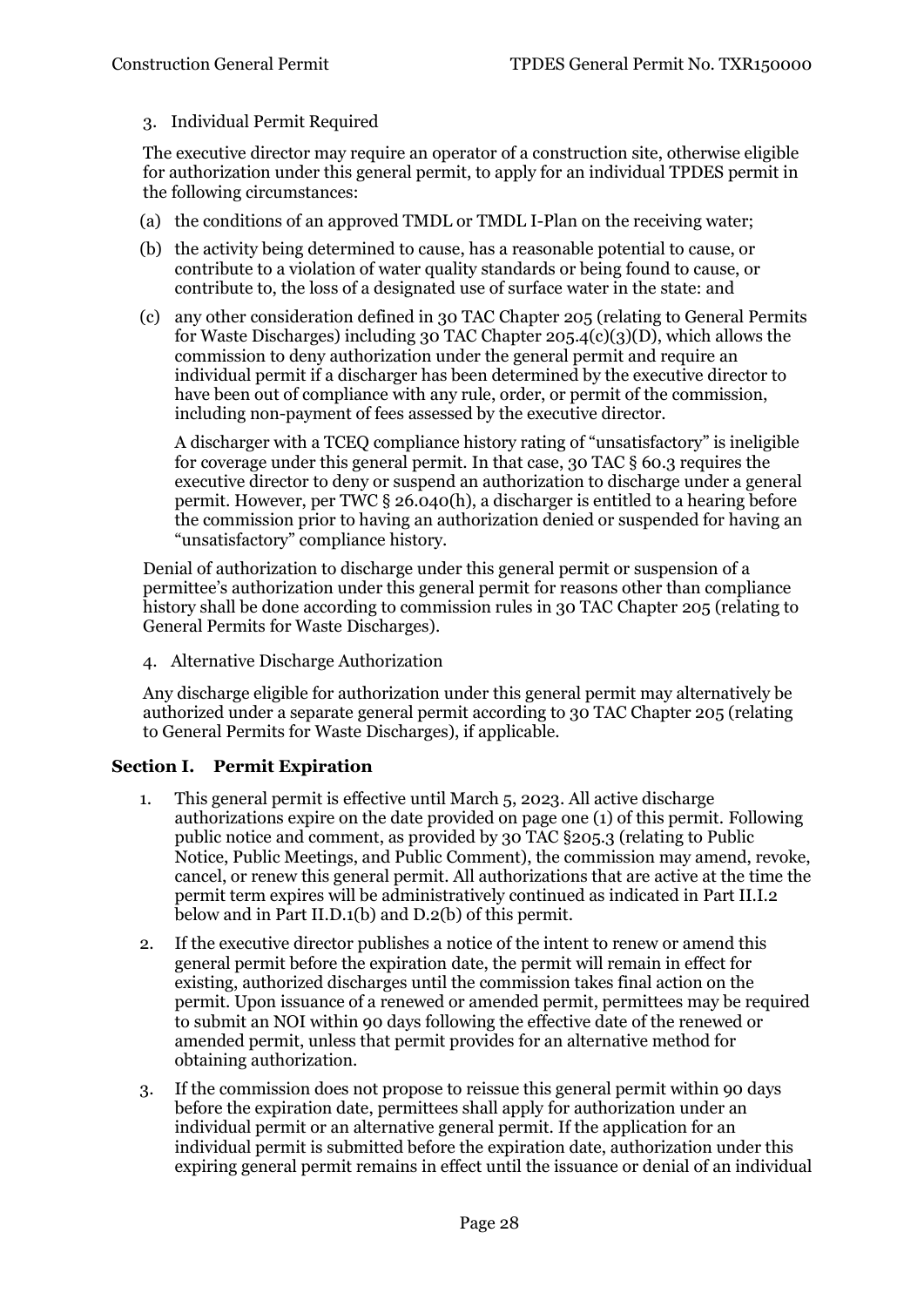3. Individual Permit Required

The executive director may require an operator of a construction site, otherwise eligible for authorization under this general permit, to apply for an individual TPDES permit in the following circumstances:

(a) the conditions of an approved TMDL or TMDL I-Plan on the receiving water;

(b) the activity being determined to cause, has a reasonable potential to cause, or contribute to a violation of water quality standards or being found to cause, or contribute to, the loss of a designated use of surface water in the state: and

(c) any other consideration defined in 30 TAC Chapter 205 (relating to General Permits for Waste Discharges) including 30 TAC Chapter 205.4(c)(3)(D), which allows the commission to deny authorization under the general permit and require an individual permit if a discharger has been determined by the executive director to have been out of compliance with any rule, order, or permit of the commission, including non-payment of fees assessed by the executive director.

A discharger with a TCEQ compliance history rating of "unsatisfactory" is ineligible for coverage under this general permit. In that case, 30 TAC § 60.3 requires the executive director to deny or suspend an authorization to discharge under a general permit. However, per TWC § 26.040(h), a discharger is entitled to a hearing before the commission prior to having an authorization denied or suspended for having an "unsatisfactory" compliance history.

Denial of authorization to discharge under this general permit or suspension of a permittee's authorization under this general permit for reasons other than compliance history shall be done according to commission rules in 30 TAC Chapter 205 (relating to General Permits for Waste Discharges).

4. Alternative Discharge Authorization

Any discharge eligible for authorization under this general permit may alternatively be authorized under a separate general permit according to 30 TAC Chapter 205 (relating to General Permits for Waste Discharges), if applicable.

## Section I. Permit Expiration

1. This general permit is effective until March 5, 2023. All active discharge authorizations expire on the date provided on page one (1) of this permit. Following public notice and comment, as provided by 30 TAC §205.3 (relating to Public Notice, Public Meetings, and Public Comment), the commission may amend, revoke, cancel, or renew this general permit. All authorizations that are active at the time the permit term expires will be administratively continued as indicated in Part II.I.2 below and in Part II.D.1(b) and D.2(b) of this permit.

2. If the executive director publishes a notice of the intent to renew or amend this general permit before the expiration date, the permit will remain in effect for existing, authorized discharges until the commission takes final action on the permit. Upon issuance of a renewed or amended permit, permittees may be required to submit an NOI within 90 days following the effective date of the renewed or amended permit, unless that permit provides for an alternative method for obtaining authorization.

3. If the commission does not propose to reissue this general permit within 90 days before the expiration date, permittees shall apply for authorization under an individual permit or an alternative general permit. If the application for an individual permit is submitted before the expiration date, authorization under this expiring general permit remains in effect until the issuance or denial of an individual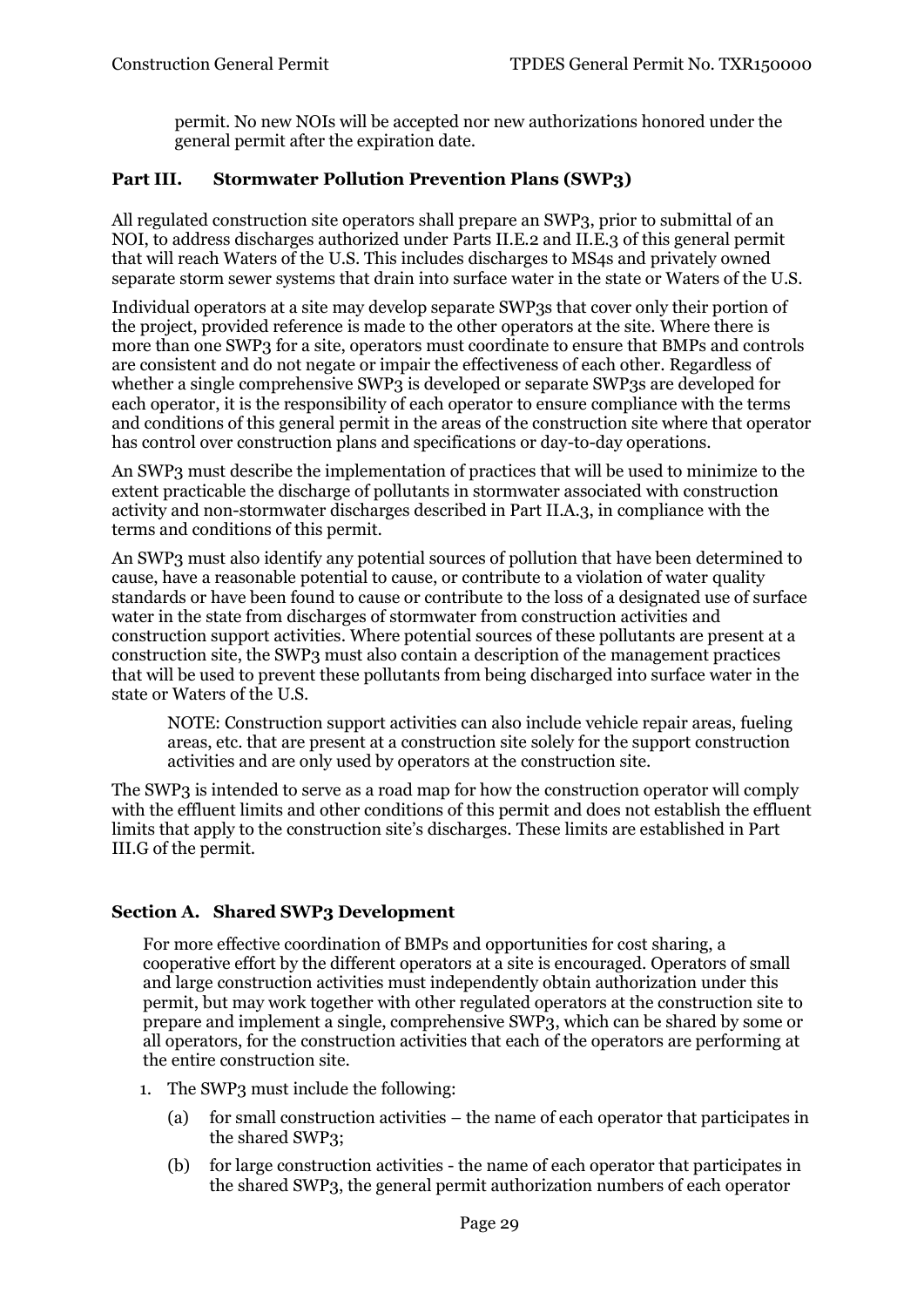permit. No new NOIs will be accepted nor new authorizations honored under the general permit after the expiration date.

## Part III. Stormwater Pollution Prevention Plans (SWP3)

All regulated construction site operators shall prepare an SWP3, prior to submittal of an NOI, to address discharges authorized under Parts II.E.2 and II.E.3 of this general permit that will reach Waters of the U.S. This includes discharges to MS4s and privately owned separate storm sewer systems that drain into surface water in the state or Waters of the U.S.

Individual operators at a site may develop separate SWP3s that cover only their portion of the project, provided reference is made to the other operators at the site. Where there is more than one SWP3 for a site, operators must coordinate to ensure that BMPs and controls are consistent and do not negate or impair the effectiveness of each other. Regardless of whether a single comprehensive SWP3 is developed or separate SWP3s are developed for each operator, it is the responsibility of each operator to ensure compliance with the terms and conditions of this general permit in the areas of the construction site where that operator has control over construction plans and specifications or day-to-day operations.

An SWP3 must describe the implementation of practices that will be used to minimize to the extent practicable the discharge of pollutants in stormwater associated with construction activity and non-stormwater discharges described in Part II.A.3, in compliance with the terms and conditions of this permit.

An SWP3 must also identify any potential sources of pollution that have been determined to cause, have a reasonable potential to cause, or contribute to a violation of water quality standards or have been found to cause or contribute to the loss of a designated use of surface water in the state from discharges of stormwater from construction activities and construction support activities. Where potential sources of these pollutants are present at a construction site, the SWP3 must also contain a description of the management practices that will be used to prevent these pollutants from being discharged into surface water in the state or Waters of the U.S.

> NOTE: Construction support activities can also include vehicle repair areas, fueling areas, etc. that are present at a construction site solely for the support construction activities and are only used by operators at the construction site.

The SWP3 is intended to serve as a road map for how the construction operator will comply with the effluent limits and other conditions of this permit and does not establish the effluent limits that apply to the construction site's discharges. These limits are established in Part III.G of the permit.

### Section A. Shared SWP3 Development

For more effective coordination of BMPs and opportunities for cost sharing, a cooperative effort by the different operators at a site is encouraged. Operators of small and large construction activities must independently obtain authorization under this permit, but may work together with other regulated operators at the construction site to prepare and implement a single, comprehensive SWP3, which can be shared by some or all operators, for the construction activities that each of the operators are performing at the entire construction site.

1. The SWP3 must include the following:
   - (a) for small construction activities – the name of each operator that participates in the shared SWP3;
   - (b) for large construction activities - the name of each operator that participates in the shared SWP3, the general permit authorization numbers of each operator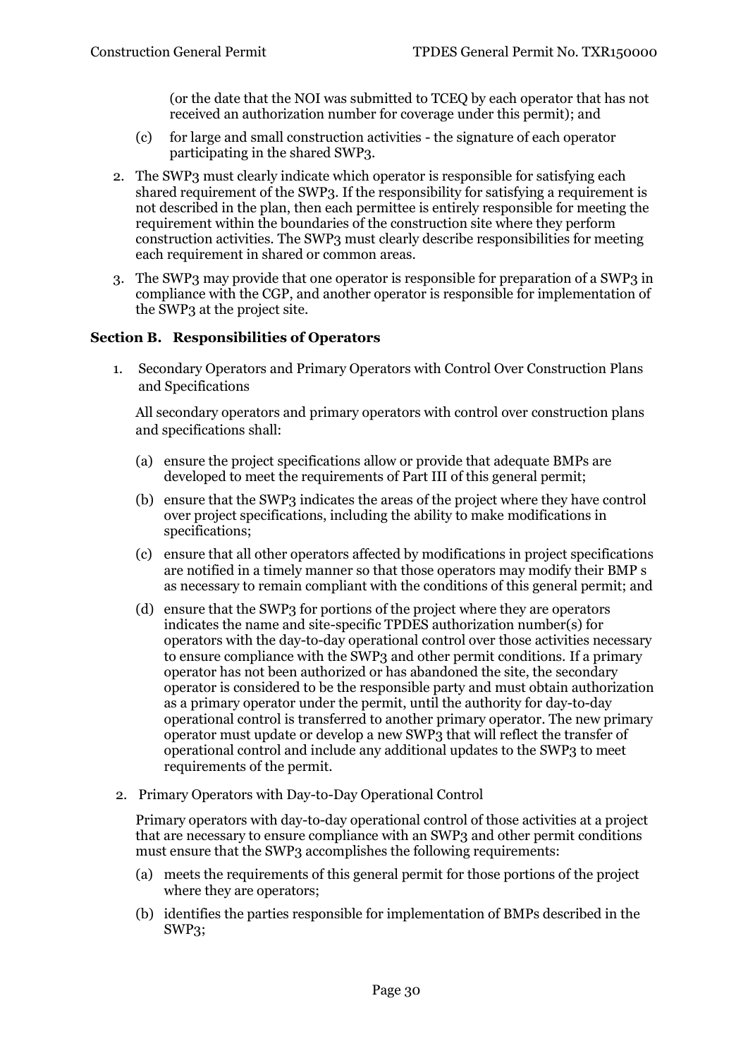(or the date that the NOI was submitted to TCEQ by each operator that has not received an authorization number for coverage under this permit); and

(c) for large and small construction activities - the signature of each operator participating in the shared SWP3.

2. The SWP3 must clearly indicate which operator is responsible for satisfying each shared requirement of the SWP3. If the responsibility for satisfying a requirement is not described in the plan, then each permittee is entirely responsible for meeting the requirement within the boundaries of the construction site where they perform construction activities. The SWP3 must clearly describe responsibilities for meeting each requirement in shared or common areas.

3. The SWP3 may provide that one operator is responsible for preparation of a SWP3 in compliance with the CGP, and another operator is responsible for implementation of the SWP3 at the project site.

### Section B. Responsibilities of Operators

1. Secondary Operators and Primary Operators with Control Over Construction Plans and Specifications

   All secondary operators and primary operators with control over construction plans and specifications shall:

   (a) ensure the project specifications allow or provide that adequate BMPs are developed to meet the requirements of Part III of this general permit;

   (b) ensure that the SWP3 indicates the areas of the project where they have control over project specifications, including the ability to make modifications in specifications;

   (c) ensure that all other operators affected by modifications in project specifications are notified in a timely manner so that those operators may modify their BMP s as necessary to remain compliant with the conditions of this general permit; and

   (d) ensure that the SWP3 for portions of the project where they are operators indicates the name and site-specific TPDES authorization number(s) for operators with the day-to-day operational control over those activities necessary to ensure compliance with the SWP3 and other permit conditions. If a primary operator has not been authorized or has abandoned the site, the secondary operator is considered to be the responsible party and must obtain authorization as a primary operator under the permit, until the authority for day-to-day operational control is transferred to another primary operator. The new primary operator must update or develop a new SWP3 that will reflect the transfer of operational control and include any additional updates to the SWP3 to meet requirements of the permit.

2. Primary Operators with Day-to-Day Operational Control

   Primary operators with day-to-day operational control of those activities at a project that are necessary to ensure compliance with an SWP3 and other permit conditions must ensure that the SWP3 accomplishes the following requirements:

   (a) meets the requirements of this general permit for those portions of the project where they are operators;

   (b) identifies the parties responsible for implementation of BMPs described in the SWP3;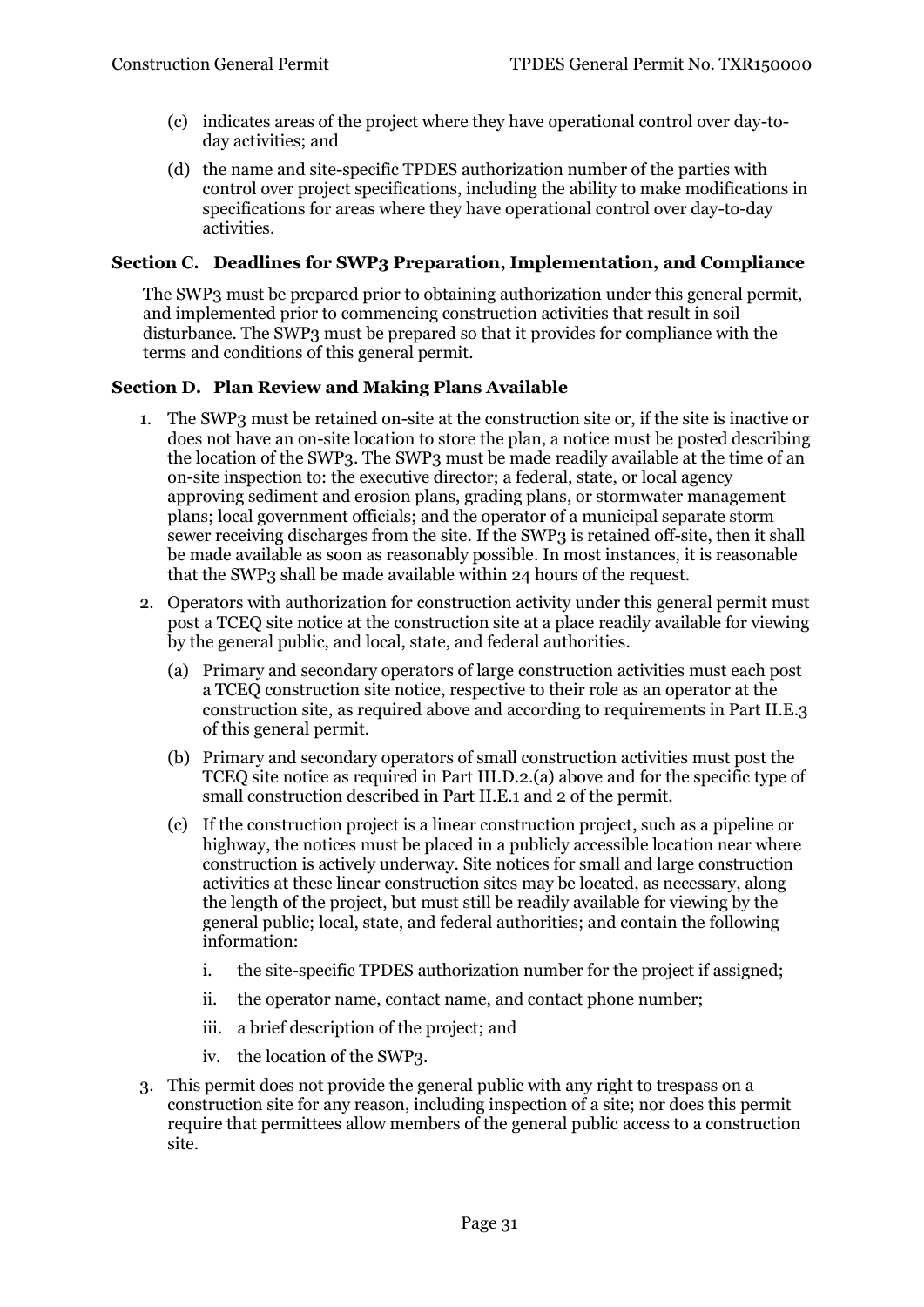(c) indicates areas of the project where they have operational control over day-to-day activities; and

(d) the name and site-specific TPDES authorization number of the parties with control over project specifications, including the ability to make modifications in specifications for areas where they have operational control over day-to-day activities.

### Section C. Deadlines for SWP3 Preparation, Implementation, and Compliance

The SWP3 must be prepared prior to obtaining authorization under this general permit, and implemented prior to commencing construction activities that result in soil disturbance. The SWP3 must be prepared so that it provides for compliance with the terms and conditions of this general permit.

### Section D. Plan Review and Making Plans Available

1. The SWP3 must be retained on-site at the construction site or, if the site is inactive or does not have an on-site location to store the plan, a notice must be posted describing the location of the SWP3. The SWP3 must be made readily available at the time of an on-site inspection to: the executive director; a federal, state, or local agency approving sediment and erosion plans, grading plans, or stormwater management plans; local government officials; and the operator of a municipal separate storm sewer receiving discharges from the site. If the SWP3 is retained off-site, then it shall be made available as soon as reasonably possible. In most instances, it is reasonable that the SWP3 shall be made available within 24 hours of the request.

2. Operators with authorization for construction activity under this general permit must post a TCEQ site notice at the construction site at a place readily available for viewing by the general public, and local, state, and federal authorities.

   (a) Primary and secondary operators of large construction activities must each post a TCEQ construction site notice, respective to their role as an operator at the construction site, as required above and according to requirements in Part II.E.3 of this general permit.

   (b) Primary and secondary operators of small construction activities must post the TCEQ site notice as required in Part III.D.2.(a) above and for the specific type of small construction described in Part II.E.1 and 2 of the permit.

   (c) If the construction project is a linear construction project, such as a pipeline or highway, the notices must be placed in a publicly accessible location near where construction is actively underway. Site notices for small and large construction activities at these linear construction sites may be located, as necessary, along the length of the project, but must still be readily available for viewing by the general public; local, state, and federal authorities; and contain the following information:

      i. the site-specific TPDES authorization number for the project if assigned;

      ii. the operator name, contact name, and contact phone number;

      iii. a brief description of the project; and

      iv. the location of the SWP3.

3. This permit does not provide the general public with any right to trespass on a construction site for any reason, including inspection of a site; nor does this permit require that permittees allow members of the general public access to a construction site.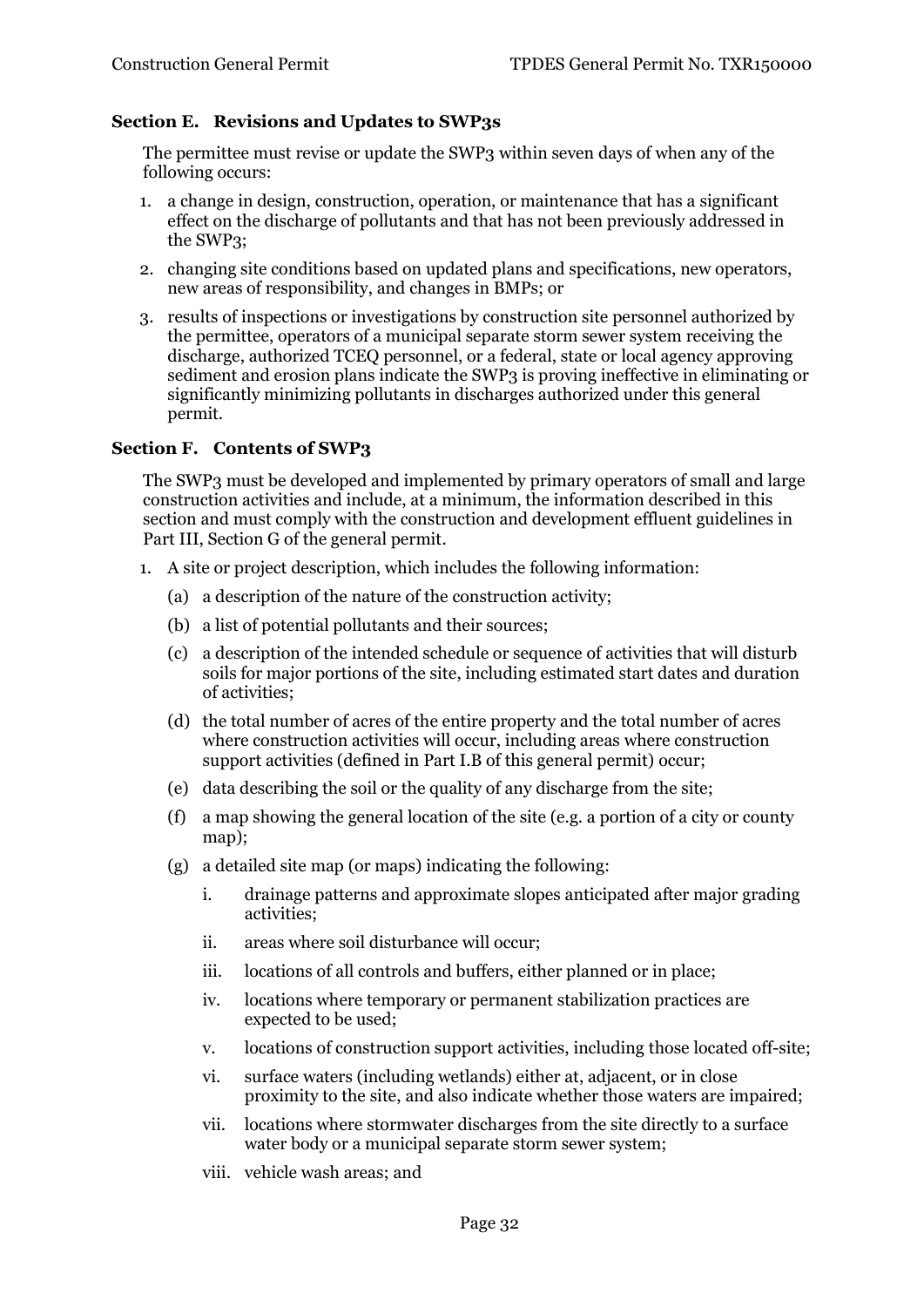### Section E. Revisions and Updates to SWP3s

The permittee must revise or update the SWP3 within seven days of when any of the following occurs:

1. a change in design, construction, operation, or maintenance that has a significant effect on the discharge of pollutants and that has not been previously addressed in the SWP3;
2. changing site conditions based on updated plans and specifications, new operators, new areas of responsibility, and changes in BMPs; or
3. results of inspections or investigations by construction site personnel authorized by the permittee, operators of a municipal separate storm sewer system receiving the discharge, authorized TCEQ personnel, or a federal, state or local agency approving sediment and erosion plans indicate the SWP3 is proving ineffective in eliminating or significantly minimizing pollutants in discharges authorized under this general permit.

### Section F. Contents of SWP3

The SWP3 must be developed and implemented by primary operators of small and large construction activities and include, at a minimum, the information described in this section and must comply with the construction and development effluent guidelines in Part III, Section G of the general permit.

1. A site or project description, which includes the following information:
   - (a) a description of the nature of the construction activity;
   - (b) a list of potential pollutants and their sources;
   - (c) a description of the intended schedule or sequence of activities that will disturb soils for major portions of the site, including estimated start dates and duration of activities;
   - (d) the total number of acres of the entire property and the total number of acres where construction activities will occur, including areas where construction support activities (defined in Part I.B of this general permit) occur;
   - (e) data describing the soil or the quality of any discharge from the site;
   - (f) a map showing the general location of the site (e.g. a portion of a city or county map);
   - (g) a detailed site map (or maps) indicating the following:
     - i. drainage patterns and approximate slopes anticipated after major grading activities;
     - ii. areas where soil disturbance will occur;
     - iii. locations of all controls and buffers, either planned or in place;
     - iv. locations where temporary or permanent stabilization practices are expected to be used;
     - v. locations of construction support activities, including those located off-site;
     - vi. surface waters (including wetlands) either at, adjacent, or in close proximity to the site, and also indicate whether those waters are impaired;
     - vii. locations where stormwater discharges from the site directly to a surface water body or a municipal separate storm sewer system;
     - viii. vehicle wash areas; and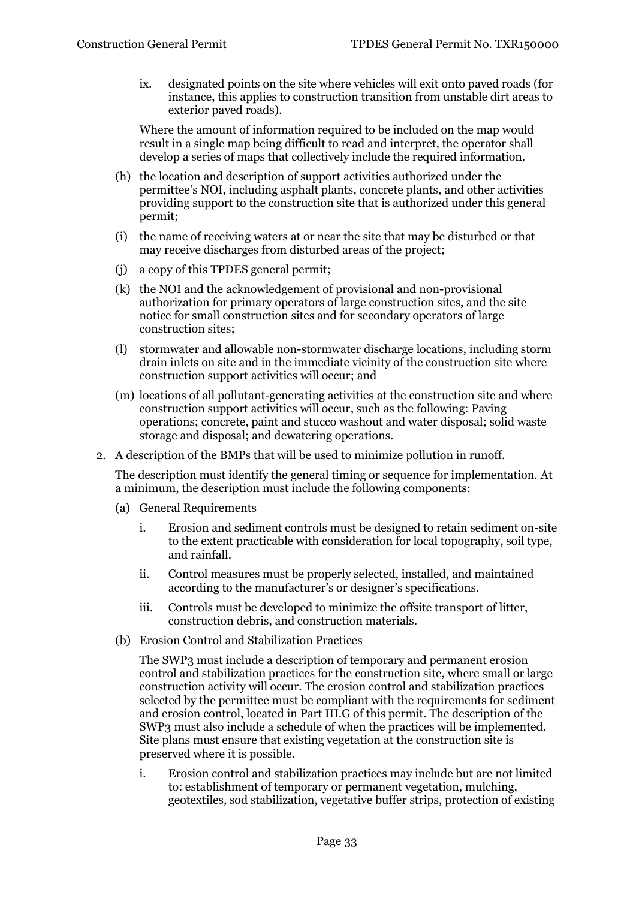ix. designated points on the site where vehicles will exit onto paved roads (for instance, this applies to construction transition from unstable dirt areas to exterior paved roads).

Where the amount of information required to be included on the map would result in a single map being difficult to read and interpret, the operator shall develop a series of maps that collectively include the required information.

(h) the location and description of support activities authorized under the permittee's NOI, including asphalt plants, concrete plants, and other activities providing support to the construction site that is authorized under this general permit;

(i) the name of receiving waters at or near the site that may be disturbed or that may receive discharges from disturbed areas of the project;

(j) a copy of this TPDES general permit;

(k) the NOI and the acknowledgement of provisional and non-provisional authorization for primary operators of large construction sites, and the site notice for small construction sites and for secondary operators of large construction sites;

(l) stormwater and allowable non-stormwater discharge locations, including storm drain inlets on site and in the immediate vicinity of the construction site where construction support activities will occur; and

(m) locations of all pollutant-generating activities at the construction site and where construction support activities will occur, such as the following: Paving operations; concrete, paint and stucco washout and water disposal; solid waste storage and disposal; and dewatering operations.

2. A description of the BMPs that will be used to minimize pollution in runoff.

   The description must identify the general timing or sequence for implementation. At a minimum, the description must include the following components:

   (a) General Requirements

   i. Erosion and sediment controls must be designed to retain sediment on-site to the extent practicable with consideration for local topography, soil type, and rainfall.

   ii. Control measures must be properly selected, installed, and maintained according to the manufacturer's or designer's specifications.

   iii. Controls must be developed to minimize the offsite transport of litter, construction debris, and construction materials.

   (b) Erosion Control and Stabilization Practices

   The SWP3 must include a description of temporary and permanent erosion control and stabilization practices for the construction site, where small or large construction activity will occur. The erosion control and stabilization practices selected by the permittee must be compliant with the requirements for sediment and erosion control, located in Part III.G of this permit. The description of the SWP3 must also include a schedule of when the practices will be implemented. Site plans must ensure that existing vegetation at the construction site is preserved where it is possible.

   i. Erosion control and stabilization practices may include but are not limited to: establishment of temporary or permanent vegetation, mulching, geotextiles, sod stabilization, vegetative buffer strips, protection of existing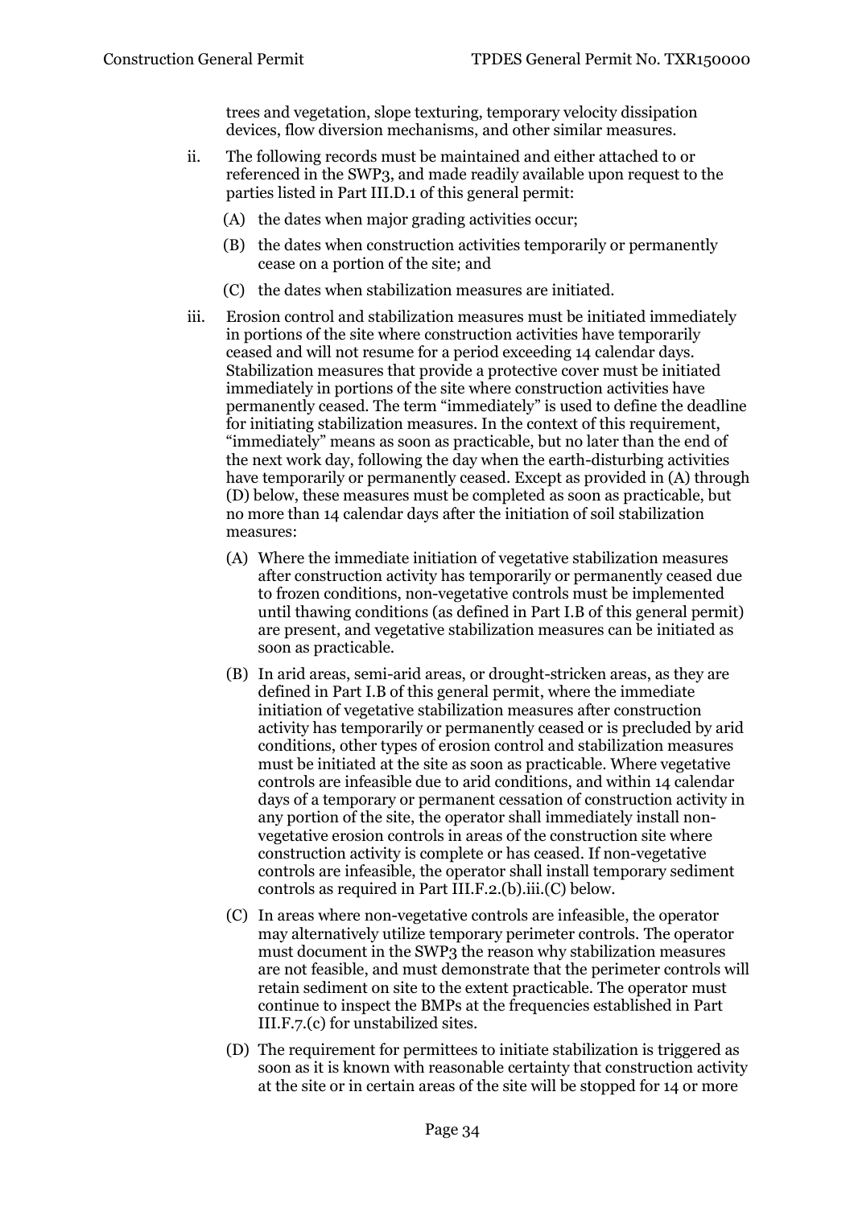trees and vegetation, slope texturing, temporary velocity dissipation devices, flow diversion mechanisms, and other similar measures.

ii. The following records must be maintained and either attached to or referenced in the SWP3, and made readily available upon request to the parties listed in Part III.D.1 of this general permit:

   (A) the dates when major grading activities occur;

   (B) the dates when construction activities temporarily or permanently cease on a portion of the site; and

   (C) the dates when stabilization measures are initiated.

iii. Erosion control and stabilization measures must be initiated immediately in portions of the site where construction activities have temporarily ceased and will not resume for a period exceeding 14 calendar days. Stabilization measures that provide a protective cover must be initiated immediately in portions of the site where construction activities have permanently ceased. The term "immediately" is used to define the deadline for initiating stabilization measures. In the context of this requirement, "immediately" means as soon as practicable, but no later than the end of the next work day, following the day when the earth-disturbing activities have temporarily or permanently ceased. Except as provided in (A) through (D) below, these measures must be completed as soon as practicable, but no more than 14 calendar days after the initiation of soil stabilization measures:

   (A) Where the immediate initiation of vegetative stabilization measures after construction activity has temporarily or permanently ceased due to frozen conditions, non-vegetative controls must be implemented until thawing conditions (as defined in Part I.B of this general permit) are present, and vegetative stabilization measures can be initiated as soon as practicable.

   (B) In arid areas, semi-arid areas, or drought-stricken areas, as they are defined in Part I.B of this general permit, where the immediate initiation of vegetative stabilization measures after construction activity has temporarily or permanently ceased or is precluded by arid conditions, other types of erosion control and stabilization measures must be initiated at the site as soon as practicable. Where vegetative controls are infeasible due to arid conditions, and within 14 calendar days of a temporary or permanent cessation of construction activity in any portion of the site, the operator shall immediately install non-vegetative erosion controls in areas of the construction site where construction activity is complete or has ceased. If non-vegetative controls are infeasible, the operator shall install temporary sediment controls as required in Part III.F.2.(b).iii.(C) below.

   (C) In areas where non-vegetative controls are infeasible, the operator may alternatively utilize temporary perimeter controls. The operator must document in the SWP3 the reason why stabilization measures are not feasible, and must demonstrate that the perimeter controls will retain sediment on site to the extent practicable. The operator must continue to inspect the BMPs at the frequencies established in Part III.F.7.(c) for unstabilized sites.

   (D) The requirement for permittees to initiate stabilization is triggered as soon as it is known with reasonable certainty that construction activity at the site or in certain areas of the site will be stopped for 14 or more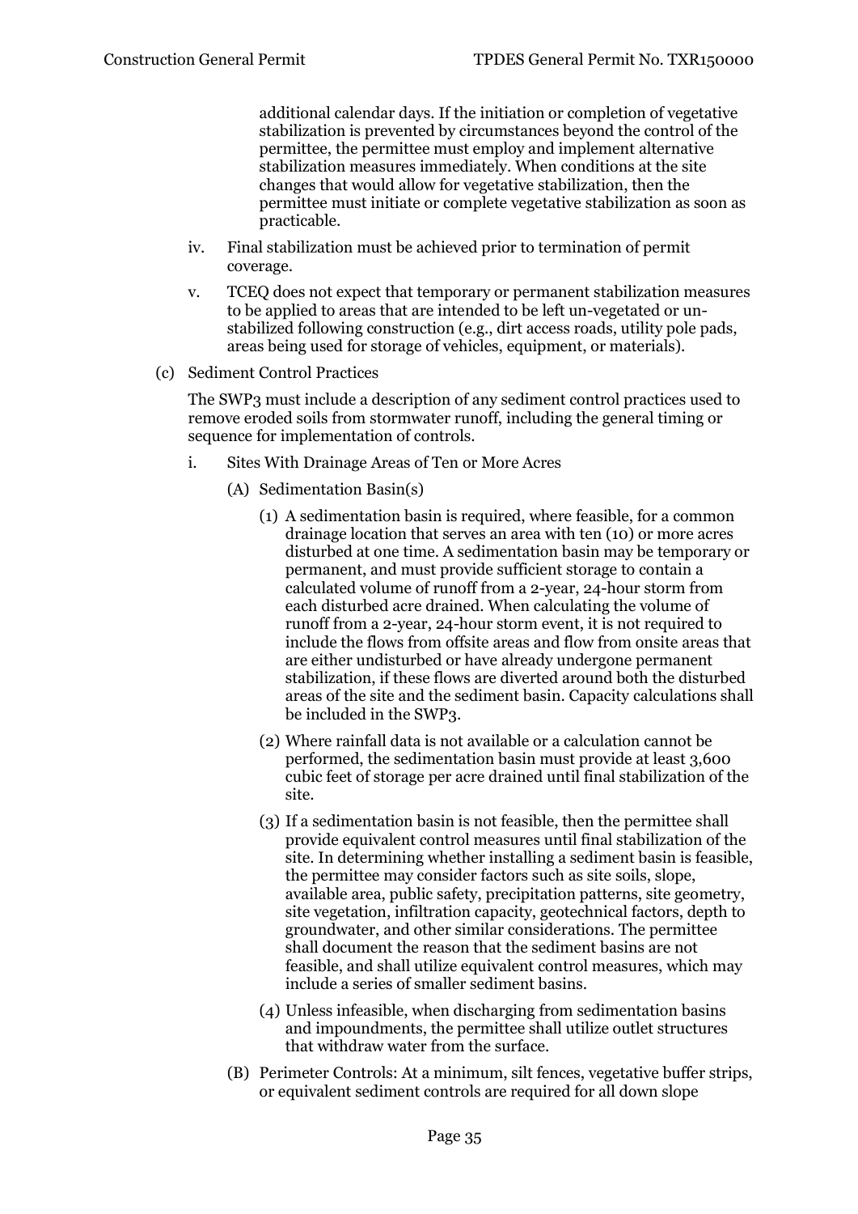additional calendar days. If the initiation or completion of vegetative stabilization is prevented by circumstances beyond the control of the permittee, the permittee must employ and implement alternative stabilization measures immediately. When conditions at the site changes that would allow for vegetative stabilization, then the permittee must initiate or complete vegetative stabilization as soon as practicable.

iv. Final stabilization must be achieved prior to termination of permit coverage.

v. TCEQ does not expect that temporary or permanent stabilization measures to be applied to areas that are intended to be left un-vegetated or un-stabilized following construction (e.g., dirt access roads, utility pole pads, areas being used for storage of vehicles, equipment, or materials).

(c) Sediment Control Practices

The SWP3 must include a description of any sediment control practices used to remove eroded soils from stormwater runoff, including the general timing or sequence for implementation of controls.

i. Sites With Drainage Areas of Ten or More Acres

(A) Sedimentation Basin(s)

(1) A sedimentation basin is required, where feasible, for a common drainage location that serves an area with ten (10) or more acres disturbed at one time. A sedimentation basin may be temporary or permanent, and must provide sufficient storage to contain a calculated volume of runoff from a 2-year, 24-hour storm from each disturbed acre drained. When calculating the volume of runoff from a 2-year, 24-hour storm event, it is not required to include the flows from offsite areas and flow from onsite areas that are either undisturbed or have already undergone permanent stabilization, if these flows are diverted around both the disturbed areas of the site and the sediment basin. Capacity calculations shall be included in the SWP3.

(2) Where rainfall data is not available or a calculation cannot be performed, the sedimentation basin must provide at least 3,600 cubic feet of storage per acre drained until final stabilization of the site.

(3) If a sedimentation basin is not feasible, then the permittee shall provide equivalent control measures until final stabilization of the site. In determining whether installing a sediment basin is feasible, the permittee may consider factors such as site soils, slope, available area, public safety, precipitation patterns, site geometry, site vegetation, infiltration capacity, geotechnical factors, depth to groundwater, and other similar considerations. The permittee shall document the reason that the sediment basins are not feasible, and shall utilize equivalent control measures, which may include a series of smaller sediment basins.

(4) Unless infeasible, when discharging from sedimentation basins and impoundments, the permittee shall utilize outlet structures that withdraw water from the surface.

(B) Perimeter Controls: At a minimum, silt fences, vegetative buffer strips, or equivalent sediment controls are required for all down slope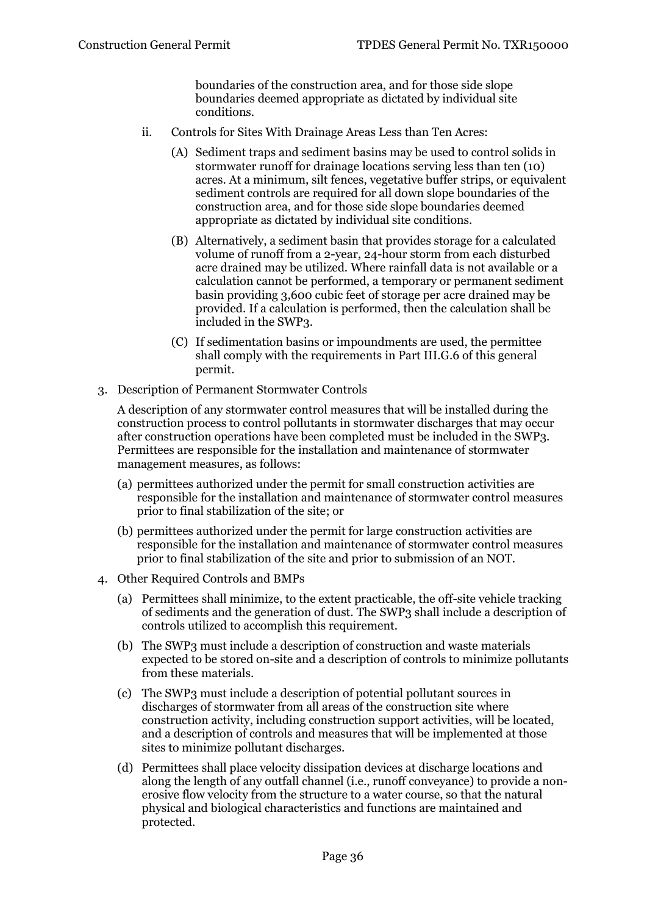boundaries of the construction area, and for those side slope boundaries deemed appropriate as dictated by individual site conditions.

ii. Controls for Sites With Drainage Areas Less than Ten Acres:

(A) Sediment traps and sediment basins may be used to control solids in stormwater runoff for drainage locations serving less than ten (10) acres. At a minimum, silt fences, vegetative buffer strips, or equivalent sediment controls are required for all down slope boundaries of the construction area, and for those side slope boundaries deemed appropriate as dictated by individual site conditions.

(B) Alternatively, a sediment basin that provides storage for a calculated volume of runoff from a 2-year, 24-hour storm from each disturbed acre drained may be utilized. Where rainfall data is not available or a calculation cannot be performed, a temporary or permanent sediment basin providing 3,600 cubic feet of storage per acre drained may be provided. If a calculation is performed, then the calculation shall be included in the SWP3.

(C) If sedimentation basins or impoundments are used, the permittee shall comply with the requirements in Part III.G.6 of this general permit.

3. Description of Permanent Stormwater Controls

A description of any stormwater control measures that will be installed during the construction process to control pollutants in stormwater discharges that may occur after construction operations have been completed must be included in the SWP3. Permittees are responsible for the installation and maintenance of stormwater management measures, as follows:

(a) permittees authorized under the permit for small construction activities are responsible for the installation and maintenance of stormwater control measures prior to final stabilization of the site; or

(b) permittees authorized under the permit for large construction activities are responsible for the installation and maintenance of stormwater control measures prior to final stabilization of the site and prior to submission of an NOT.

4. Other Required Controls and BMPs

(a) Permittees shall minimize, to the extent practicable, the off-site vehicle tracking of sediments and the generation of dust. The SWP3 shall include a description of controls utilized to accomplish this requirement.

(b) The SWP3 must include a description of construction and waste materials expected to be stored on-site and a description of controls to minimize pollutants from these materials.

(c) The SWP3 must include a description of potential pollutant sources in discharges of stormwater from all areas of the construction site where construction activity, including construction support activities, will be located, and a description of controls and measures that will be implemented at those sites to minimize pollutant discharges.

(d) Permittees shall place velocity dissipation devices at discharge locations and along the length of any outfall channel (i.e., runoff conveyance) to provide a non-erosive flow velocity from the structure to a water course, so that the natural physical and biological characteristics and functions are maintained and protected.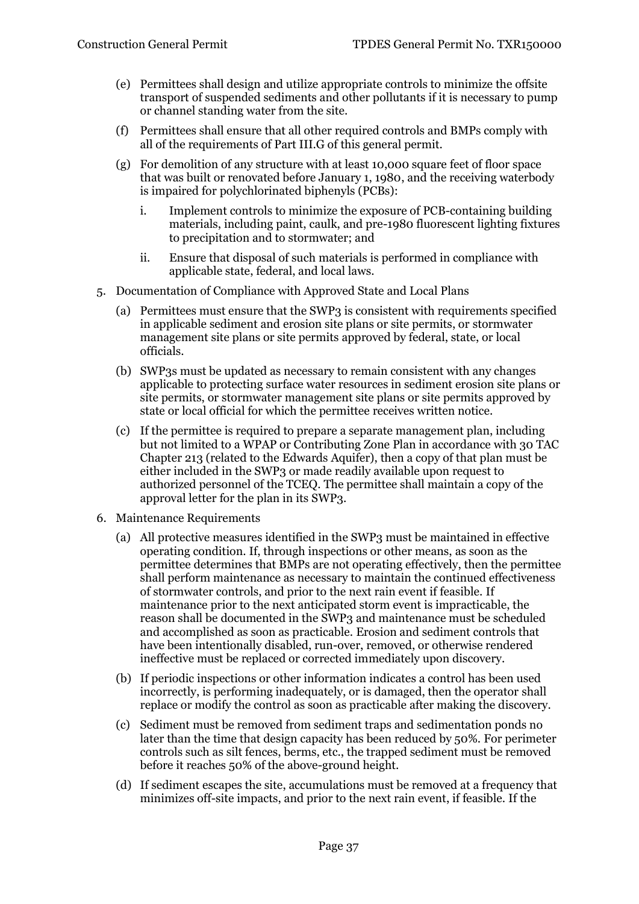(e) Permittees shall design and utilize appropriate controls to minimize the offsite transport of suspended sediments and other pollutants if it is necessary to pump or channel standing water from the site.

(f) Permittees shall ensure that all other required controls and BMPs comply with all of the requirements of Part III.G of this general permit.

(g) For demolition of any structure with at least 10,000 square feet of floor space that was built or renovated before January 1, 1980, and the receiving waterbody is impaired for polychlorinated biphenyls (PCBs):

   i. Implement controls to minimize the exposure of PCB-containing building materials, including paint, caulk, and pre-1980 fluorescent lighting fixtures to precipitation and to stormwater; and

   ii. Ensure that disposal of such materials is performed in compliance with applicable state, federal, and local laws.

5. Documentation of Compliance with Approved State and Local Plans

   (a) Permittees must ensure that the SWP3 is consistent with requirements specified in applicable sediment and erosion site plans or site permits, or stormwater management site plans or site permits approved by federal, state, or local officials.

   (b) SWP3s must be updated as necessary to remain consistent with any changes applicable to protecting surface water resources in sediment erosion site plans or site permits, or stormwater management site plans or site permits approved by state or local official for which the permittee receives written notice.

   (c) If the permittee is required to prepare a separate management plan, including but not limited to a WPAP or Contributing Zone Plan in accordance with 30 TAC Chapter 213 (related to the Edwards Aquifer), then a copy of that plan must be either included in the SWP3 or made readily available upon request to authorized personnel of the TCEQ. The permittee shall maintain a copy of the approval letter for the plan in its SWP3.

6. Maintenance Requirements

   (a) All protective measures identified in the SWP3 must be maintained in effective operating condition. If, through inspections or other means, as soon as the permittee determines that BMPs are not operating effectively, then the permittee shall perform maintenance as necessary to maintain the continued effectiveness of stormwater controls, and prior to the next rain event if feasible. If maintenance prior to the next anticipated storm event is impracticable, the reason shall be documented in the SWP3 and maintenance must be scheduled and accomplished as soon as practicable. Erosion and sediment controls that have been intentionally disabled, run-over, removed, or otherwise rendered ineffective must be replaced or corrected immediately upon discovery.

   (b) If periodic inspections or other information indicates a control has been used incorrectly, is performing inadequately, or is damaged, then the operator shall replace or modify the control as soon as practicable after making the discovery.

   (c) Sediment must be removed from sediment traps and sedimentation ponds no later than the time that design capacity has been reduced by 50%. For perimeter controls such as silt fences, berms, etc., the trapped sediment must be removed before it reaches 50% of the above-ground height.

   (d) If sediment escapes the site, accumulations must be removed at a frequency that minimizes off-site impacts, and prior to the next rain event, if feasible. If the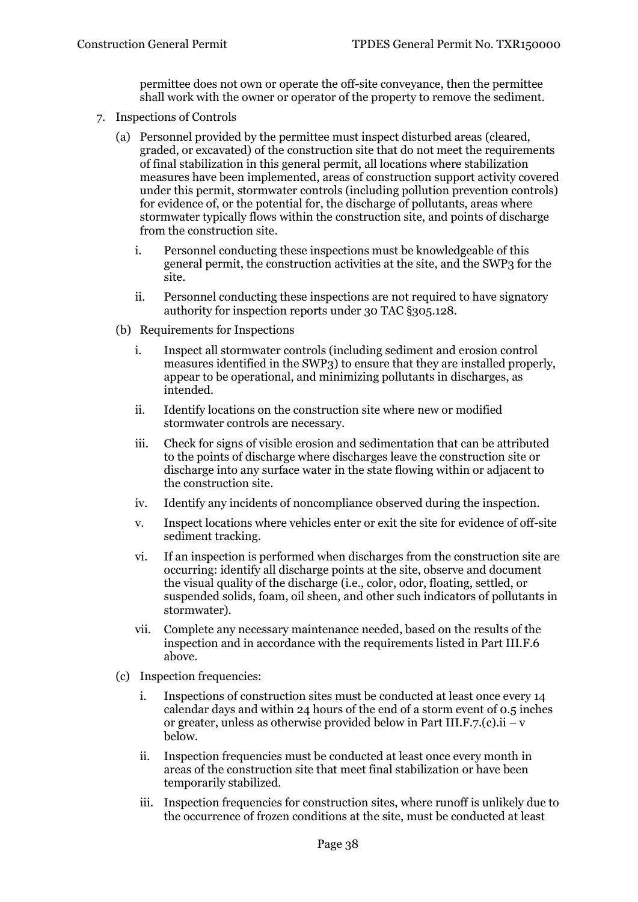permittee does not own or operate the off-site conveyance, then the permittee shall work with the owner or operator of the property to remove the sediment.

7. Inspections of Controls

   (a) Personnel provided by the permittee must inspect disturbed areas (cleared, graded, or excavated) of the construction site that do not meet the requirements of final stabilization in this general permit, all locations where stabilization measures have been implemented, areas of construction support activity covered under this permit, stormwater controls (including pollution prevention controls) for evidence of, or the potential for, the discharge of pollutants, areas where stormwater typically flows within the construction site, and points of discharge from the construction site.

      i. Personnel conducting these inspections must be knowledgeable of this general permit, the construction activities at the site, and the SWP3 for the site.

      ii. Personnel conducting these inspections are not required to have signatory authority for inspection reports under 30 TAC §305.128.

   (b) Requirements for Inspections

      i. Inspect all stormwater controls (including sediment and erosion control measures identified in the SWP3) to ensure that they are installed properly, appear to be operational, and minimizing pollutants in discharges, as intended.

      ii. Identify locations on the construction site where new or modified stormwater controls are necessary.

      iii. Check for signs of visible erosion and sedimentation that can be attributed to the points of discharge where discharges leave the construction site or discharge into any surface water in the state flowing within or adjacent to the construction site.

      iv. Identify any incidents of noncompliance observed during the inspection.

      v. Inspect locations where vehicles enter or exit the site for evidence of off-site sediment tracking.

      vi. If an inspection is performed when discharges from the construction site are occurring: identify all discharge points at the site, observe and document the visual quality of the discharge (i.e., color, odor, floating, settled, or suspended solids, foam, oil sheen, and other such indicators of pollutants in stormwater).

      vii. Complete any necessary maintenance needed, based on the results of the inspection and in accordance with the requirements listed in Part III.F.6 above.

   (c) Inspection frequencies:

      i. Inspections of construction sites must be conducted at least once every 14 calendar days and within 24 hours of the end of a storm event of 0.5 inches or greater, unless as otherwise provided below in Part III.F.7.(c).ii – v below.

      ii. Inspection frequencies must be conducted at least once every month in areas of the construction site that meet final stabilization or have been temporarily stabilized.

      iii. Inspection frequencies for construction sites, where runoff is unlikely due to the occurrence of frozen conditions at the site, must be conducted at least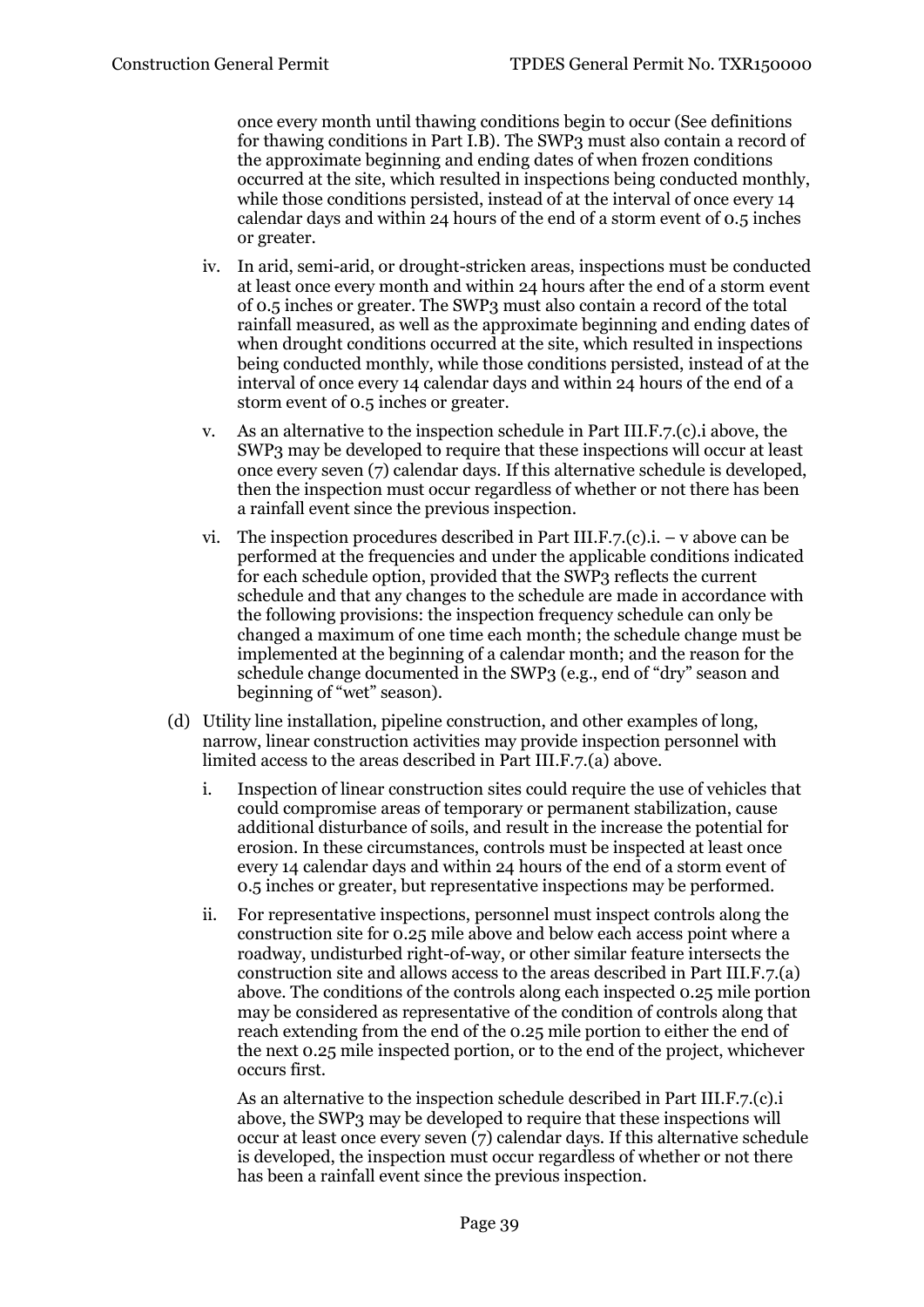once every month until thawing conditions begin to occur (See definitions for thawing conditions in Part I.B). The SWP3 must also contain a record of the approximate beginning and ending dates of when frozen conditions occurred at the site, which resulted in inspections being conducted monthly, while those conditions persisted, instead of at the interval of once every 14 calendar days and within 24 hours of the end of a storm event of 0.5 inches or greater.

iv. In arid, semi-arid, or drought-stricken areas, inspections must be conducted at least once every month and within 24 hours after the end of a storm event of 0.5 inches or greater. The SWP3 must also contain a record of the total rainfall measured, as well as the approximate beginning and ending dates of when drought conditions occurred at the site, which resulted in inspections being conducted monthly, while those conditions persisted, instead of at the interval of once every 14 calendar days and within 24 hours of the end of a storm event of 0.5 inches or greater.

v. As an alternative to the inspection schedule in Part III.F.7.(c).i above, the SWP3 may be developed to require that these inspections will occur at least once every seven (7) calendar days. If this alternative schedule is developed, then the inspection must occur regardless of whether or not there has been a rainfall event since the previous inspection.

vi. The inspection procedures described in Part III.F.7.(c).i. – v above can be performed at the frequencies and under the applicable conditions indicated for each schedule option, provided that the SWP3 reflects the current schedule and that any changes to the schedule are made in accordance with the following provisions: the inspection frequency schedule can only be changed a maximum of one time each month; the schedule change must be implemented at the beginning of a calendar month; and the reason for the schedule change documented in the SWP3 (e.g., end of "dry" season and beginning of "wet" season).

(d) Utility line installation, pipeline construction, and other examples of long, narrow, linear construction activities may provide inspection personnel with limited access to the areas described in Part III.F.7.(a) above.

i. Inspection of linear construction sites could require the use of vehicles that could compromise areas of temporary or permanent stabilization, cause additional disturbance of soils, and result in the increase the potential for erosion. In these circumstances, controls must be inspected at least once every 14 calendar days and within 24 hours of the end of a storm event of 0.5 inches or greater, but representative inspections may be performed.

ii. For representative inspections, personnel must inspect controls along the construction site for 0.25 mile above and below each access point where a roadway, undisturbed right-of-way, or other similar feature intersects the construction site and allows access to the areas described in Part III.F.7.(a) above. The conditions of the controls along each inspected 0.25 mile portion may be considered as representative of the condition of controls along that reach extending from the end of the 0.25 mile portion to either the end of the next 0.25 mile inspected portion, or to the end of the project, whichever occurs first.

As an alternative to the inspection schedule described in Part III.F.7.(c).i above, the SWP3 may be developed to require that these inspections will occur at least once every seven (7) calendar days. If this alternative schedule is developed, the inspection must occur regardless of whether or not there has been a rainfall event since the previous inspection.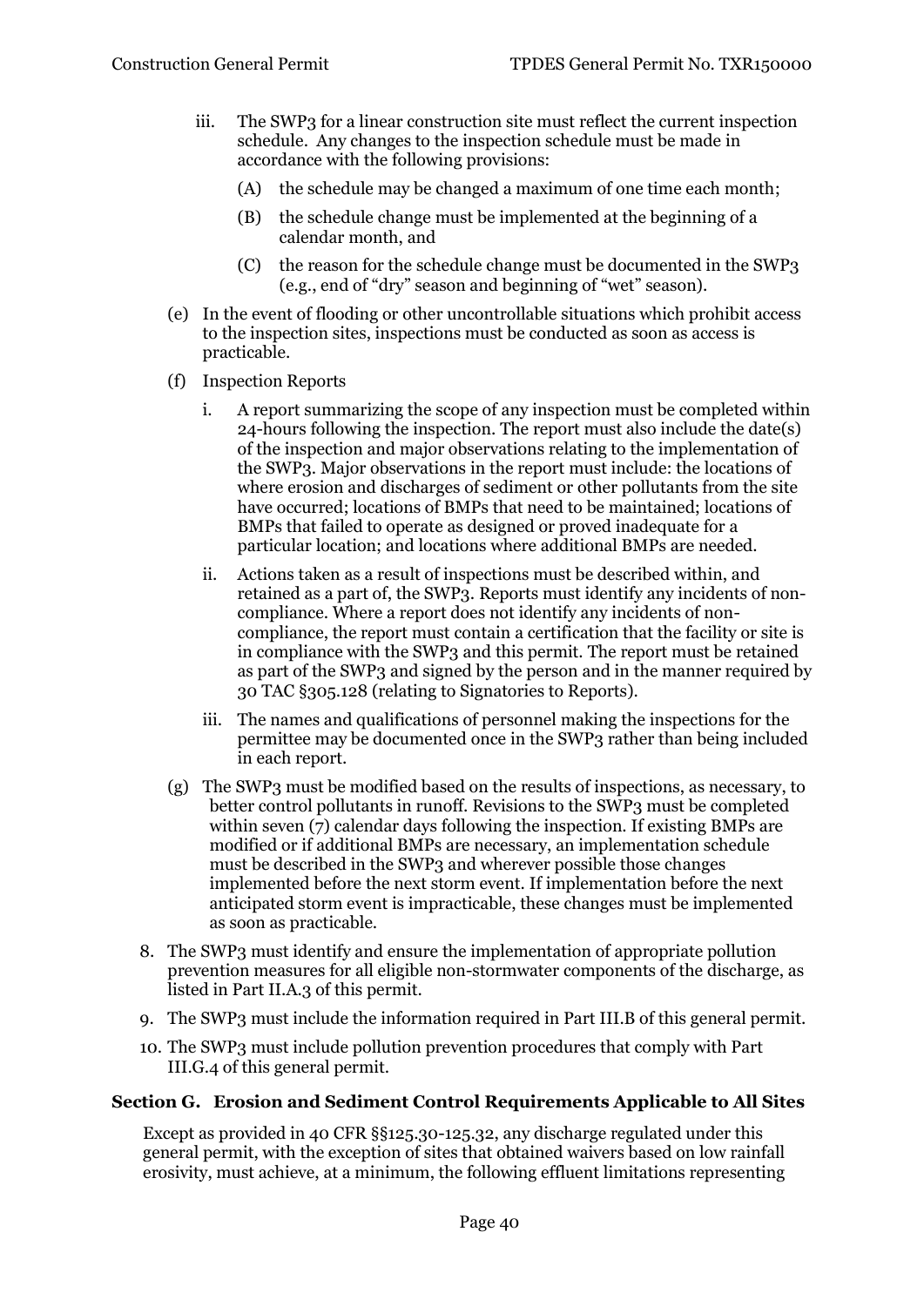iii. The SWP3 for a linear construction site must reflect the current inspection schedule. Any changes to the inspection schedule must be made in accordance with the following provisions:

   (A) the schedule may be changed a maximum of one time each month;

   (B) the schedule change must be implemented at the beginning of a calendar month, and

   (C) the reason for the schedule change must be documented in the SWP3 (e.g., end of "dry" season and beginning of "wet" season).

(e) In the event of flooding or other uncontrollable situations which prohibit access to the inspection sites, inspections must be conducted as soon as access is practicable.

(f) Inspection Reports

   i. A report summarizing the scope of any inspection must be completed within 24-hours following the inspection. The report must also include the date(s) of the inspection and major observations relating to the implementation of the SWP3. Major observations in the report must include: the locations of where erosion and discharges of sediment or other pollutants from the site have occurred; locations of BMPs that need to be maintained; locations of BMPs that failed to operate as designed or proved inadequate for a particular location; and locations where additional BMPs are needed.

   ii. Actions taken as a result of inspections must be described within, and retained as a part of, the SWP3. Reports must identify any incidents of non-compliance. Where a report does not identify any incidents of non-compliance, the report must contain a certification that the facility or site is in compliance with the SWP3 and this permit. The report must be retained as part of the SWP3 and signed by the person and in the manner required by 30 TAC §305.128 (relating to Signatories to Reports).

   iii. The names and qualifications of personnel making the inspections for the permittee may be documented once in the SWP3 rather than being included in each report.

(g) The SWP3 must be modified based on the results of inspections, as necessary, to better control pollutants in runoff. Revisions to the SWP3 must be completed within seven (7) calendar days following the inspection. If existing BMPs are modified or if additional BMPs are necessary, an implementation schedule must be described in the SWP3 and wherever possible those changes implemented before the next storm event. If implementation before the next anticipated storm event is impracticable, these changes must be implemented as soon as practicable.

8. The SWP3 must identify and ensure the implementation of appropriate pollution prevention measures for all eligible non-stormwater components of the discharge, as listed in Part II.A.3 of this permit.

9. The SWP3 must include the information required in Part III.B of this general permit.

10. The SWP3 must include pollution prevention procedures that comply with Part III.G.4 of this general permit.

### Section G. Erosion and Sediment Control Requirements Applicable to All Sites

Except as provided in 40 CFR §§125.30-125.32, any discharge regulated under this general permit, with the exception of sites that obtained waivers based on low rainfall erosivity, must achieve, at a minimum, the following effluent limitations representing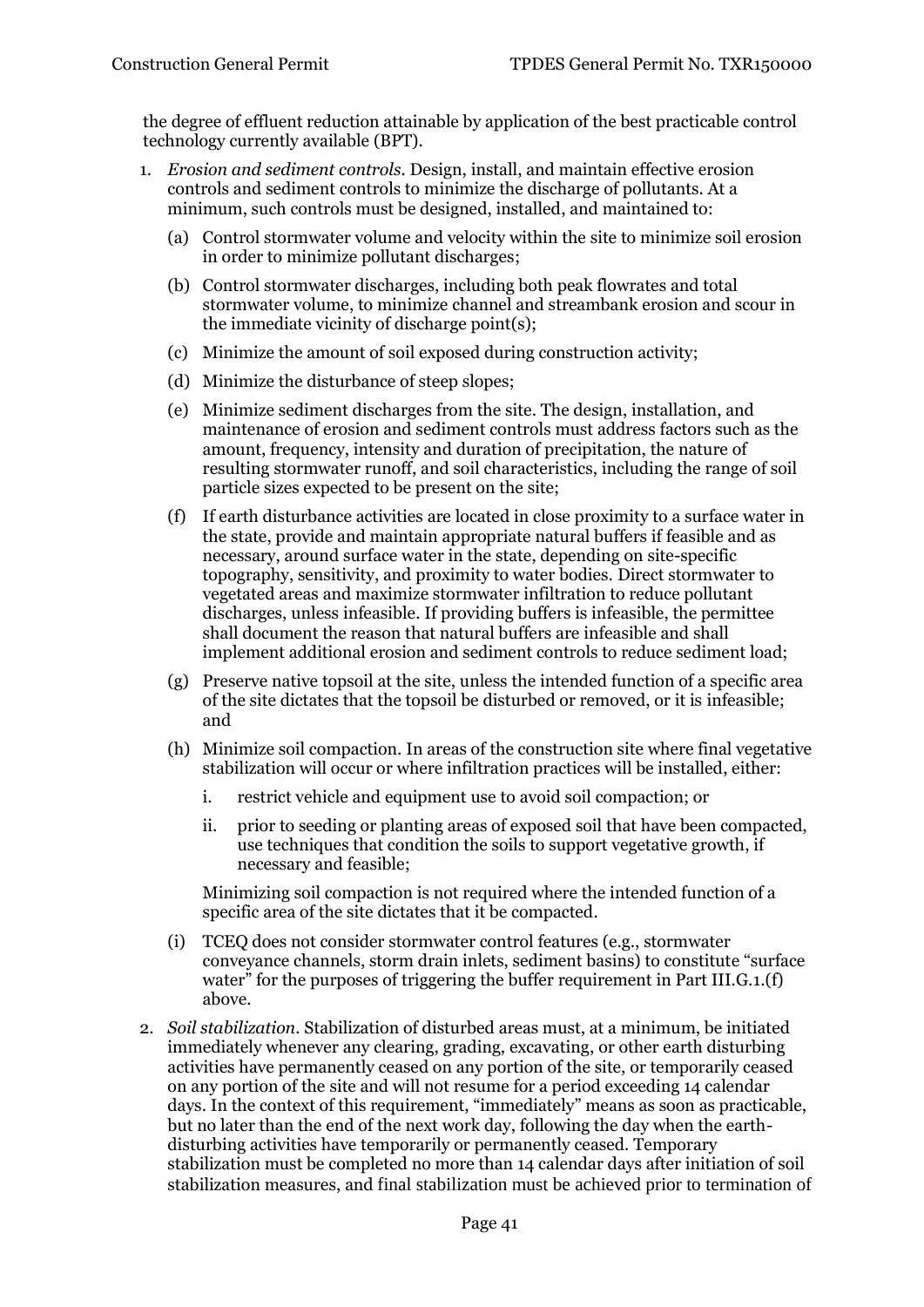the degree of effluent reduction attainable by application of the best practicable control technology currently available (BPT).

1. *Erosion and sediment controls*. Design, install, and maintain effective erosion controls and sediment controls to minimize the discharge of pollutants. At a minimum, such controls must be designed, installed, and maintained to:

   (a) Control stormwater volume and velocity within the site to minimize soil erosion in order to minimize pollutant discharges;

   (b) Control stormwater discharges, including both peak flowrates and total stormwater volume, to minimize channel and streambank erosion and scour in the immediate vicinity of discharge point(s);

   (c) Minimize the amount of soil exposed during construction activity;

   (d) Minimize the disturbance of steep slopes;

   (e) Minimize sediment discharges from the site. The design, installation, and maintenance of erosion and sediment controls must address factors such as the amount, frequency, intensity and duration of precipitation, the nature of resulting stormwater runoff, and soil characteristics, including the range of soil particle sizes expected to be present on the site;

   (f) If earth disturbance activities are located in close proximity to a surface water in the state, provide and maintain appropriate natural buffers if feasible and as necessary, around surface water in the state, depending on site-specific topography, sensitivity, and proximity to water bodies. Direct stormwater to vegetated areas and maximize stormwater infiltration to reduce pollutant discharges, unless infeasible. If providing buffers is infeasible, the permittee shall document the reason that natural buffers are infeasible and shall implement additional erosion and sediment controls to reduce sediment load;

   (g) Preserve native topsoil at the site, unless the intended function of a specific area of the site dictates that the topsoil be disturbed or removed, or it is infeasible; and

   (h) Minimize soil compaction. In areas of the construction site where final vegetative stabilization will occur or where infiltration practices will be installed, either:

      i. restrict vehicle and equipment use to avoid soil compaction; or

      ii. prior to seeding or planting areas of exposed soil that have been compacted, use techniques that condition the soils to support vegetative growth, if necessary and feasible;

      Minimizing soil compaction is not required where the intended function of a specific area of the site dictates that it be compacted.

   (i) TCEQ does not consider stormwater control features (e.g., stormwater conveyance channels, storm drain inlets, sediment basins) to constitute "surface water" for the purposes of triggering the buffer requirement in Part III.G.1.(f) above.

2. *Soil stabilization*. Stabilization of disturbed areas must, at a minimum, be initiated immediately whenever any clearing, grading, excavating, or other earth disturbing activities have permanently ceased on any portion of the site, or temporarily ceased on any portion of the site and will not resume for a period exceeding 14 calendar days. In the context of this requirement, "immediately" means as soon as practicable, but no later than the end of the next work day, following the day when the earth-disturbing activities have temporarily or permanently ceased. Temporary stabilization must be completed no more than 14 calendar days after initiation of soil stabilization measures, and final stabilization must be achieved prior to termination of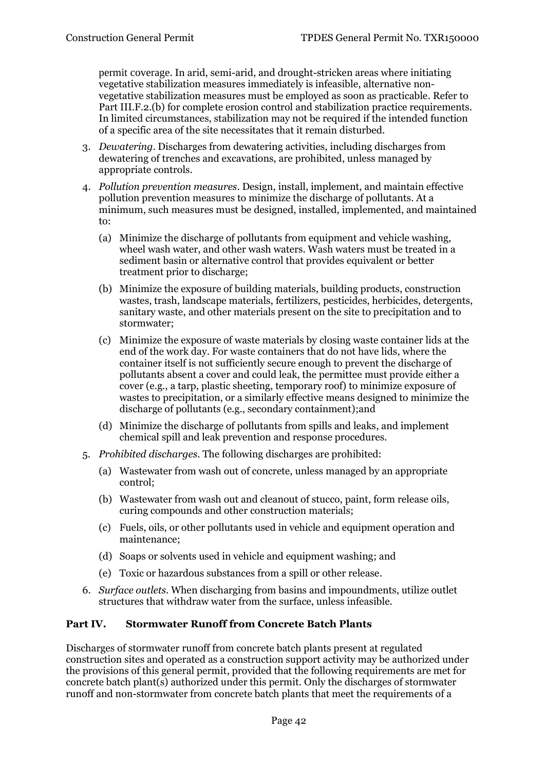permit coverage. In arid, semi-arid, and drought-stricken areas where initiating vegetative stabilization measures immediately is infeasible, alternative non-vegetative stabilization measures must be employed as soon as practicable. Refer to Part III.F.2.(b) for complete erosion control and stabilization practice requirements. In limited circumstances, stabilization may not be required if the intended function of a specific area of the site necessitates that it remain disturbed.

3. *Dewatering*. Discharges from dewatering activities, including discharges from dewatering of trenches and excavations, are prohibited, unless managed by appropriate controls.

4. *Pollution prevention measures*. Design, install, implement, and maintain effective pollution prevention measures to minimize the discharge of pollutants. At a minimum, such measures must be designed, installed, implemented, and maintained to:

   (a) Minimize the discharge of pollutants from equipment and vehicle washing, wheel wash water, and other wash waters. Wash waters must be treated in a sediment basin or alternative control that provides equivalent or better treatment prior to discharge;

   (b) Minimize the exposure of building materials, building products, construction wastes, trash, landscape materials, fertilizers, pesticides, herbicides, detergents, sanitary waste, and other materials present on the site to precipitation and to stormwater;

   (c) Minimize the exposure of waste materials by closing waste container lids at the end of the work day. For waste containers that do not have lids, where the container itself is not sufficiently secure enough to prevent the discharge of pollutants absent a cover and could leak, the permittee must provide either a cover (e.g., a tarp, plastic sheeting, temporary roof) to minimize exposure of wastes to precipitation, or a similarly effective means designed to minimize the discharge of pollutants (e.g., secondary containment);and

   (d) Minimize the discharge of pollutants from spills and leaks, and implement chemical spill and leak prevention and response procedures.

5. *Prohibited discharges*. The following discharges are prohibited:

   (a) Wastewater from wash out of concrete, unless managed by an appropriate control;

   (b) Wastewater from wash out and cleanout of stucco, paint, form release oils, curing compounds and other construction materials;

   (c) Fuels, oils, or other pollutants used in vehicle and equipment operation and maintenance;

   (d) Soaps or solvents used in vehicle and equipment washing; and

   (e) Toxic or hazardous substances from a spill or other release.

6. *Surface outlets*. When discharging from basins and impoundments, utilize outlet structures that withdraw water from the surface, unless infeasible.

## Part IV. Stormwater Runoff from Concrete Batch Plants

Discharges of stormwater runoff from concrete batch plants present at regulated construction sites and operated as a construction support activity may be authorized under the provisions of this general permit, provided that the following requirements are met for concrete batch plant(s) authorized under this permit. Only the discharges of stormwater runoff and non-stormwater from concrete batch plants that meet the requirements of a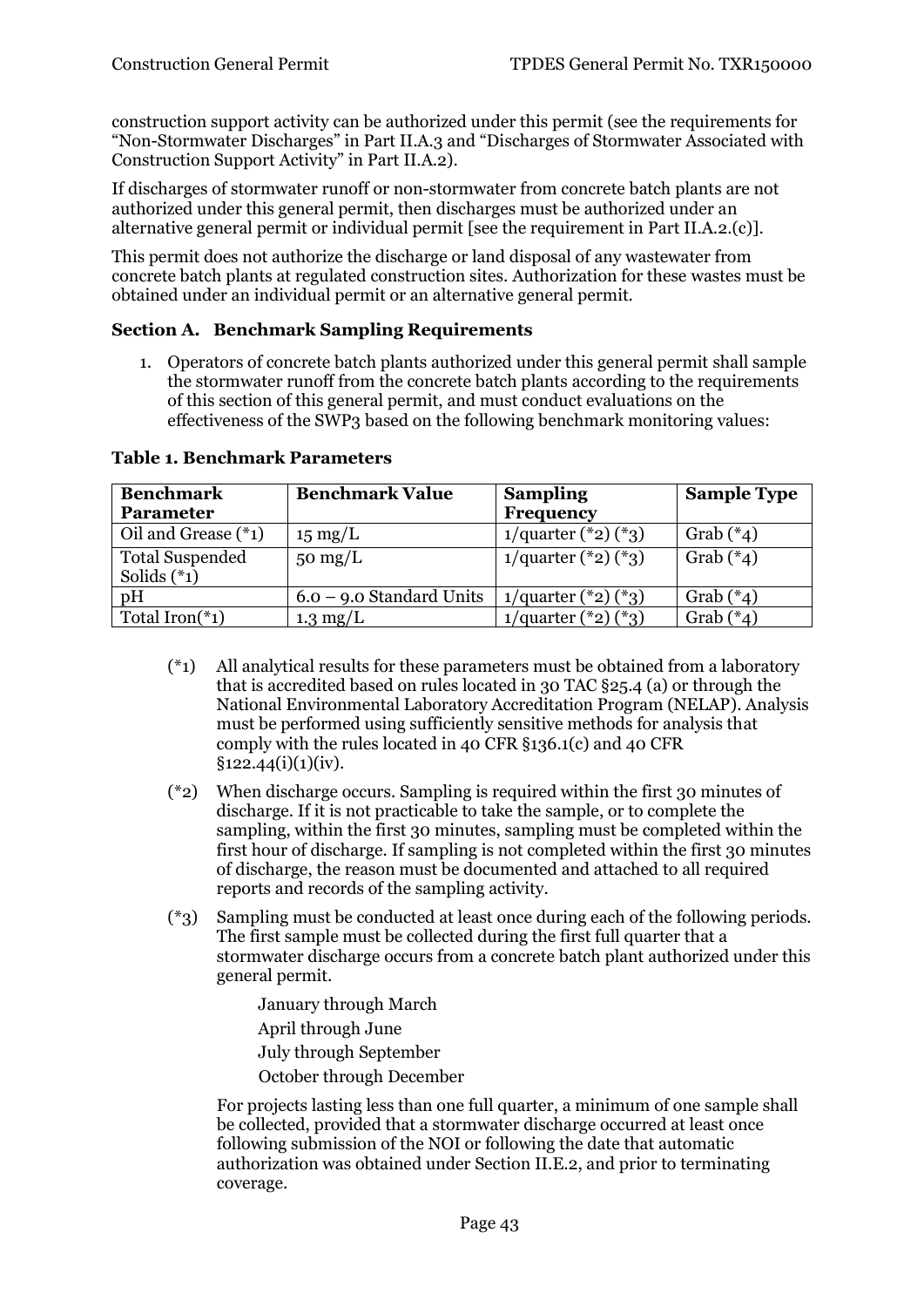construction support activity can be authorized under this permit (see the requirements for "Non-Stormwater Discharges" in Part II.A.3 and "Discharges of Stormwater Associated with Construction Support Activity" in Part II.A.2).

If discharges of stormwater runoff or non-stormwater from concrete batch plants are not authorized under this general permit, then discharges must be authorized under an alternative general permit or individual permit [see the requirement in Part II.A.2.(c)].

This permit does not authorize the discharge or land disposal of any wastewater from concrete batch plants at regulated construction sites. Authorization for these wastes must be obtained under an individual permit or an alternative general permit.

### Section A. Benchmark Sampling Requirements

1. Operators of concrete batch plants authorized under this general permit shall sample the stormwater runoff from the concrete batch plants according to the requirements of this section of this general permit, and must conduct evaluations on the effectiveness of the SWP3 based on the following benchmark monitoring values:

**Table 1. Benchmark Parameters**

| Benchmark Parameter | Benchmark Value | Sampling Frequency | Sample Type |
|---|---|---|---|
| Oil and Grease (*1) | 15 mg/L | 1/quarter (*2) (*3) | Grab (*4) |
| Total Suspended Solids (*1) | 50 mg/L | 1/quarter (*2) (*3) | Grab (*4) |
| pH | 6.0 – 9.0 Standard Units | 1/quarter (*2) (*3) | Grab (*4) |
| Total Iron(*1) | 1.3 mg/L | 1/quarter (*2) (*3) | Grab (*4) |

(*1) All analytical results for these parameters must be obtained from a laboratory that is accredited based on rules located in 30 TAC §25.4 (a) or through the National Environmental Laboratory Accreditation Program (NELAP). Analysis must be performed using sufficiently sensitive methods for analysis that comply with the rules located in 40 CFR §136.1(c) and 40 CFR §122.44(i)(1)(iv).

(*2) When discharge occurs. Sampling is required within the first 30 minutes of discharge. If it is not practicable to take the sample, or to complete the sampling, within the first 30 minutes, sampling must be completed within the first hour of discharge. If sampling is not completed within the first 30 minutes of discharge, the reason must be documented and attached to all required reports and records of the sampling activity.

(*3) Sampling must be conducted at least once during each of the following periods. The first sample must be collected during the first full quarter that a stormwater discharge occurs from a concrete batch plant authorized under this general permit.

January through March
April through June
July through September
October through December

For projects lasting less than one full quarter, a minimum of one sample shall be collected, provided that a stormwater discharge occurred at least once following submission of the NOI or following the date that automatic authorization was obtained under Section II.E.2, and prior to terminating coverage.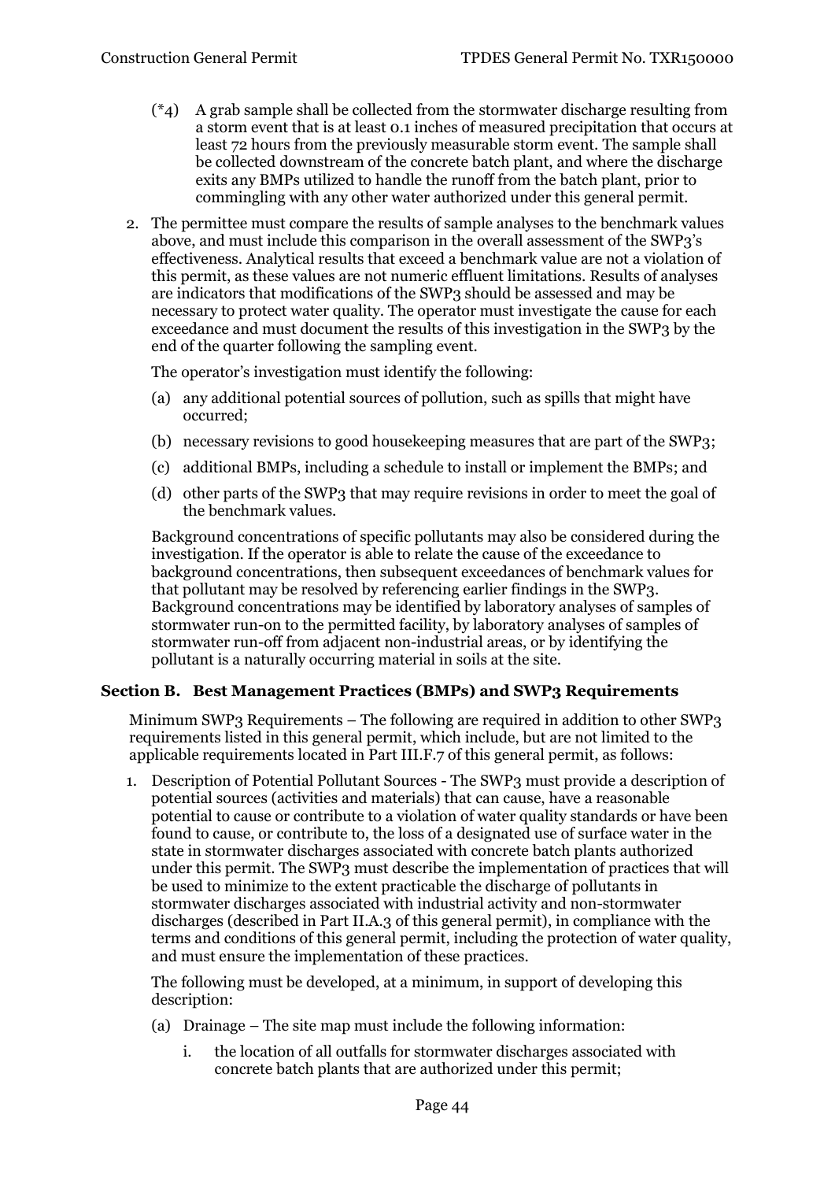(*4) A grab sample shall be collected from the stormwater discharge resulting from a storm event that is at least 0.1 inches of measured precipitation that occurs at least 72 hours from the previously measurable storm event. The sample shall be collected downstream of the concrete batch plant, and where the discharge exits any BMPs utilized to handle the runoff from the batch plant, prior to commingling with any other water authorized under this general permit.

2. The permittee must compare the results of sample analyses to the benchmark values above, and must include this comparison in the overall assessment of the SWP3's effectiveness. Analytical results that exceed a benchmark value are not a violation of this permit, as these values are not numeric effluent limitations. Results of analyses are indicators that modifications of the SWP3 should be assessed and may be necessary to protect water quality. The operator must investigate the cause for each exceedance and must document the results of this investigation in the SWP3 by the end of the quarter following the sampling event.

   The operator's investigation must identify the following:

   (a) any additional potential sources of pollution, such as spills that might have occurred;

   (b) necessary revisions to good housekeeping measures that are part of the SWP3;

   (c) additional BMPs, including a schedule to install or implement the BMPs; and

   (d) other parts of the SWP3 that may require revisions in order to meet the goal of the benchmark values.

   Background concentrations of specific pollutants may also be considered during the investigation. If the operator is able to relate the cause of the exceedance to background concentrations, then subsequent exceedances of benchmark values for that pollutant may be resolved by referencing earlier findings in the SWP3. Background concentrations may be identified by laboratory analyses of samples of stormwater run-on to the permitted facility, by laboratory analyses of samples of stormwater run-off from adjacent non-industrial areas, or by identifying the pollutant is a naturally occurring material in soils at the site.

## Section B. Best Management Practices (BMPs) and SWP3 Requirements

Minimum SWP3 Requirements – The following are required in addition to other SWP3 requirements listed in this general permit, which include, but are not limited to the applicable requirements located in Part III.F.7 of this general permit, as follows:

1. Description of Potential Pollutant Sources - The SWP3 must provide a description of potential sources (activities and materials) that can cause, have a reasonable potential to cause or contribute to a violation of water quality standards or have been found to cause, or contribute to, the loss of a designated use of surface water in the state in stormwater discharges associated with concrete batch plants authorized under this permit. The SWP3 must describe the implementation of practices that will be used to minimize to the extent practicable the discharge of pollutants in stormwater discharges associated with industrial activity and non-stormwater discharges (described in Part II.A.3 of this general permit), in compliance with the terms and conditions of this general permit, including the protection of water quality, and must ensure the implementation of these practices.

   The following must be developed, at a minimum, in support of developing this description:

   (a) Drainage – The site map must include the following information:

      i. the location of all outfalls for stormwater discharges associated with concrete batch plants that are authorized under this permit;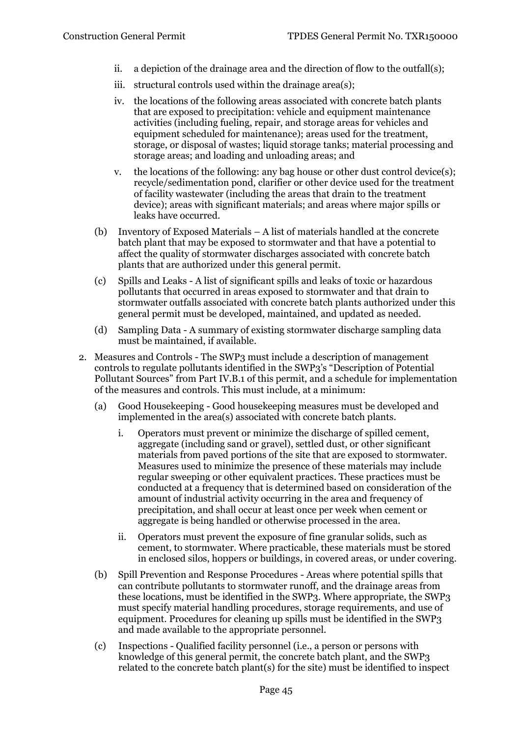ii. a depiction of the drainage area and the direction of flow to the outfall(s);

iii. structural controls used within the drainage area(s);

iv. the locations of the following areas associated with concrete batch plants that are exposed to precipitation: vehicle and equipment maintenance activities (including fueling, repair, and storage areas for vehicles and equipment scheduled for maintenance); areas used for the treatment, storage, or disposal of wastes; liquid storage tanks; material processing and storage areas; and loading and unloading areas; and

v. the locations of the following: any bag house or other dust control device(s); recycle/sedimentation pond, clarifier or other device used for the treatment of facility wastewater (including the areas that drain to the treatment device); areas with significant materials; and areas where major spills or leaks have occurred.

(b) Inventory of Exposed Materials – A list of materials handled at the concrete batch plant that may be exposed to stormwater and that have a potential to affect the quality of stormwater discharges associated with concrete batch plants that are authorized under this general permit.

(c) Spills and Leaks - A list of significant spills and leaks of toxic or hazardous pollutants that occurred in areas exposed to stormwater and that drain to stormwater outfalls associated with concrete batch plants authorized under this general permit must be developed, maintained, and updated as needed.

(d) Sampling Data - A summary of existing stormwater discharge sampling data must be maintained, if available.

2. Measures and Controls - The SWP3 must include a description of management controls to regulate pollutants identified in the SWP3's "Description of Potential Pollutant Sources" from Part IV.B.1 of this permit, and a schedule for implementation of the measures and controls. This must include, at a minimum:

   (a) Good Housekeeping - Good housekeeping measures must be developed and implemented in the area(s) associated with concrete batch plants.

      i. Operators must prevent or minimize the discharge of spilled cement, aggregate (including sand or gravel), settled dust, or other significant materials from paved portions of the site that are exposed to stormwater. Measures used to minimize the presence of these materials may include regular sweeping or other equivalent practices. These practices must be conducted at a frequency that is determined based on consideration of the amount of industrial activity occurring in the area and frequency of precipitation, and shall occur at least once per week when cement or aggregate is being handled or otherwise processed in the area.

      ii. Operators must prevent the exposure of fine granular solids, such as cement, to stormwater. Where practicable, these materials must be stored in enclosed silos, hoppers or buildings, in covered areas, or under covering.

   (b) Spill Prevention and Response Procedures - Areas where potential spills that can contribute pollutants to stormwater runoff, and the drainage areas from these locations, must be identified in the SWP3. Where appropriate, the SWP3 must specify material handling procedures, storage requirements, and use of equipment. Procedures for cleaning up spills must be identified in the SWP3 and made available to the appropriate personnel.

   (c) Inspections - Qualified facility personnel (i.e., a person or persons with knowledge of this general permit, the concrete batch plant, and the SWP3 related to the concrete batch plant(s) for the site) must be identified to inspect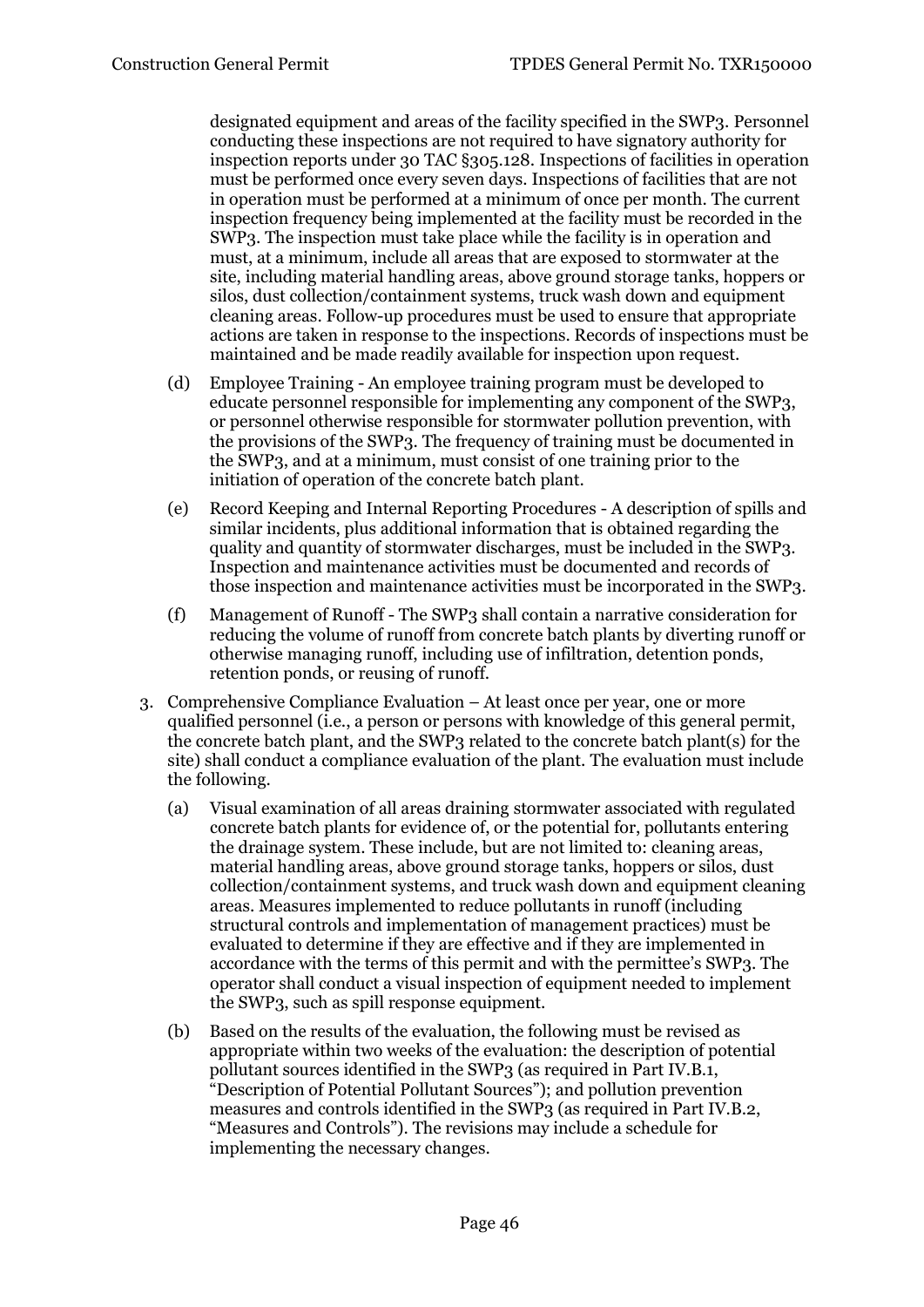designated equipment and areas of the facility specified in the SWP3. Personnel conducting these inspections are not required to have signatory authority for inspection reports under 30 TAC §305.128. Inspections of facilities in operation must be performed once every seven days. Inspections of facilities that are not in operation must be performed at a minimum of once per month. The current inspection frequency being implemented at the facility must be recorded in the SWP3. The inspection must take place while the facility is in operation and must, at a minimum, include all areas that are exposed to stormwater at the site, including material handling areas, above ground storage tanks, hoppers or silos, dust collection/containment systems, truck wash down and equipment cleaning areas. Follow-up procedures must be used to ensure that appropriate actions are taken in response to the inspections. Records of inspections must be maintained and be made readily available for inspection upon request.

(d) Employee Training - An employee training program must be developed to educate personnel responsible for implementing any component of the SWP3, or personnel otherwise responsible for stormwater pollution prevention, with the provisions of the SWP3. The frequency of training must be documented in the SWP3, and at a minimum, must consist of one training prior to the initiation of operation of the concrete batch plant.

(e) Record Keeping and Internal Reporting Procedures - A description of spills and similar incidents, plus additional information that is obtained regarding the quality and quantity of stormwater discharges, must be included in the SWP3. Inspection and maintenance activities must be documented and records of those inspection and maintenance activities must be incorporated in the SWP3.

(f) Management of Runoff - The SWP3 shall contain a narrative consideration for reducing the volume of runoff from concrete batch plants by diverting runoff or otherwise managing runoff, including use of infiltration, detention ponds, retention ponds, or reusing of runoff.

3. Comprehensive Compliance Evaluation – At least once per year, one or more qualified personnel (i.e., a person or persons with knowledge of this general permit, the concrete batch plant, and the SWP3 related to the concrete batch plant(s) for the site) shall conduct a compliance evaluation of the plant. The evaluation must include the following.

   (a) Visual examination of all areas draining stormwater associated with regulated concrete batch plants for evidence of, or the potential for, pollutants entering the drainage system. These include, but are not limited to: cleaning areas, material handling areas, above ground storage tanks, hoppers or silos, dust collection/containment systems, and truck wash down and equipment cleaning areas. Measures implemented to reduce pollutants in runoff (including structural controls and implementation of management practices) must be evaluated to determine if they are effective and if they are implemented in accordance with the terms of this permit and with the permittee's SWP3. The operator shall conduct a visual inspection of equipment needed to implement the SWP3, such as spill response equipment.

   (b) Based on the results of the evaluation, the following must be revised as appropriate within two weeks of the evaluation: the description of potential pollutant sources identified in the SWP3 (as required in Part IV.B.1, "Description of Potential Pollutant Sources"); and pollution prevention measures and controls identified in the SWP3 (as required in Part IV.B.2, "Measures and Controls"). The revisions may include a schedule for implementing the necessary changes.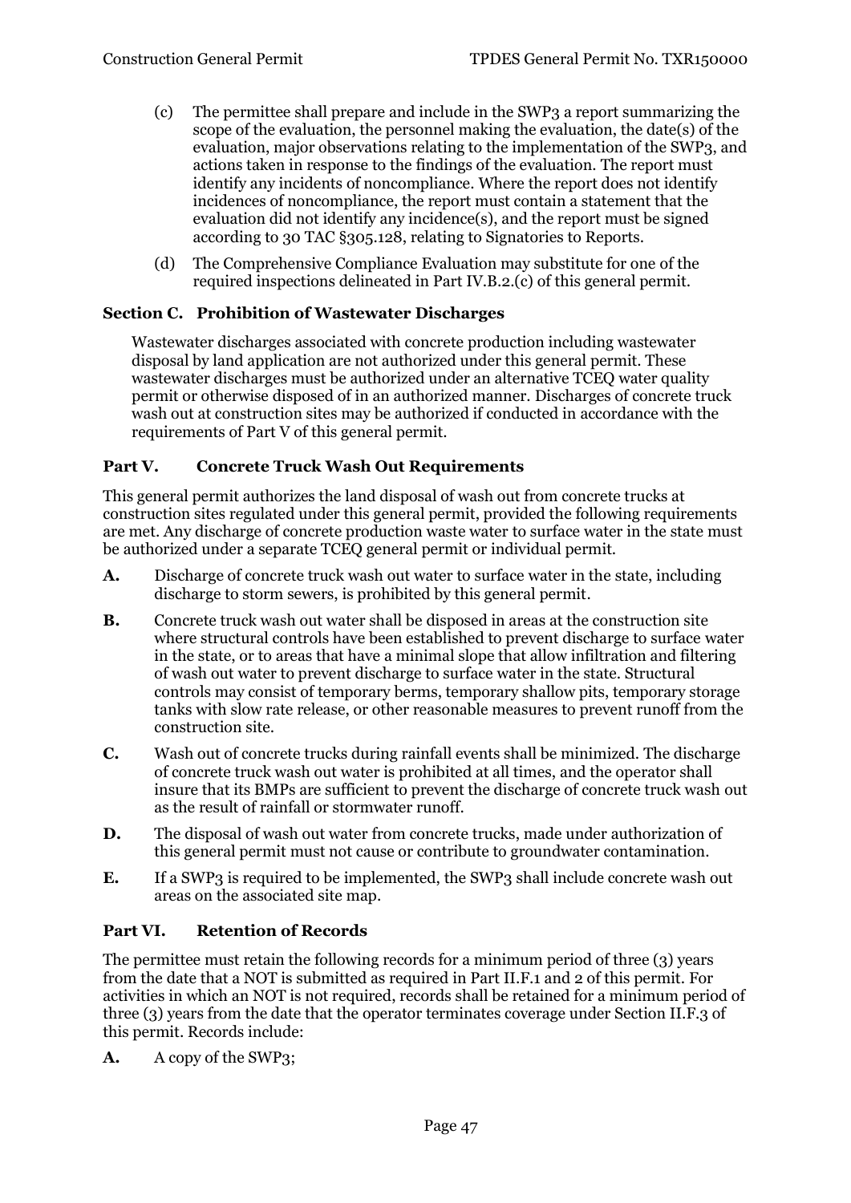(c) The permittee shall prepare and include in the SWP3 a report summarizing the scope of the evaluation, the personnel making the evaluation, the date(s) of the evaluation, major observations relating to the implementation of the SWP3, and actions taken in response to the findings of the evaluation. The report must identify any incidents of noncompliance. Where the report does not identify incidences of noncompliance, the report must contain a statement that the evaluation did not identify any incidence(s), and the report must be signed according to 30 TAC §305.128, relating to Signatories to Reports.

(d) The Comprehensive Compliance Evaluation may substitute for one of the required inspections delineated in Part IV.B.2.(c) of this general permit.

### Section C. Prohibition of Wastewater Discharges

Wastewater discharges associated with concrete production including wastewater disposal by land application are not authorized under this general permit. These wastewater discharges must be authorized under an alternative TCEQ water quality permit or otherwise disposed of in an authorized manner. Discharges of concrete truck wash out at construction sites may be authorized if conducted in accordance with the requirements of Part V of this general permit.

## Part V. Concrete Truck Wash Out Requirements

This general permit authorizes the land disposal of wash out from concrete trucks at construction sites regulated under this general permit, provided the following requirements are met. Any discharge of concrete production waste water to surface water in the state must be authorized under a separate TCEQ general permit or individual permit.

**A.** Discharge of concrete truck wash out water to surface water in the state, including discharge to storm sewers, is prohibited by this general permit.

**B.** Concrete truck wash out water shall be disposed in areas at the construction site where structural controls have been established to prevent discharge to surface water in the state, or to areas that have a minimal slope that allow infiltration and filtering of wash out water to prevent discharge to surface water in the state. Structural controls may consist of temporary berms, temporary shallow pits, temporary storage tanks with slow rate release, or other reasonable measures to prevent runoff from the construction site.

**C.** Wash out of concrete trucks during rainfall events shall be minimized. The discharge of concrete truck wash out water is prohibited at all times, and the operator shall insure that its BMPs are sufficient to prevent the discharge of concrete truck wash out as the result of rainfall or stormwater runoff.

**D.** The disposal of wash out water from concrete trucks, made under authorization of this general permit must not cause or contribute to groundwater contamination.

**E.** If a SWP3 is required to be implemented, the SWP3 shall include concrete wash out areas on the associated site map.

## Part VI. Retention of Records

The permittee must retain the following records for a minimum period of three (3) years from the date that a NOT is submitted as required in Part II.F.1 and 2 of this permit. For activities in which an NOT is not required, records shall be retained for a minimum period of three (3) years from the date that the operator terminates coverage under Section II.F.3 of this permit. Records include:

**A.** A copy of the SWP3;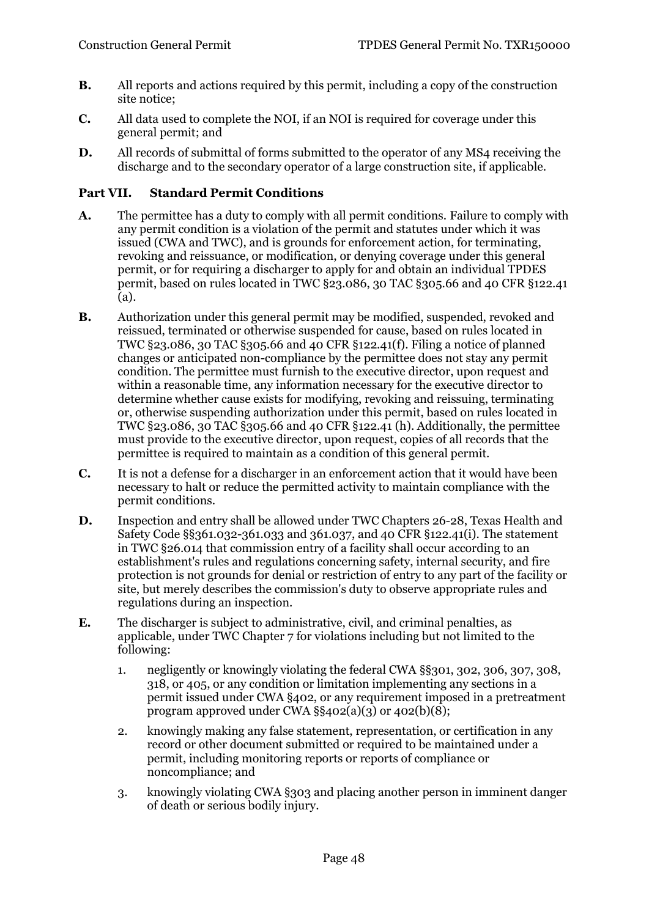**B.** All reports and actions required by this permit, including a copy of the construction site notice;

**C.** All data used to complete the NOI, if an NOI is required for coverage under this general permit; and

**D.** All records of submittal of forms submitted to the operator of any MS4 receiving the discharge and to the secondary operator of a large construction site, if applicable.

## Part VII. Standard Permit Conditions

**A.** The permittee has a duty to comply with all permit conditions. Failure to comply with any permit condition is a violation of the permit and statutes under which it was issued (CWA and TWC), and is grounds for enforcement action, for terminating, revoking and reissuance, or modification, or denying coverage under this general permit, or for requiring a discharger to apply for and obtain an individual TPDES permit, based on rules located in TWC §23.086, 30 TAC §305.66 and 40 CFR §122.41 (a).

**B.** Authorization under this general permit may be modified, suspended, revoked and reissued, terminated or otherwise suspended for cause, based on rules located in TWC §23.086, 30 TAC §305.66 and 40 CFR §122.41(f). Filing a notice of planned changes or anticipated non-compliance by the permittee does not stay any permit condition. The permittee must furnish to the executive director, upon request and within a reasonable time, any information necessary for the executive director to determine whether cause exists for modifying, revoking and reissuing, terminating or, otherwise suspending authorization under this permit, based on rules located in TWC §23.086, 30 TAC §305.66 and 40 CFR §122.41 (h). Additionally, the permittee must provide to the executive director, upon request, copies of all records that the permittee is required to maintain as a condition of this general permit.

**C.** It is not a defense for a discharger in an enforcement action that it would have been necessary to halt or reduce the permitted activity to maintain compliance with the permit conditions.

**D.** Inspection and entry shall be allowed under TWC Chapters 26-28, Texas Health and Safety Code §§361.032-361.033 and 361.037, and 40 CFR §122.41(i). The statement in TWC §26.014 that commission entry of a facility shall occur according to an establishment's rules and regulations concerning safety, internal security, and fire protection is not grounds for denial or restriction of entry to any part of the facility or site, but merely describes the commission's duty to observe appropriate rules and regulations during an inspection.

**E.** The discharger is subject to administrative, civil, and criminal penalties, as applicable, under TWC Chapter 7 for violations including but not limited to the following:

1. negligently or knowingly violating the federal CWA §§301, 302, 306, 307, 308, 318, or 405, or any condition or limitation implementing any sections in a permit issued under CWA §402, or any requirement imposed in a pretreatment program approved under CWA §§402(a)(3) or 402(b)(8);
2. knowingly making any false statement, representation, or certification in any record or other document submitted or required to be maintained under a permit, including monitoring reports or reports of compliance or noncompliance; and
3. knowingly violating CWA §303 and placing another person in imminent danger of death or serious bodily injury.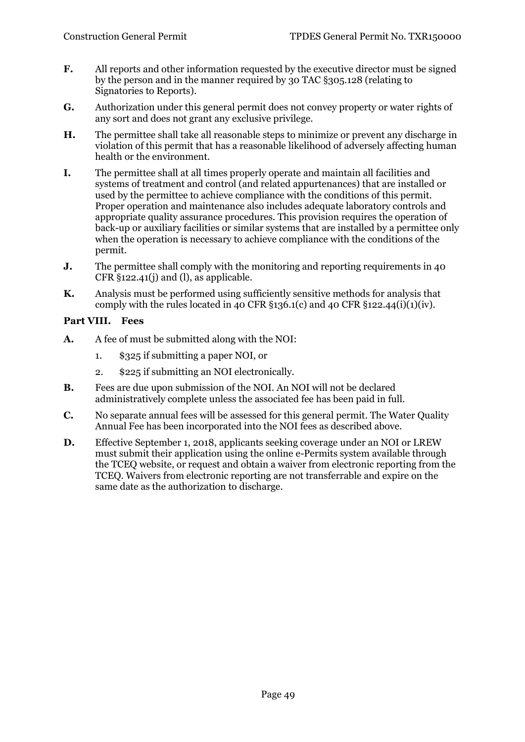**F.** All reports and other information requested by the executive director must be signed by the person and in the manner required by 30 TAC §305.128 (relating to Signatories to Reports).

**G.** Authorization under this general permit does not convey property or water rights of any sort and does not grant any exclusive privilege.

**H.** The permittee shall take all reasonable steps to minimize or prevent any discharge in violation of this permit that has a reasonable likelihood of adversely affecting human health or the environment.

**I.** The permittee shall at all times properly operate and maintain all facilities and systems of treatment and control (and related appurtenances) that are installed or used by the permittee to achieve compliance with the conditions of this permit. Proper operation and maintenance also includes adequate laboratory controls and appropriate quality assurance procedures. This provision requires the operation of back-up or auxiliary facilities or similar systems that are installed by a permittee only when the operation is necessary to achieve compliance with the conditions of the permit.

**J.** The permittee shall comply with the monitoring and reporting requirements in 40 CFR §122.41(j) and (l), as applicable.

**K.** Analysis must be performed using sufficiently sensitive methods for analysis that comply with the rules located in 40 CFR §136.1(c) and 40 CFR §122.44(i)(1)(iv).

## Part VIII. Fees

**A.** A fee of must be submitted along with the NOI:

1. $325 if submitting a paper NOI, or
2. $225 if submitting an NOI electronically.

**B.** Fees are due upon submission of the NOI. An NOI will not be declared administratively complete unless the associated fee has been paid in full.

**C.** No separate annual fees will be assessed for this general permit. The Water Quality Annual Fee has been incorporated into the NOI fees as described above.

**D.** Effective September 1, 2018, applicants seeking coverage under an NOI or LREW must submit their application using the online e-Permits system available through the TCEQ website, or request and obtain a waiver from electronic reporting from the TCEQ. Waivers from electronic reporting are not transferrable and expire on the same date as the authorization to discharge.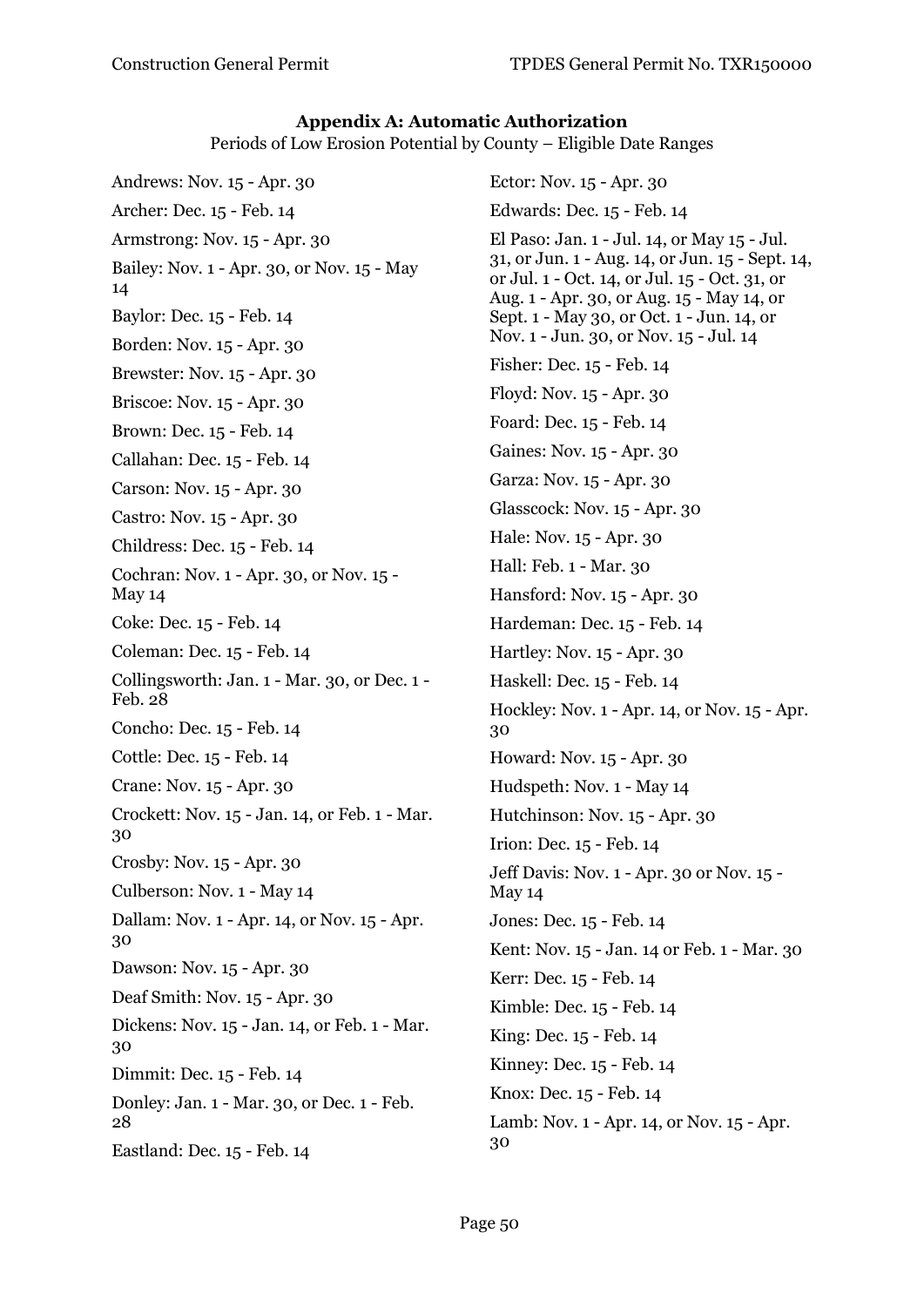## Appendix A: Automatic Authorization

Periods of Low Erosion Potential by County – Eligible Date Ranges

Andrews: Nov. 15 - Apr. 30

Archer: Dec. 15 - Feb. 14

Armstrong: Nov. 15 - Apr. 30

Bailey: Nov. 1 - Apr. 30, or Nov. 15 - May 14

Baylor: Dec. 15 - Feb. 14

Borden: Nov. 15 - Apr. 30

Brewster: Nov. 15 - Apr. 30

Briscoe: Nov. 15 - Apr. 30

Brown: Dec. 15 - Feb. 14

Callahan: Dec. 15 - Feb. 14

Carson: Nov. 15 - Apr. 30

Castro: Nov. 15 - Apr. 30

Childress: Dec. 15 - Feb. 14

Cochran: Nov. 1 - Apr. 30, or Nov. 15 - May 14

Coke: Dec. 15 - Feb. 14

Coleman: Dec. 15 - Feb. 14

Collingsworth: Jan. 1 - Mar. 30, or Dec. 1 - Feb. 28

Concho: Dec. 15 - Feb. 14

Cottle: Dec. 15 - Feb. 14

Crane: Nov. 15 - Apr. 30

Crockett: Nov. 15 - Jan. 14, or Feb. 1 - Mar. 30

Crosby: Nov. 15 - Apr. 30

Culberson: Nov. 1 - May 14

Dallam: Nov. 1 - Apr. 14, or Nov. 15 - Apr. 30

Dawson: Nov. 15 - Apr. 30

Deaf Smith: Nov. 15 - Apr. 30

Dickens: Nov. 15 - Jan. 14, or Feb. 1 - Mar. 30

Dimmit: Dec. 15 - Feb. 14

Donley: Jan. 1 - Mar. 30, or Dec. 1 - Feb. 28

Eastland: Dec. 15 - Feb. 14

Ector: Nov. 15 - Apr. 30

Edwards: Dec. 15 - Feb. 14

El Paso: Jan. 1 - Jul. 14, or May 15 - Jul. 31, or Jun. 1 - Aug. 14, or Jun. 15 - Sept. 14, or Jul. 1 - Oct. 14, or Jul. 15 - Oct. 31, or Aug. 1 - Apr. 30, or Aug. 15 - May 14, or Sept. 1 - May 30, or Oct. 1 - Jun. 14, or Nov. 1 - Jun. 30, or Nov. 15 - Jul. 14

Fisher: Dec. 15 - Feb. 14

Floyd: Nov. 15 - Apr. 30

Foard: Dec. 15 - Feb. 14

Gaines: Nov. 15 - Apr. 30

Garza: Nov. 15 - Apr. 30

Glasscock: Nov. 15 - Apr. 30

Hale: Nov. 15 - Apr. 30

Hall: Feb. 1 - Mar. 30

Hansford: Nov. 15 - Apr. 30

Hardeman: Dec. 15 - Feb. 14

Hartley: Nov. 15 - Apr. 30

Haskell: Dec. 15 - Feb. 14

Hockley: Nov. 1 - Apr. 14, or Nov. 15 - Apr. 30

Howard: Nov. 15 - Apr. 30

Hudspeth: Nov. 1 - May 14

Hutchinson: Nov. 15 - Apr. 30

Irion: Dec. 15 - Feb. 14

Jeff Davis: Nov. 1 - Apr. 30 or Nov. 15 - May 14

Jones: Dec. 15 - Feb. 14

Kent: Nov. 15 - Jan. 14 or Feb. 1 - Mar. 30

Kerr: Dec. 15 - Feb. 14

Kimble: Dec. 15 - Feb. 14

King: Dec. 15 - Feb. 14

Kinney: Dec. 15 - Feb. 14

Knox: Dec. 15 - Feb. 14

Lamb: Nov. 1 - Apr. 14, or Nov. 15 - Apr. 30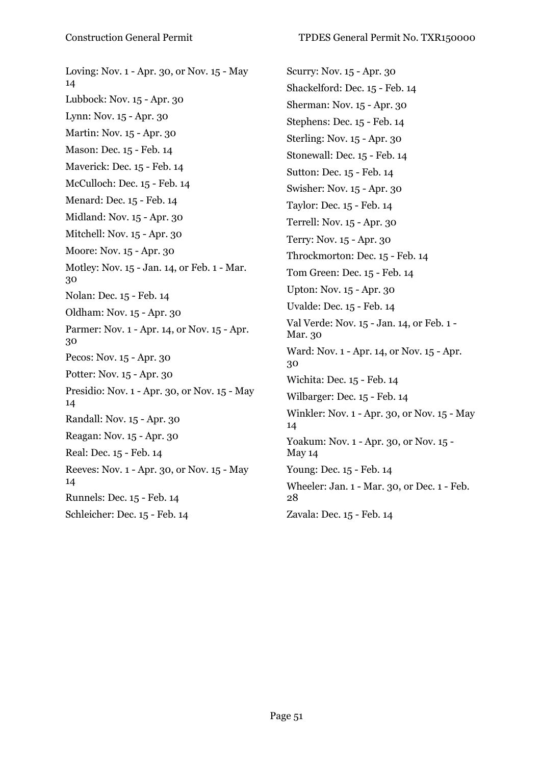Loving: Nov. 1 - Apr. 30, or Nov. 15 - May 14

Lubbock: Nov. 15 - Apr. 30

Lynn: Nov. 15 - Apr. 30

Martin: Nov. 15 - Apr. 30

Mason: Dec. 15 - Feb. 14

Maverick: Dec. 15 - Feb. 14

McCulloch: Dec. 15 - Feb. 14

Menard: Dec. 15 - Feb. 14

Midland: Nov. 15 - Apr. 30

Mitchell: Nov. 15 - Apr. 30

Moore: Nov. 15 - Apr. 30

Motley: Nov. 15 - Jan. 14, or Feb. 1 - Mar. 30

Nolan: Dec. 15 - Feb. 14

Oldham: Nov. 15 - Apr. 30

Parmer: Nov. 1 - Apr. 14, or Nov. 15 - Apr. 30

Pecos: Nov. 15 - Apr. 30

Potter: Nov. 15 - Apr. 30

Presidio: Nov. 1 - Apr. 30, or Nov. 15 - May 14

Randall: Nov. 15 - Apr. 30

Reagan: Nov. 15 - Apr. 30

Real: Dec. 15 - Feb. 14

Reeves: Nov. 1 - Apr. 30, or Nov. 15 - May 14

Runnels: Dec. 15 - Feb. 14

Schleicher: Dec. 15 - Feb. 14

Scurry: Nov. 15 - Apr. 30

Shackelford: Dec. 15 - Feb. 14

Sherman: Nov. 15 - Apr. 30

Stephens: Dec. 15 - Feb. 14

Sterling: Nov. 15 - Apr. 30

Stonewall: Dec. 15 - Feb. 14

Sutton: Dec. 15 - Feb. 14

Swisher: Nov. 15 - Apr. 30

Taylor: Dec. 15 - Feb. 14

Terrell: Nov. 15 - Apr. 30

Terry: Nov. 15 - Apr. 30

Throckmorton: Dec. 15 - Feb. 14

Tom Green: Dec. 15 - Feb. 14

Upton: Nov. 15 - Apr. 30

Uvalde: Dec. 15 - Feb. 14

Val Verde: Nov. 15 - Jan. 14, or Feb. 1 - Mar. 30

Ward: Nov. 1 - Apr. 14, or Nov. 15 - Apr. 30

Wichita: Dec. 15 - Feb. 14

Wilbarger: Dec. 15 - Feb. 14

Winkler: Nov. 1 - Apr. 30, or Nov. 15 - May 14

Yoakum: Nov. 1 - Apr. 30, or Nov. 15 - May 14

Young: Dec. 15 - Feb. 14

Wheeler: Jan. 1 - Mar. 30, or Dec. 1 - Feb. 28

Zavala: Dec. 15 - Feb. 14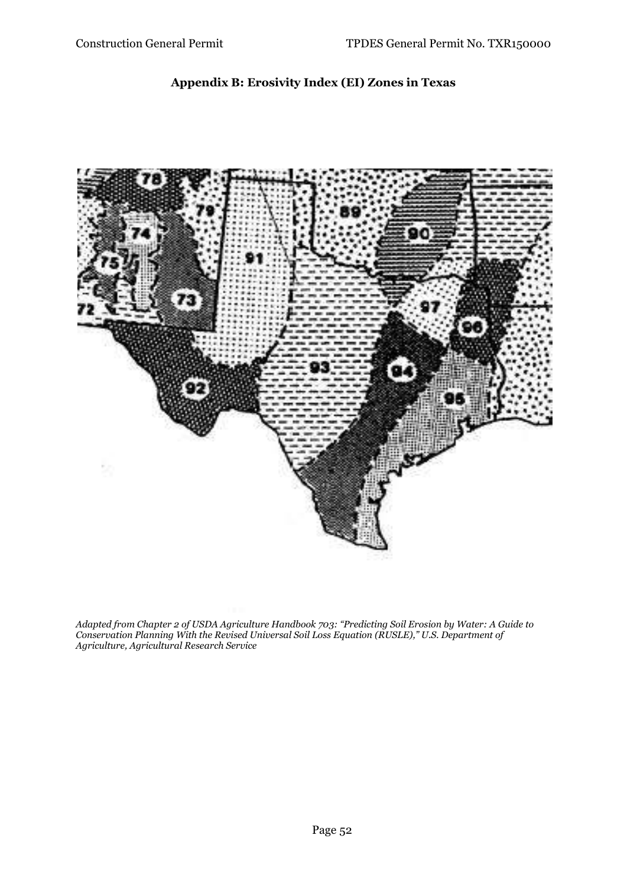## Appendix B: Erosivity Index (EI) Zones in Texas

*Adapted from Chapter 2 of USDA Agriculture Handbook 703: "Predicting Soil Erosion by Water: A Guide to Conservation Planning With the Revised Universal Soil Loss Equation (RUSLE)," U.S. Department of Agriculture, Agricultural Research Service*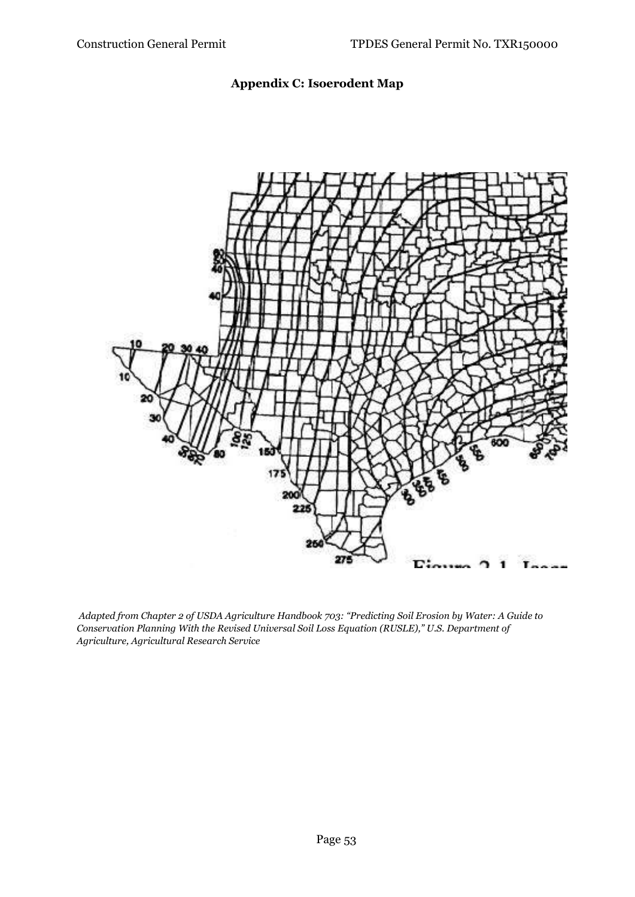## Appendix C: Isoerodent Map

*Adapted from Chapter 2 of USDA Agriculture Handbook 703: "Predicting Soil Erosion by Water: A Guide to Conservation Planning With the Revised Universal Soil Loss Equation (RUSLE)," U.S. Department of Agriculture, Agricultural Research Service*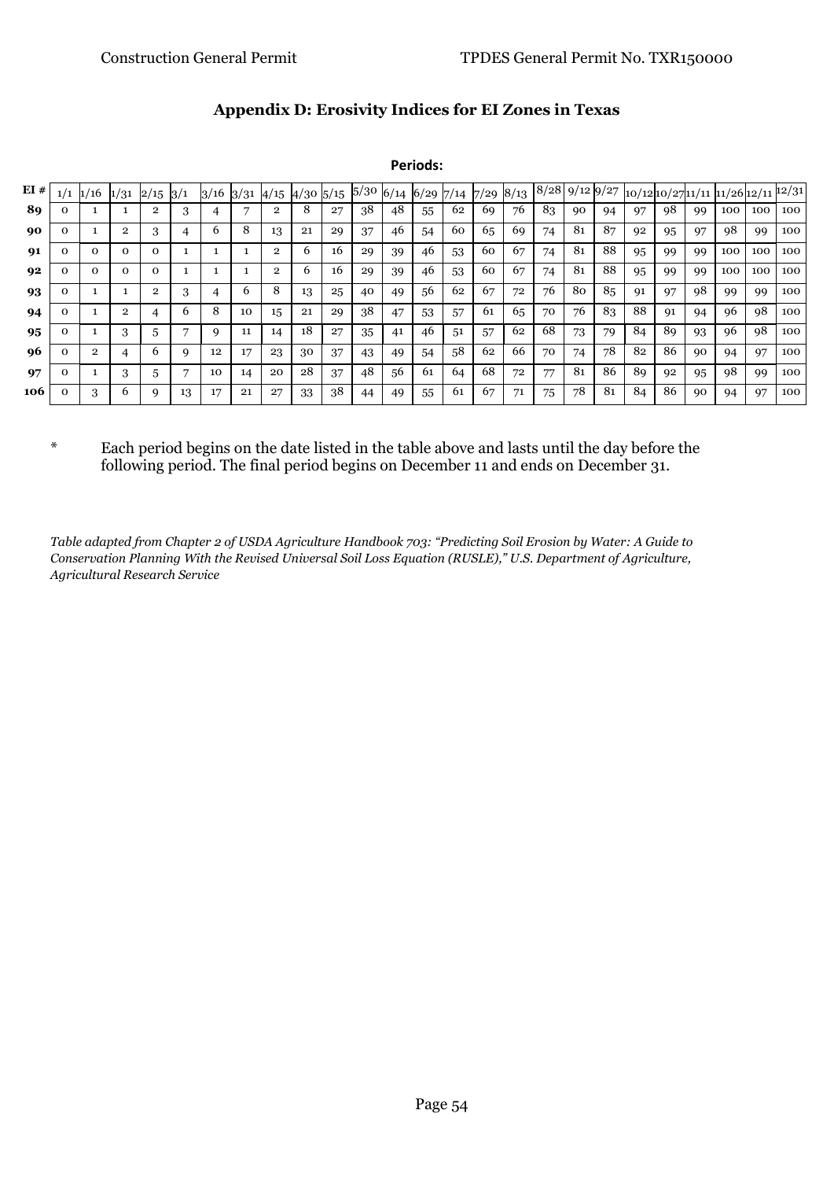## Appendix D: Erosivity Indices for EI Zones in Texas

| | Periods: | | | | | | | | | | | | | | | | | | | | | | | | |
|---|---|---|---|---|---|---|---|---|---|---|---|---|---|---|---|---|---|---|---|---|---|---|---|---|---|
| EI # | 1/1 | 1/16 | 1/31 | 2/15 | 3/1 | 3/16 | 3/31 | 4/15 | 4/30 | 5/15 | 5/30 | 6/14 | 6/29 | 7/14 | 7/29 | 8/13 | 8/28 | 9/12 | 9/27 | 10/12 | 10/27 | 11/11 | 11/26 | 12/11 | 12/31 |
| **89** | 0 | 1 | 1 | 2 | 3 | 4 | 7 | 2 | 8 | 27 | 38 | 48 | 55 | 62 | 69 | 76 | 83 | 90 | 94 | 97 | 98 | 99 | 100 | 100 | 100 |
| **90** | 0 | 1 | 2 | 3 | 4 | 6 | 8 | 13 | 21 | 29 | 37 | 46 | 54 | 60 | 65 | 69 | 74 | 81 | 87 | 92 | 95 | 97 | 98 | 99 | 100 |
| **91** | 0 | 0 | 0 | 0 | 1 | 1 | 1 | 2 | 6 | 16 | 29 | 39 | 46 | 53 | 60 | 67 | 74 | 81 | 88 | 95 | 99 | 99 | 100 | 100 | 100 |
| **92** | 0 | 0 | 0 | 0 | 1 | 1 | 1 | 2 | 6 | 16 | 29 | 39 | 46 | 53 | 60 | 67 | 74 | 81 | 88 | 95 | 99 | 99 | 100 | 100 | 100 |
| **93** | 0 | 1 | 1 | 2 | 3 | 4 | 6 | 8 | 13 | 25 | 40 | 49 | 56 | 62 | 67 | 72 | 76 | 80 | 85 | 91 | 97 | 98 | 99 | 99 | 100 |
| **94** | 0 | 1 | 2 | 4 | 6 | 8 | 10 | 15 | 21 | 29 | 38 | 47 | 53 | 57 | 61 | 65 | 70 | 76 | 83 | 88 | 91 | 94 | 96 | 98 | 100 |
| **95** | 0 | 1 | 3 | 5 | 7 | 9 | 11 | 14 | 18 | 27 | 35 | 41 | 46 | 51 | 57 | 62 | 68 | 73 | 79 | 84 | 89 | 93 | 96 | 98 | 100 |
| **96** | 0 | 2 | 4 | 6 | 9 | 12 | 17 | 23 | 30 | 37 | 43 | 49 | 54 | 58 | 62 | 66 | 70 | 74 | 78 | 82 | 86 | 90 | 94 | 97 | 100 |
| **97** | 0 | 1 | 3 | 5 | 7 | 10 | 14 | 20 | 28 | 37 | 48 | 56 | 61 | 64 | 68 | 72 | 77 | 81 | 86 | 89 | 92 | 95 | 98 | 99 | 100 |
| **106** | 0 | 3 | 6 | 9 | 13 | 17 | 21 | 27 | 33 | 38 | 44 | 49 | 55 | 61 | 67 | 71 | 75 | 78 | 81 | 84 | 86 | 90 | 94 | 97 | 100 |

\* Each period begins on the date listed in the table above and lasts until the day before the following period. The final period begins on December 11 and ends on December 31.

*Table adapted from Chapter 2 of USDA Agriculture Handbook 703: "Predicting Soil Erosion by Water: A Guide to Conservation Planning With the Revised Universal Soil Loss Equation (RUSLE)," U.S. Department of Agriculture, Agricultural Research Service*